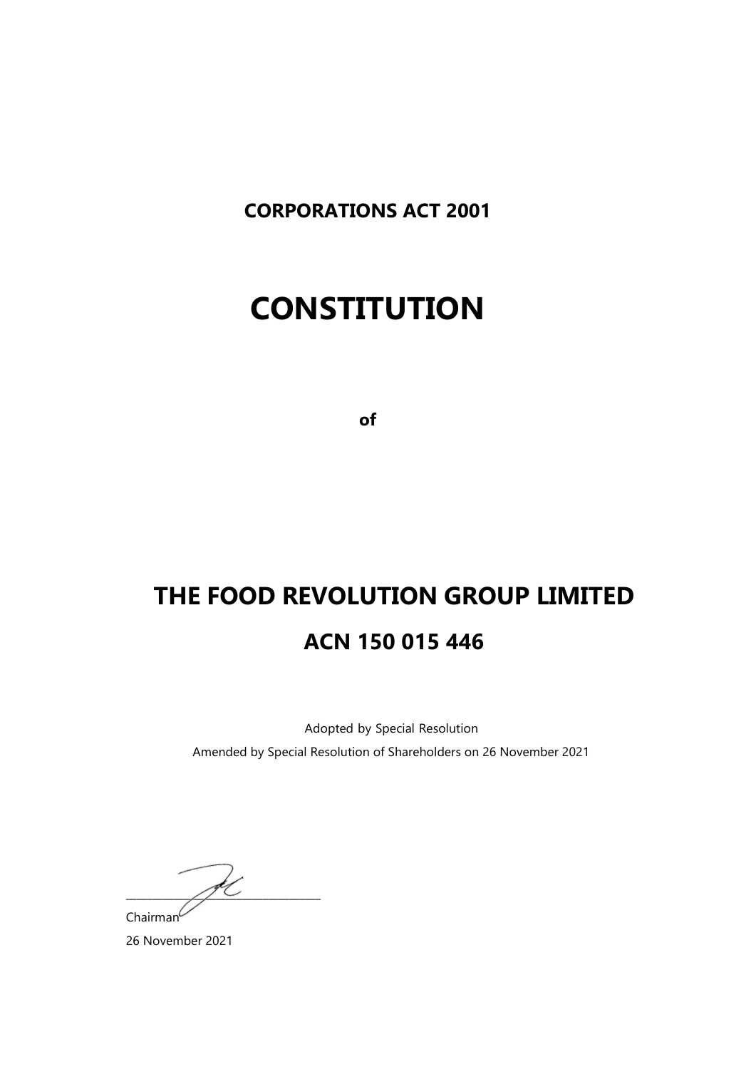**CORPORATIONS ACT 2001**

# CONSTITUTION

**of**

# THE FOOD REVOLUTION GROUP LIMITED

## ACN 150 015 446

Adopted by Special Resolution

Amended by Special Resolution of Shareholders on 26 November 2021

\_\_\_\_\_\_\_\_\_\_\_\_\_\_\_\_\_\_\_\_\_\_\_\_\_\_\_\_\_\_\_\_\_\_

Chairman

26 November 2021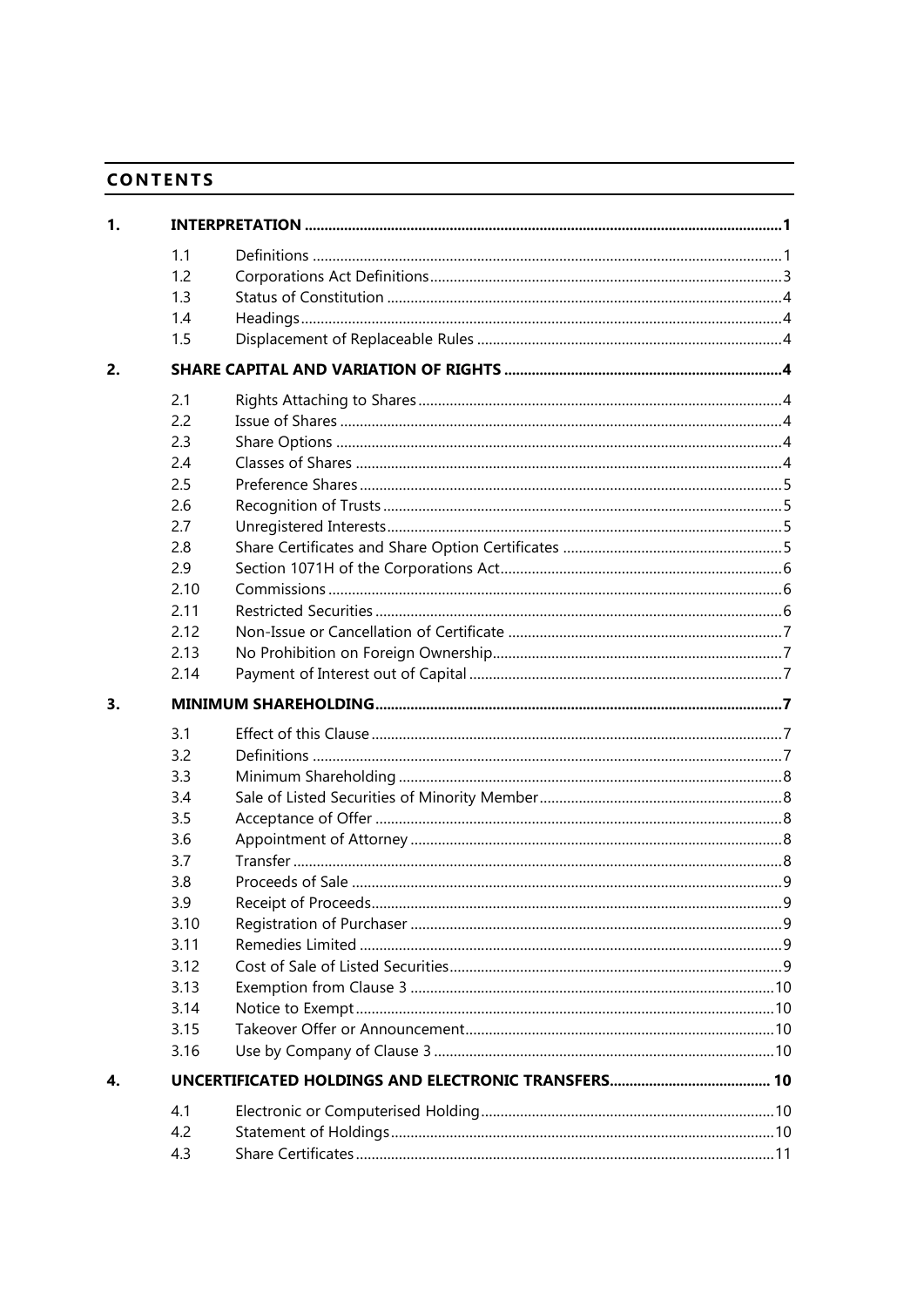# CONTENTS

| | | | |
|---|---|---|---|
| **1.** | **INTERPRETATION** | | **1** |
| | 1.1 | Definitions | 1 |
| | 1.2 | Corporations Act Definitions | 3 |
| | 1.3 | Status of Constitution | 4 |
| | 1.4 | Headings | 4 |
| | 1.5 | Displacement of Replaceable Rules | 4 |
| **2.** | **SHARE CAPITAL AND VARIATION OF RIGHTS** | | **4** |
| | 2.1 | Rights Attaching to Shares | 4 |
| | 2.2 | Issue of Shares | 4 |
| | 2.3 | Share Options | 4 |
| | 2.4 | Classes of Shares | 4 |
| | 2.5 | Preference Shares | 5 |
| | 2.6 | Recognition of Trusts | 5 |
| | 2.7 | Unregistered Interests | 5 |
| | 2.8 | Share Certificates and Share Option Certificates | 5 |
| | 2.9 | Section 1071H of the Corporations Act | 6 |
| | 2.10 | Commissions | 6 |
| | 2.11 | Restricted Securities | 6 |
| | 2.12 | Non-Issue or Cancellation of Certificate | 7 |
| | 2.13 | No Prohibition on Foreign Ownership | 7 |
| | 2.14 | Payment of Interest out of Capital | 7 |
| **3.** | **MINIMUM SHAREHOLDING** | | **7** |
| | 3.1 | Effect of this Clause | 7 |
| | 3.2 | Definitions | 7 |
| | 3.3 | Minimum Shareholding | 8 |
| | 3.4 | Sale of Listed Securities of Minority Member | 8 |
| | 3.5 | Acceptance of Offer | 8 |
| | 3.6 | Appointment of Attorney | 8 |
| | 3.7 | Transfer | 8 |
| | 3.8 | Proceeds of Sale | 9 |
| | 3.9 | Receipt of Proceeds | 9 |
| | 3.10 | Registration of Purchaser | 9 |
| | 3.11 | Remedies Limited | 9 |
| | 3.12 | Cost of Sale of Listed Securities | 9 |
| | 3.13 | Exemption from Clause 3 | 10 |
| | 3.14 | Notice to Exempt | 10 |
| | 3.15 | Takeover Offer or Announcement | 10 |
| | 3.16 | Use by Company of Clause 3 | 10 |
| **4.** | **UNCERTIFICATED HOLDINGS AND ELECTRONIC TRANSFERS** | | **10** |
| | 4.1 | Electronic or Computerised Holding | 10 |
| | 4.2 | Statement of Holdings | 10 |
| | 4.3 | Share Certificates | 11 |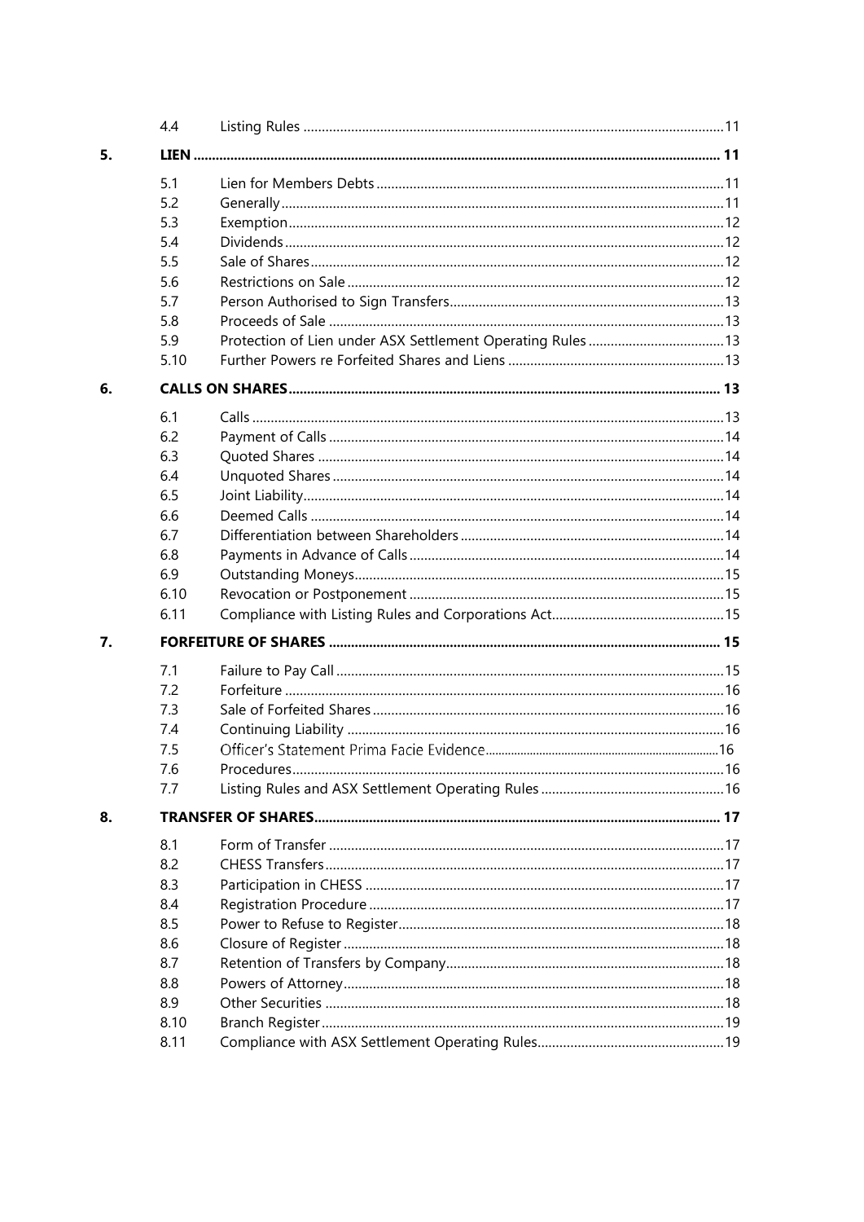| | | | |
|---|---|---|---|
| | 4.4 | Listing Rules | 11 |
| **5.** | **LIEN** | | **11** |
| | 5.1 | Lien for Members Debts | 11 |
| | 5.2 | Generally | 11 |
| | 5.3 | Exemption | 12 |
| | 5.4 | Dividends | 12 |
| | 5.5 | Sale of Shares | 12 |
| | 5.6 | Restrictions on Sale | 12 |
| | 5.7 | Person Authorised to Sign Transfers | 13 |
| | 5.8 | Proceeds of Sale | 13 |
| | 5.9 | Protection of Lien under ASX Settlement Operating Rules | 13 |
| | 5.10 | Further Powers re Forfeited Shares and Liens | 13 |
| **6.** | **CALLS ON SHARES** | | **13** |
| | 6.1 | Calls | 13 |
| | 6.2 | Payment of Calls | 14 |
| | 6.3 | Quoted Shares | 14 |
| | 6.4 | Unquoted Shares | 14 |
| | 6.5 | Joint Liability | 14 |
| | 6.6 | Deemed Calls | 14 |
| | 6.7 | Differentiation between Shareholders | 14 |
| | 6.8 | Payments in Advance of Calls | 14 |
| | 6.9 | Outstanding Moneys | 15 |
| | 6.10 | Revocation or Postponement | 15 |
| | 6.11 | Compliance with Listing Rules and Corporations Act | 15 |
| **7.** | **FORFEITURE OF SHARES** | | **15** |
| | 7.1 | Failure to Pay Call | 15 |
| | 7.2 | Forfeiture | 16 |
| | 7.3 | Sale of Forfeited Shares | 16 |
| | 7.4 | Continuing Liability | 16 |
| | 7.5 | Officer's Statement Prima Facie Evidence | 16 |
| | 7.6 | Procedures | 16 |
| | 7.7 | Listing Rules and ASX Settlement Operating Rules | 16 |
| **8.** | **TRANSFER OF SHARES** | | **17** |
| | 8.1 | Form of Transfer | 17 |
| | 8.2 | CHESS Transfers | 17 |
| | 8.3 | Participation in CHESS | 17 |
| | 8.4 | Registration Procedure | 17 |
| | 8.5 | Power to Refuse to Register | 18 |
| | 8.6 | Closure of Register | 18 |
| | 8.7 | Retention of Transfers by Company | 18 |
| | 8.8 | Powers of Attorney | 18 |
| | 8.9 | Other Securities | 18 |
| | 8.10 | Branch Register | 19 |
| | 8.11 | Compliance with ASX Settlement Operating Rules | 19 |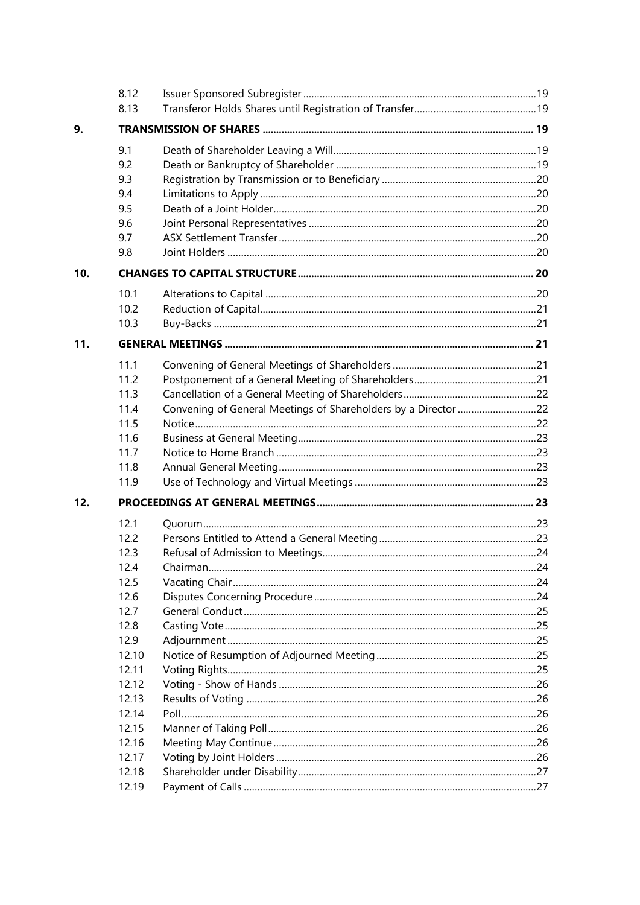| | | | |
|---|---|---|---|
| | 8.12 | Issuer Sponsored Subregister | 19 |
| | 8.13 | Transferor Holds Shares until Registration of Transfer | 19 |
| **9.** | **TRANSMISSION OF SHARES** | | **19** |
| | 9.1 | Death of Shareholder Leaving a Will | 19 |
| | 9.2 | Death or Bankruptcy of Shareholder | 19 |
| | 9.3 | Registration by Transmission or to Beneficiary | 20 |
| | 9.4 | Limitations to Apply | 20 |
| | 9.5 | Death of a Joint Holder | 20 |
| | 9.6 | Joint Personal Representatives | 20 |
| | 9.7 | ASX Settlement Transfer | 20 |
| | 9.8 | Joint Holders | 20 |
| **10.** | **CHANGES TO CAPITAL STRUCTURE** | | **20** |
| | 10.1 | Alterations to Capital | 20 |
| | 10.2 | Reduction of Capital | 21 |
| | 10.3 | Buy-Backs | 21 |
| **11.** | **GENERAL MEETINGS** | | **21** |
| | 11.1 | Convening of General Meetings of Shareholders | 21 |
| | 11.2 | Postponement of a General Meeting of Shareholders | 21 |
| | 11.3 | Cancellation of a General Meeting of Shareholders | 22 |
| | 11.4 | Convening of General Meetings of Shareholders by a Director | 22 |
| | 11.5 | Notice | 22 |
| | 11.6 | Business at General Meeting | 23 |
| | 11.7 | Notice to Home Branch | 23 |
| | 11.8 | Annual General Meeting | 23 |
| | 11.9 | Use of Technology and Virtual Meetings | 23 |
| **12.** | **PROCEEDINGS AT GENERAL MEETINGS** | | **23** |
| | 12.1 | Quorum | 23 |
| | 12.2 | Persons Entitled to Attend a General Meeting | 23 |
| | 12.3 | Refusal of Admission to Meetings | 24 |
| | 12.4 | Chairman | 24 |
| | 12.5 | Vacating Chair | 24 |
| | 12.6 | Disputes Concerning Procedure | 24 |
| | 12.7 | General Conduct | 25 |
| | 12.8 | Casting Vote | 25 |
| | 12.9 | Adjournment | 25 |
| | 12.10 | Notice of Resumption of Adjourned Meeting | 25 |
| | 12.11 | Voting Rights | 25 |
| | 12.12 | Voting - Show of Hands | 26 |
| | 12.13 | Results of Voting | 26 |
| | 12.14 | Poll | 26 |
| | 12.15 | Manner of Taking Poll | 26 |
| | 12.16 | Meeting May Continue | 26 |
| | 12.17 | Voting by Joint Holders | 26 |
| | 12.18 | Shareholder under Disability | 27 |
| | 12.19 | Payment of Calls | 27 |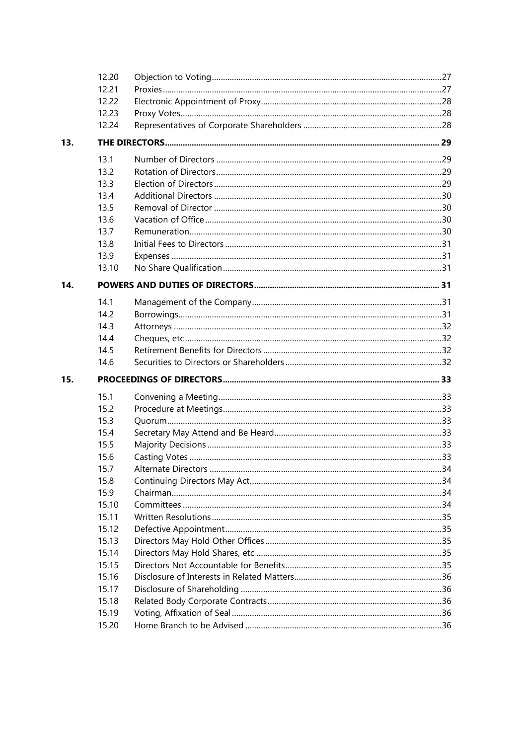| | | |
|---|---|---|
| 12.20 | Objection to Voting | 27 |
| 12.21 | Proxies | 27 |
| 12.22 | Electronic Appointment of Proxy | 28 |
| 12.23 | Proxy Votes | 28 |
| 12.24 | Representatives of Corporate Shareholders | 28 |

**13. THE DIRECTORS ... 29**

| | | |
|---|---|---|
| 13.1 | Number of Directors | 29 |
| 13.2 | Rotation of Directors | 29 |
| 13.3 | Election of Directors | 29 |
| 13.4 | Additional Directors | 30 |
| 13.5 | Removal of Director | 30 |
| 13.6 | Vacation of Office | 30 |
| 13.7 | Remuneration | 30 |
| 13.8 | Initial Fees to Directors | 31 |
| 13.9 | Expenses | 31 |
| 13.10 | No Share Qualification | 31 |

**14. POWERS AND DUTIES OF DIRECTORS ... 31**

| | | |
|---|---|---|
| 14.1 | Management of the Company | 31 |
| 14.2 | Borrowings | 31 |
| 14.3 | Attorneys | 32 |
| 14.4 | Cheques, etc | 32 |
| 14.5 | Retirement Benefits for Directors | 32 |
| 14.6 | Securities to Directors or Shareholders | 32 |

**15. PROCEEDINGS OF DIRECTORS ... 33**

| | | |
|---|---|---|
| 15.1 | Convening a Meeting | 33 |
| 15.2 | Procedure at Meetings | 33 |
| 15.3 | Quorum | 33 |
| 15.4 | Secretary May Attend and Be Heard | 33 |
| 15.5 | Majority Decisions | 33 |
| 15.6 | Casting Votes | 33 |
| 15.7 | Alternate Directors | 34 |
| 15.8 | Continuing Directors May Act | 34 |
| 15.9 | Chairman | 34 |
| 15.10 | Committees | 34 |
| 15.11 | Written Resolutions | 35 |
| 15.12 | Defective Appointment | 35 |
| 15.13 | Directors May Hold Other Offices | 35 |
| 15.14 | Directors May Hold Shares, etc | 35 |
| 15.15 | Directors Not Accountable for Benefits | 35 |
| 15.16 | Disclosure of Interests in Related Matters | 36 |
| 15.17 | Disclosure of Shareholding | 36 |
| 15.18 | Related Body Corporate Contracts | 36 |
| 15.19 | Voting, Affixation of Seal | 36 |
| 15.20 | Home Branch to be Advised | 36 |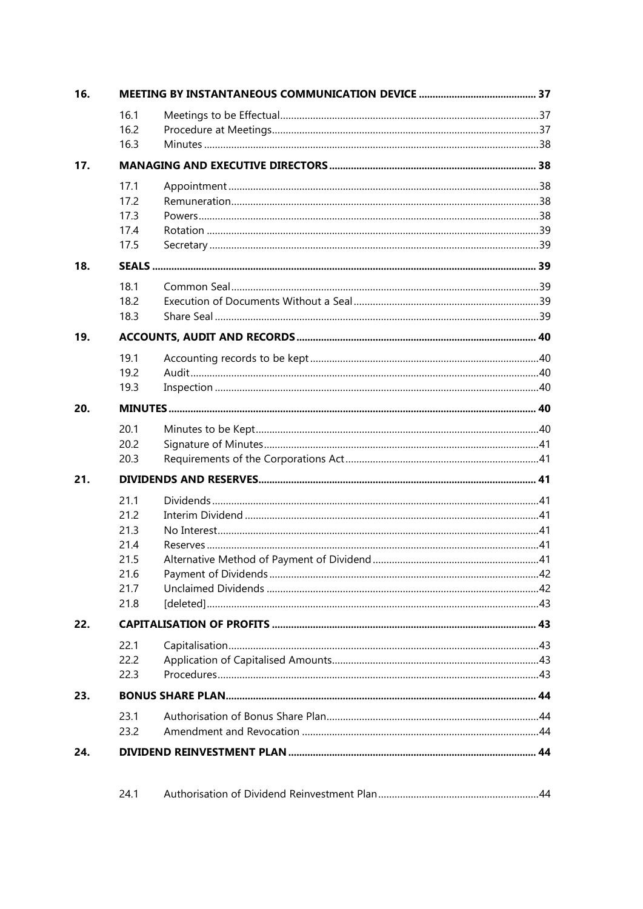| | | |
|---|---|---|
| **16.** | **MEETING BY INSTANTANEOUS COMMUNICATION DEVICE** | **37** |
| 16.1 | Meetings to be Effectual | 37 |
| 16.2 | Procedure at Meetings | 37 |
| 16.3 | Minutes | 38 |
| **17.** | **MANAGING AND EXECUTIVE DIRECTORS** | **38** |
| 17.1 | Appointment | 38 |
| 17.2 | Remuneration | 38 |
| 17.3 | Powers | 38 |
| 17.4 | Rotation | 39 |
| 17.5 | Secretary | 39 |
| **18.** | **SEALS** | **39** |
| 18.1 | Common Seal | 39 |
| 18.2 | Execution of Documents Without a Seal | 39 |
| 18.3 | Share Seal | 39 |
| **19.** | **ACCOUNTS, AUDIT AND RECORDS** | **40** |
| 19.1 | Accounting records to be kept | 40 |
| 19.2 | Audit | 40 |
| 19.3 | Inspection | 40 |
| **20.** | **MINUTES** | **40** |
| 20.1 | Minutes to be Kept | 40 |
| 20.2 | Signature of Minutes | 41 |
| 20.3 | Requirements of the Corporations Act | 41 |
| **21.** | **DIVIDENDS AND RESERVES** | **41** |
| 21.1 | Dividends | 41 |
| 21.2 | Interim Dividend | 41 |
| 21.3 | No Interest | 41 |
| 21.4 | Reserves | 41 |
| 21.5 | Alternative Method of Payment of Dividend | 41 |
| 21.6 | Payment of Dividends | 42 |
| 21.7 | Unclaimed Dividends | 42 |
| 21.8 | [deleted] | 43 |
| **22.** | **CAPITALISATION OF PROFITS** | **43** |
| 22.1 | Capitalisation | 43 |
| 22.2 | Application of Capitalised Amounts | 43 |
| 22.3 | Procedures | 43 |
| **23.** | **BONUS SHARE PLAN** | **44** |
| 23.1 | Authorisation of Bonus Share Plan | 44 |
| 23.2 | Amendment and Revocation | 44 |
| **24.** | **DIVIDEND REINVESTMENT PLAN** | **44** |
| 24.1 | Authorisation of Dividend Reinvestment Plan | 44 |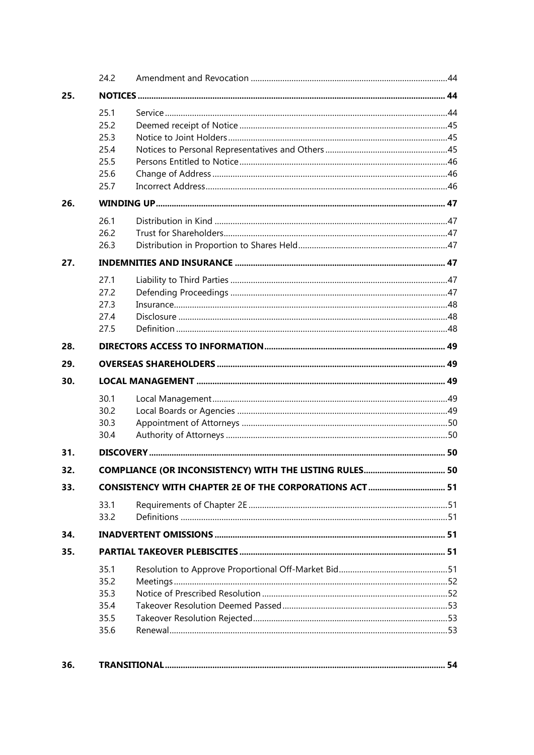| | | | |
|---|---|---|---|
| | 24.2 | Amendment and Revocation | 44 |
| **25.** | **NOTICES** | | **44** |
| | 25.1 | Service | 44 |
| | 25.2 | Deemed receipt of Notice | 45 |
| | 25.3 | Notice to Joint Holders | 45 |
| | 25.4 | Notices to Personal Representatives and Others | 45 |
| | 25.5 | Persons Entitled to Notice | 46 |
| | 25.6 | Change of Address | 46 |
| | 25.7 | Incorrect Address | 46 |
| **26.** | **WINDING UP** | | **47** |
| | 26.1 | Distribution in Kind | 47 |
| | 26.2 | Trust for Shareholders | 47 |
| | 26.3 | Distribution in Proportion to Shares Held | 47 |
| **27.** | **INDEMNITIES AND INSURANCE** | | **47** |
| | 27.1 | Liability to Third Parties | 47 |
| | 27.2 | Defending Proceedings | 47 |
| | 27.3 | Insurance | 48 |
| | 27.4 | Disclosure | 48 |
| | 27.5 | Definition | 48 |
| **28.** | **DIRECTORS ACCESS TO INFORMATION** | | **49** |
| **29.** | **OVERSEAS SHAREHOLDERS** | | **49** |
| **30.** | **LOCAL MANAGEMENT** | | **49** |
| | 30.1 | Local Management | 49 |
| | 30.2 | Local Boards or Agencies | 49 |
| | 30.3 | Appointment of Attorneys | 50 |
| | 30.4 | Authority of Attorneys | 50 |
| **31.** | **DISCOVERY** | | **50** |
| **32.** | **COMPLIANCE (OR INCONSISTENCY) WITH THE LISTING RULES** | | **50** |
| **33.** | **CONSISTENCY WITH CHAPTER 2E OF THE CORPORATIONS ACT** | | **51** |
| | 33.1 | Requirements of Chapter 2E | 51 |
| | 33.2 | Definitions | 51 |
| **34.** | **INADVERTENT OMISSIONS** | | **51** |
| **35.** | **PARTIAL TAKEOVER PLEBISCITES** | | **51** |
| | 35.1 | Resolution to Approve Proportional Off-Market Bid | 51 |
| | 35.2 | Meetings | 52 |
| | 35.3 | Notice of Prescribed Resolution | 52 |
| | 35.4 | Takeover Resolution Deemed Passed | 53 |
| | 35.5 | Takeover Resolution Rejected | 53 |
| | 35.6 | Renewal | 53 |
| **36.** | **TRANSITIONAL** | | **54** |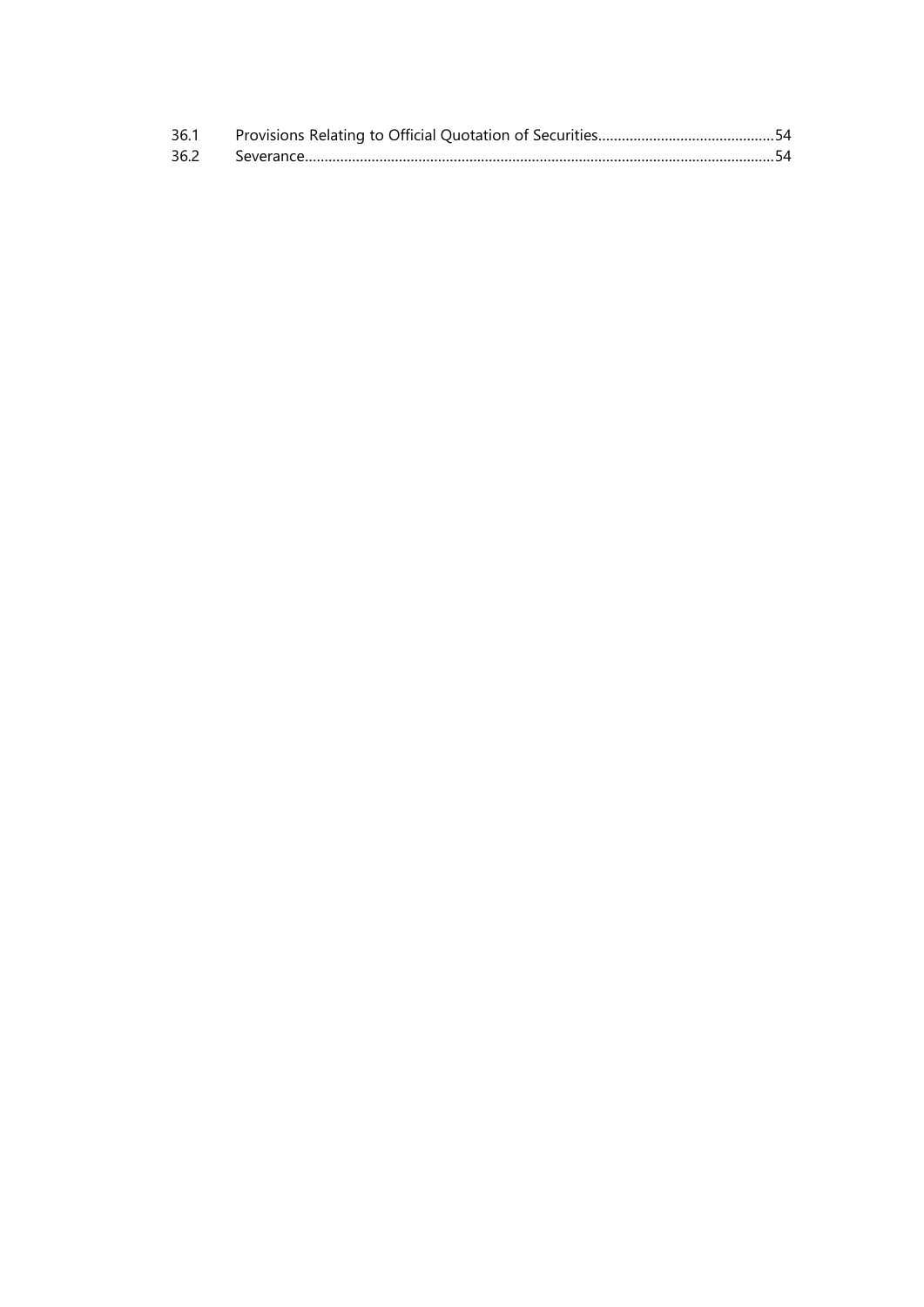| | | |
|---|---|---|
| 36.1 | Provisions Relating to Official Quotation of Securities | 54 |
| 36.2 | Severance | 54 |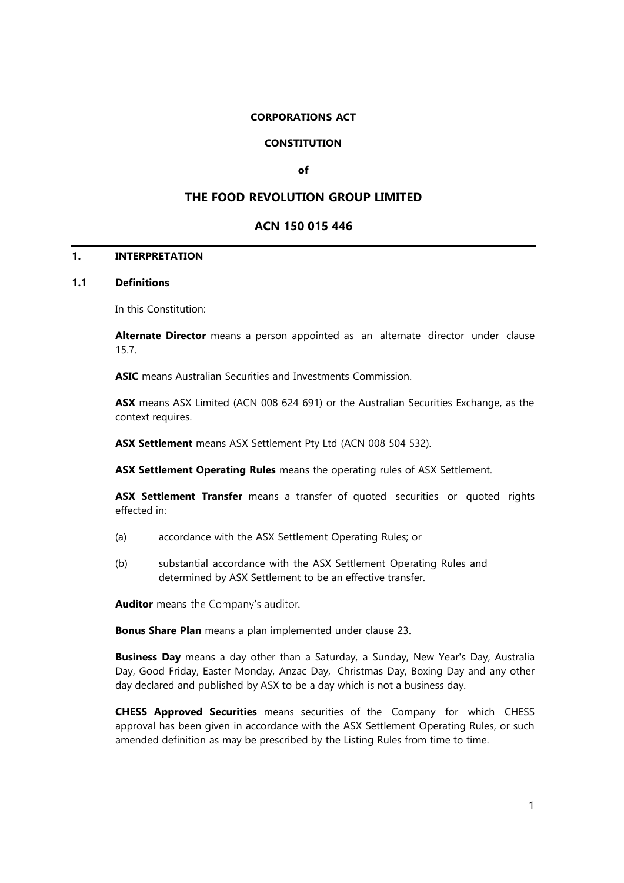**CORPORATIONS ACT**

**CONSTITUTION**

**of**

# THE FOOD REVOLUTION GROUP LIMITED

## ACN 150 015 446

## 1. INTERPRETATION

### 1.1 Definitions

In this Constitution:

**Alternate Director** means a person appointed as an alternate director under clause 15.7.

**ASIC** means Australian Securities and Investments Commission.

**ASX** means ASX Limited (ACN 008 624 691) or the Australian Securities Exchange, as the context requires.

**ASX Settlement** means ASX Settlement Pty Ltd (ACN 008 504 532).

**ASX Settlement Operating Rules** means the operating rules of ASX Settlement.

**ASX Settlement Transfer** means a transfer of quoted securities or quoted rights effected in:

(a) accordance with the ASX Settlement Operating Rules; or

(b) substantial accordance with the ASX Settlement Operating Rules and determined by ASX Settlement to be an effective transfer.

**Auditor** means the Company's auditor.

**Bonus Share Plan** means a plan implemented under clause 23.

**Business Day** means a day other than a Saturday, a Sunday, New Year's Day, Australia Day, Good Friday, Easter Monday, Anzac Day, Christmas Day, Boxing Day and any other day declared and published by ASX to be a day which is not a business day.

**CHESS Approved Securities** means securities of the Company for which CHESS approval has been given in accordance with the ASX Settlement Operating Rules, or such amended definition as may be prescribed by the Listing Rules from time to time.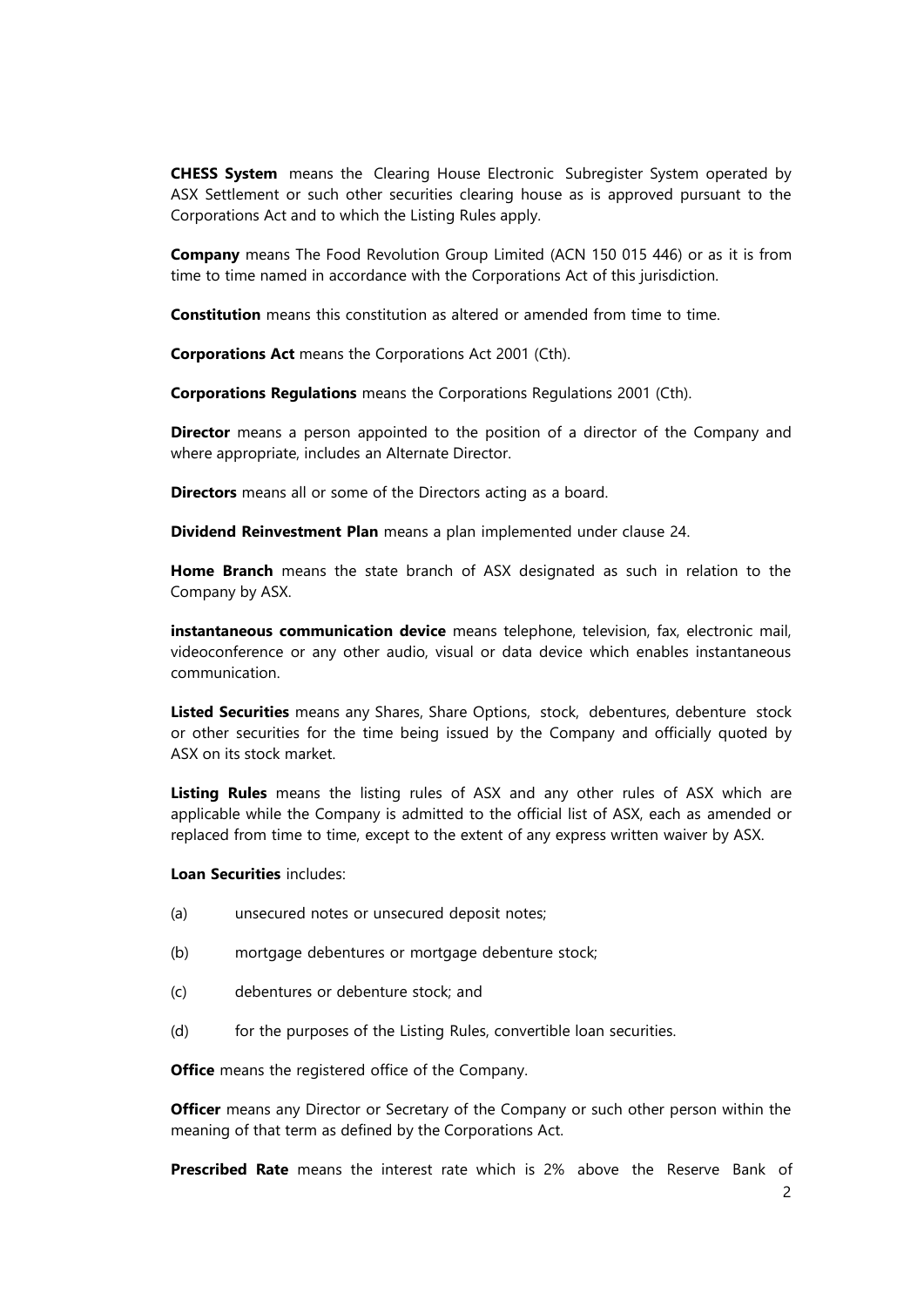**CHESS System** means the Clearing House Electronic Subregister System operated by ASX Settlement or such other securities clearing house as is approved pursuant to the Corporations Act and to which the Listing Rules apply.

**Company** means The Food Revolution Group Limited (ACN 150 015 446) or as it is from time to time named in accordance with the Corporations Act of this jurisdiction.

**Constitution** means this constitution as altered or amended from time to time.

**Corporations Act** means the Corporations Act 2001 (Cth).

**Corporations Regulations** means the Corporations Regulations 2001 (Cth).

**Director** means a person appointed to the position of a director of the Company and where appropriate, includes an Alternate Director.

**Directors** means all or some of the Directors acting as a board.

**Dividend Reinvestment Plan** means a plan implemented under clause 24.

**Home Branch** means the state branch of ASX designated as such in relation to the Company by ASX.

**instantaneous communication device** means telephone, television, fax, electronic mail, videoconference or any other audio, visual or data device which enables instantaneous communication.

**Listed Securities** means any Shares, Share Options, stock, debentures, debenture stock or other securities for the time being issued by the Company and officially quoted by ASX on its stock market.

**Listing Rules** means the listing rules of ASX and any other rules of ASX which are applicable while the Company is admitted to the official list of ASX, each as amended or replaced from time to time, except to the extent of any express written waiver by ASX.

**Loan Securities** includes:

(a) unsecured notes or unsecured deposit notes;

(b) mortgage debentures or mortgage debenture stock;

(c) debentures or debenture stock; and

(d) for the purposes of the Listing Rules, convertible loan securities.

**Office** means the registered office of the Company.

**Officer** means any Director or Secretary of the Company or such other person within the meaning of that term as defined by the Corporations Act.

**Prescribed Rate** means the interest rate which is 2% above the Reserve Bank of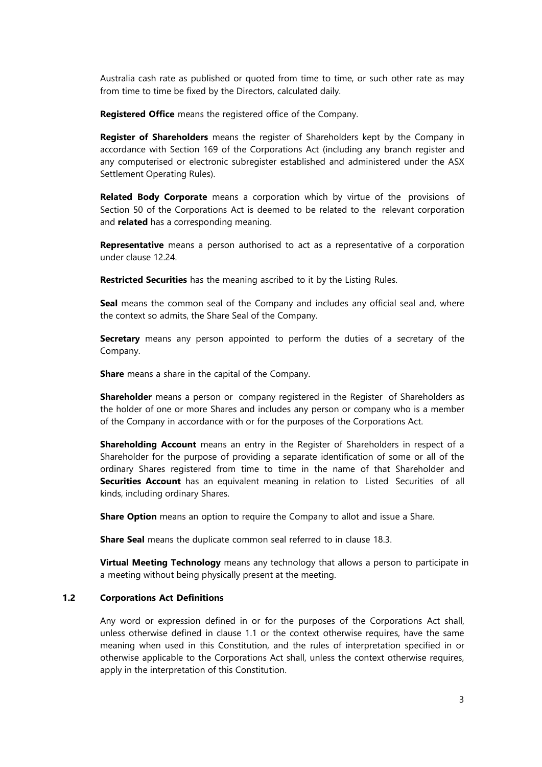Australia cash rate as published or quoted from time to time, or such other rate as may from time to time be fixed by the Directors, calculated daily.

**Registered Office** means the registered office of the Company.

**Register of Shareholders** means the register of Shareholders kept by the Company in accordance with Section 169 of the Corporations Act (including any branch register and any computerised or electronic subregister established and administered under the ASX Settlement Operating Rules).

**Related Body Corporate** means a corporation which by virtue of the provisions of Section 50 of the Corporations Act is deemed to be related to the relevant corporation and **related** has a corresponding meaning.

**Representative** means a person authorised to act as a representative of a corporation under clause 12.24.

**Restricted Securities** has the meaning ascribed to it by the Listing Rules.

**Seal** means the common seal of the Company and includes any official seal and, where the context so admits, the Share Seal of the Company.

**Secretary** means any person appointed to perform the duties of a secretary of the Company.

**Share** means a share in the capital of the Company.

**Shareholder** means a person or company registered in the Register of Shareholders as the holder of one or more Shares and includes any person or company who is a member of the Company in accordance with or for the purposes of the Corporations Act.

**Shareholding Account** means an entry in the Register of Shareholders in respect of a Shareholder for the purpose of providing a separate identification of some or all of the ordinary Shares registered from time to time in the name of that Shareholder and **Securities Account** has an equivalent meaning in relation to Listed Securities of all kinds, including ordinary Shares.

**Share Option** means an option to require the Company to allot and issue a Share.

**Share Seal** means the duplicate common seal referred to in clause 18.3.

**Virtual Meeting Technology** means any technology that allows a person to participate in a meeting without being physically present at the meeting.

### 1.2 Corporations Act Definitions

Any word or expression defined in or for the purposes of the Corporations Act shall, unless otherwise defined in clause 1.1 or the context otherwise requires, have the same meaning when used in this Constitution, and the rules of interpretation specified in or otherwise applicable to the Corporations Act shall, unless the context otherwise requires, apply in the interpretation of this Constitution.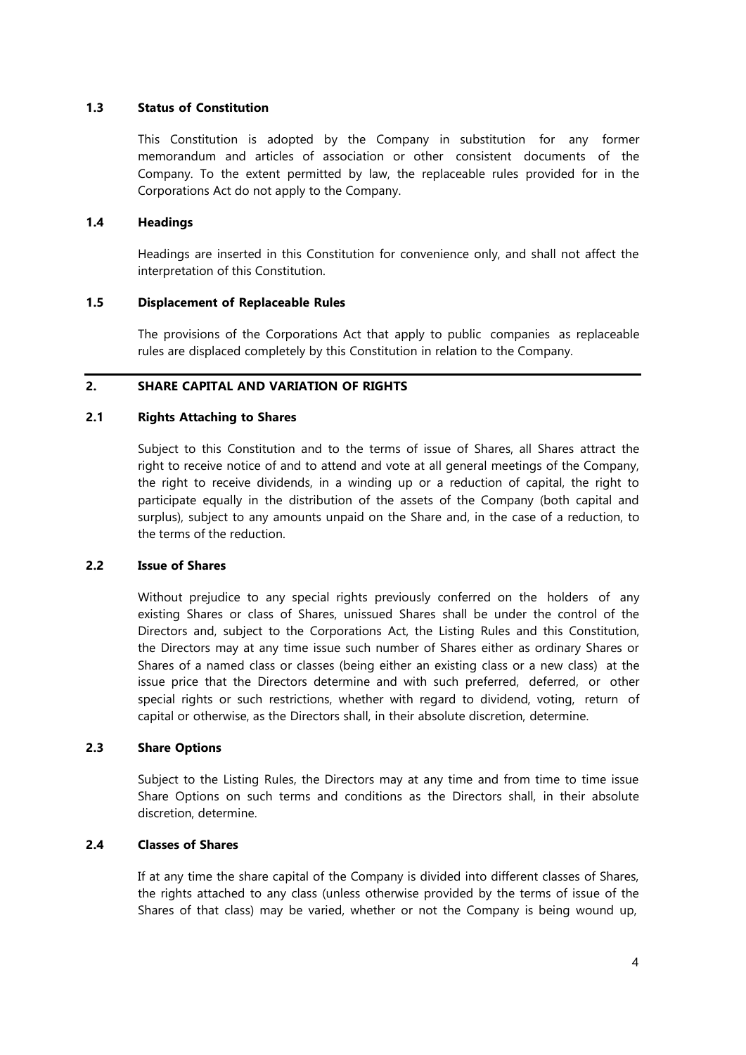### 1.3 Status of Constitution

This Constitution is adopted by the Company in substitution for any former memorandum and articles of association or other consistent documents of the Company. To the extent permitted by law, the replaceable rules provided for in the Corporations Act do not apply to the Company.

### 1.4 Headings

Headings are inserted in this Constitution for convenience only, and shall not affect the interpretation of this Constitution.

### 1.5 Displacement of Replaceable Rules

The provisions of the Corporations Act that apply to public companies as replaceable rules are displaced completely by this Constitution in relation to the Company.

## 2. SHARE CAPITAL AND VARIATION OF RIGHTS

### 2.1 Rights Attaching to Shares

Subject to this Constitution and to the terms of issue of Shares, all Shares attract the right to receive notice of and to attend and vote at all general meetings of the Company, the right to receive dividends, in a winding up or a reduction of capital, the right to participate equally in the distribution of the assets of the Company (both capital and surplus), subject to any amounts unpaid on the Share and, in the case of a reduction, to the terms of the reduction.

### 2.2 Issue of Shares

Without prejudice to any special rights previously conferred on the holders of any existing Shares or class of Shares, unissued Shares shall be under the control of the Directors and, subject to the Corporations Act, the Listing Rules and this Constitution, the Directors may at any time issue such number of Shares either as ordinary Shares or Shares of a named class or classes (being either an existing class or a new class) at the issue price that the Directors determine and with such preferred, deferred, or other special rights or such restrictions, whether with regard to dividend, voting, return of capital or otherwise, as the Directors shall, in their absolute discretion, determine.

### 2.3 Share Options

Subject to the Listing Rules, the Directors may at any time and from time to time issue Share Options on such terms and conditions as the Directors shall, in their absolute discretion, determine.

### 2.4 Classes of Shares

If at any time the share capital of the Company is divided into different classes of Shares, the rights attached to any class (unless otherwise provided by the terms of issue of the Shares of that class) may be varied, whether or not the Company is being wound up,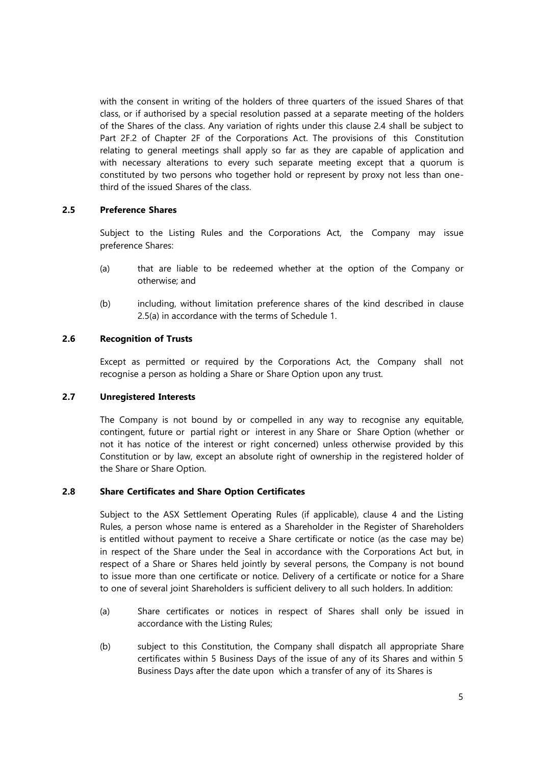with the consent in writing of the holders of three quarters of the issued Shares of that class, or if authorised by a special resolution passed at a separate meeting of the holders of the Shares of the class. Any variation of rights under this clause 2.4 shall be subject to Part 2F.2 of Chapter 2F of the Corporations Act. The provisions of this Constitution relating to general meetings shall apply so far as they are capable of application and with necessary alterations to every such separate meeting except that a quorum is constituted by two persons who together hold or represent by proxy not less than one-third of the issued Shares of the class.

### 2.5 Preference Shares

Subject to the Listing Rules and the Corporations Act, the Company may issue preference Shares:

(a) that are liable to be redeemed whether at the option of the Company or otherwise; and

(b) including, without limitation preference shares of the kind described in clause 2.5(a) in accordance with the terms of Schedule 1.

### 2.6 Recognition of Trusts

Except as permitted or required by the Corporations Act, the Company shall not recognise a person as holding a Share or Share Option upon any trust.

### 2.7 Unregistered Interests

The Company is not bound by or compelled in any way to recognise any equitable, contingent, future or partial right or interest in any Share or Share Option (whether or not it has notice of the interest or right concerned) unless otherwise provided by this Constitution or by law, except an absolute right of ownership in the registered holder of the Share or Share Option.

### 2.8 Share Certificates and Share Option Certificates

Subject to the ASX Settlement Operating Rules (if applicable), clause 4 and the Listing Rules, a person whose name is entered as a Shareholder in the Register of Shareholders is entitled without payment to receive a Share certificate or notice (as the case may be) in respect of the Share under the Seal in accordance with the Corporations Act but, in respect of a Share or Shares held jointly by several persons, the Company is not bound to issue more than one certificate or notice. Delivery of a certificate or notice for a Share to one of several joint Shareholders is sufficient delivery to all such holders. In addition:

(a) Share certificates or notices in respect of Shares shall only be issued in accordance with the Listing Rules;

(b) subject to this Constitution, the Company shall dispatch all appropriate Share certificates within 5 Business Days of the issue of any of its Shares and within 5 Business Days after the date upon which a transfer of any of its Shares is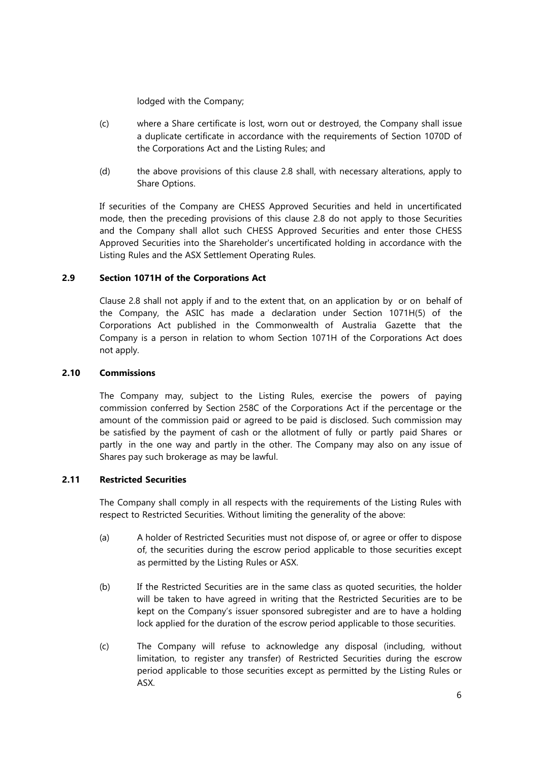lodged with the Company;

(c) where a Share certificate is lost, worn out or destroyed, the Company shall issue a duplicate certificate in accordance with the requirements of Section 1070D of the Corporations Act and the Listing Rules; and

(d) the above provisions of this clause 2.8 shall, with necessary alterations, apply to Share Options.

If securities of the Company are CHESS Approved Securities and held in uncertificated mode, then the preceding provisions of this clause 2.8 do not apply to those Securities and the Company shall allot such CHESS Approved Securities and enter those CHESS Approved Securities into the Shareholder's uncertificated holding in accordance with the Listing Rules and the ASX Settlement Operating Rules.

### 2.9 Section 1071H of the Corporations Act

Clause 2.8 shall not apply if and to the extent that, on an application by or on behalf of the Company, the ASIC has made a declaration under Section 1071H(5) of the Corporations Act published in the Commonwealth of Australia Gazette that the Company is a person in relation to whom Section 1071H of the Corporations Act does not apply.

### 2.10 Commissions

The Company may, subject to the Listing Rules, exercise the powers of paying commission conferred by Section 258C of the Corporations Act if the percentage or the amount of the commission paid or agreed to be paid is disclosed. Such commission may be satisfied by the payment of cash or the allotment of fully or partly paid Shares or partly in the one way and partly in the other. The Company may also on any issue of Shares pay such brokerage as may be lawful.

### 2.11 Restricted Securities

The Company shall comply in all respects with the requirements of the Listing Rules with respect to Restricted Securities. Without limiting the generality of the above:

(a) A holder of Restricted Securities must not dispose of, or agree or offer to dispose of, the securities during the escrow period applicable to those securities except as permitted by the Listing Rules or ASX.

(b) If the Restricted Securities are in the same class as quoted securities, the holder will be taken to have agreed in writing that the Restricted Securities are to be kept on the Company's issuer sponsored subregister and are to have a holding lock applied for the duration of the escrow period applicable to those securities.

(c) The Company will refuse to acknowledge any disposal (including, without limitation, to register any transfer) of Restricted Securities during the escrow period applicable to those securities except as permitted by the Listing Rules or ASX.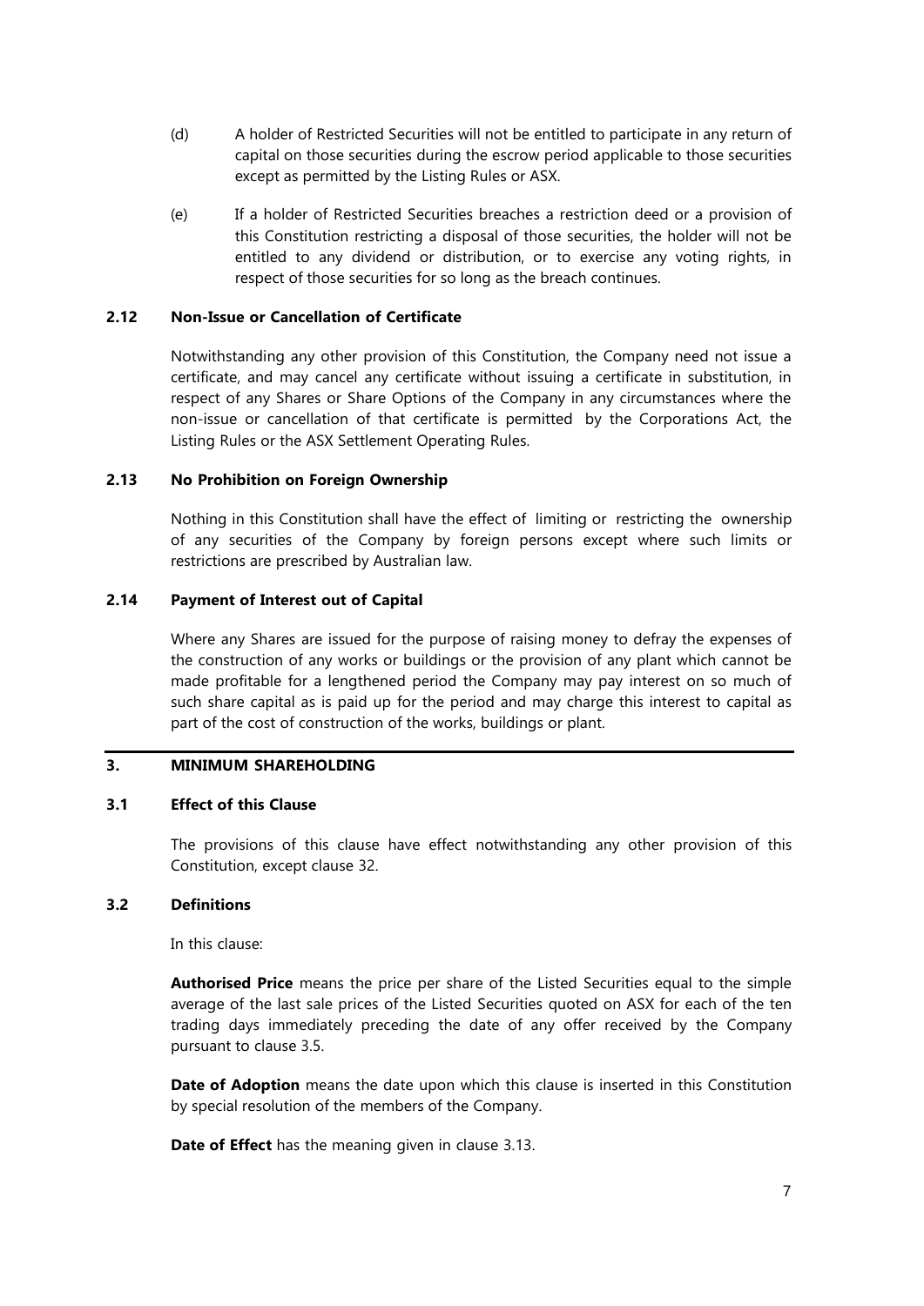(d) A holder of Restricted Securities will not be entitled to participate in any return of capital on those securities during the escrow period applicable to those securities except as permitted by the Listing Rules or ASX.

(e) If a holder of Restricted Securities breaches a restriction deed or a provision of this Constitution restricting a disposal of those securities, the holder will not be entitled to any dividend or distribution, or to exercise any voting rights, in respect of those securities for so long as the breach continues.

### 2.12 Non-Issue or Cancellation of Certificate

Notwithstanding any other provision of this Constitution, the Company need not issue a certificate, and may cancel any certificate without issuing a certificate in substitution, in respect of any Shares or Share Options of the Company in any circumstances where the non-issue or cancellation of that certificate is permitted by the Corporations Act, the Listing Rules or the ASX Settlement Operating Rules.

### 2.13 No Prohibition on Foreign Ownership

Nothing in this Constitution shall have the effect of limiting or restricting the ownership of any securities of the Company by foreign persons except where such limits or restrictions are prescribed by Australian law.

### 2.14 Payment of Interest out of Capital

Where any Shares are issued for the purpose of raising money to defray the expenses of the construction of any works or buildings or the provision of any plant which cannot be made profitable for a lengthened period the Company may pay interest on so much of such share capital as is paid up for the period and may charge this interest to capital as part of the cost of construction of the works, buildings or plant.

## 3. MINIMUM SHAREHOLDING

### 3.1 Effect of this Clause

The provisions of this clause have effect notwithstanding any other provision of this Constitution, except clause 32.

### 3.2 Definitions

In this clause:

**Authorised Price** means the price per share of the Listed Securities equal to the simple average of the last sale prices of the Listed Securities quoted on ASX for each of the ten trading days immediately preceding the date of any offer received by the Company pursuant to clause 3.5.

**Date of Adoption** means the date upon which this clause is inserted in this Constitution by special resolution of the members of the Company.

**Date of Effect** has the meaning given in clause 3.13.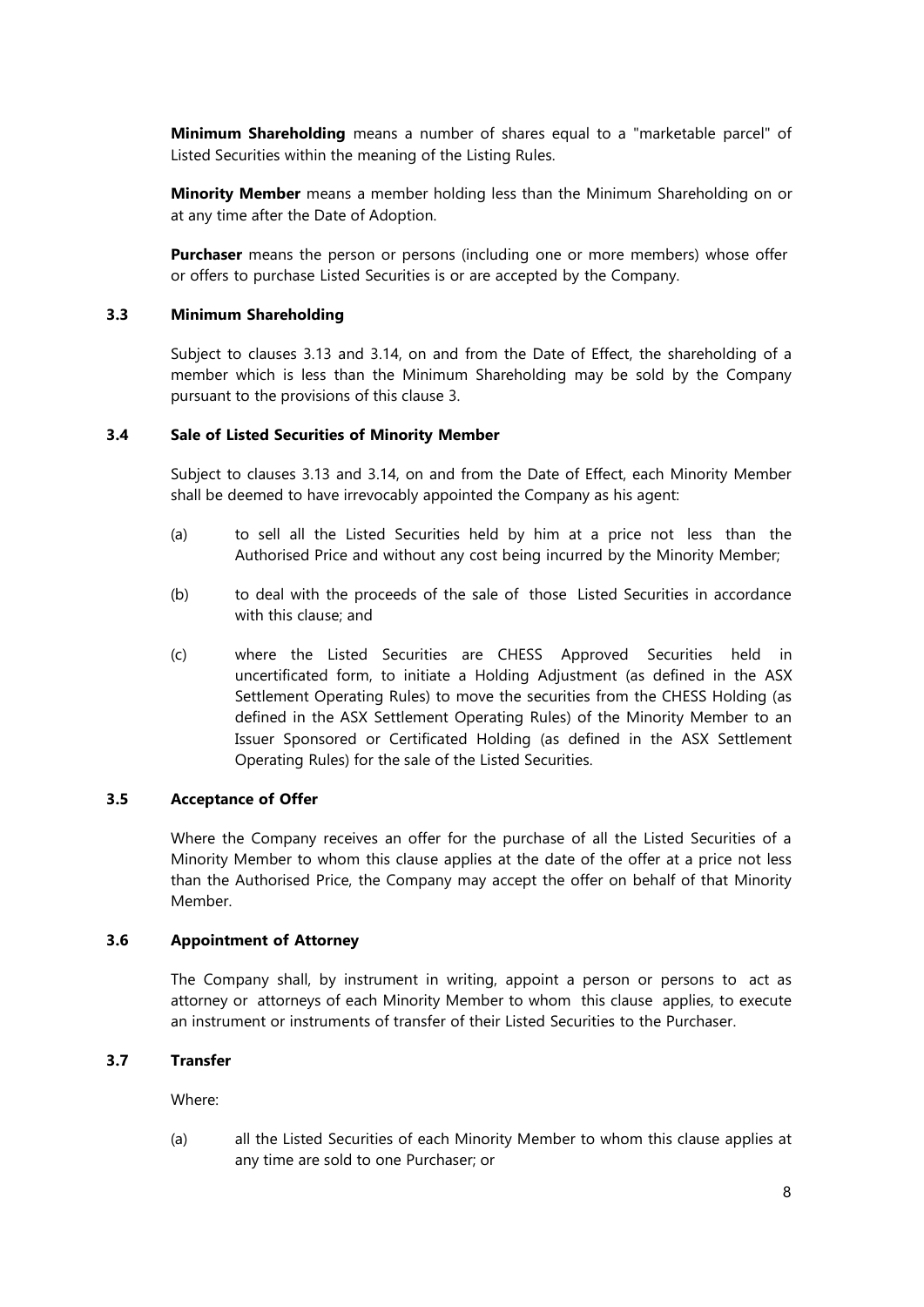**Minimum Shareholding** means a number of shares equal to a "marketable parcel" of Listed Securities within the meaning of the Listing Rules.

**Minority Member** means a member holding less than the Minimum Shareholding on or at any time after the Date of Adoption.

**Purchaser** means the person or persons (including one or more members) whose offer or offers to purchase Listed Securities is or are accepted by the Company.

### 3.3 Minimum Shareholding

Subject to clauses 3.13 and 3.14, on and from the Date of Effect, the shareholding of a member which is less than the Minimum Shareholding may be sold by the Company pursuant to the provisions of this clause 3.

### 3.4 Sale of Listed Securities of Minority Member

Subject to clauses 3.13 and 3.14, on and from the Date of Effect, each Minority Member shall be deemed to have irrevocably appointed the Company as his agent:

(a) to sell all the Listed Securities held by him at a price not less than the Authorised Price and without any cost being incurred by the Minority Member;

(b) to deal with the proceeds of the sale of those Listed Securities in accordance with this clause; and

(c) where the Listed Securities are CHESS Approved Securities held in uncertificated form, to initiate a Holding Adjustment (as defined in the ASX Settlement Operating Rules) to move the securities from the CHESS Holding (as defined in the ASX Settlement Operating Rules) of the Minority Member to an Issuer Sponsored or Certificated Holding (as defined in the ASX Settlement Operating Rules) for the sale of the Listed Securities.

### 3.5 Acceptance of Offer

Where the Company receives an offer for the purchase of all the Listed Securities of a Minority Member to whom this clause applies at the date of the offer at a price not less than the Authorised Price, the Company may accept the offer on behalf of that Minority Member.

### 3.6 Appointment of Attorney

The Company shall, by instrument in writing, appoint a person or persons to act as attorney or attorneys of each Minority Member to whom this clause applies, to execute an instrument or instruments of transfer of their Listed Securities to the Purchaser.

### 3.7 Transfer

Where:

(a) all the Listed Securities of each Minority Member to whom this clause applies at any time are sold to one Purchaser; or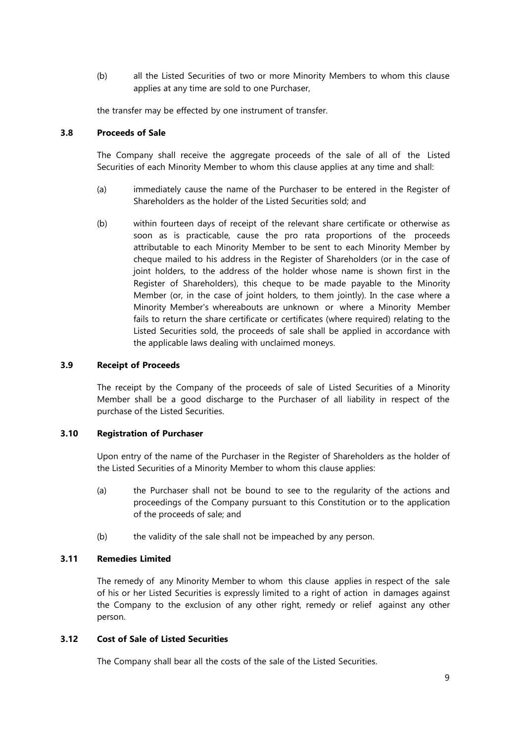(b) all the Listed Securities of two or more Minority Members to whom this clause applies at any time are sold to one Purchaser,

the transfer may be effected by one instrument of transfer.

### 3.8 Proceeds of Sale

The Company shall receive the aggregate proceeds of the sale of all of the Listed Securities of each Minority Member to whom this clause applies at any time and shall:

(a) immediately cause the name of the Purchaser to be entered in the Register of Shareholders as the holder of the Listed Securities sold; and

(b) within fourteen days of receipt of the relevant share certificate or otherwise as soon as is practicable, cause the pro rata proportions of the proceeds attributable to each Minority Member to be sent to each Minority Member by cheque mailed to his address in the Register of Shareholders (or in the case of joint holders, to the address of the holder whose name is shown first in the Register of Shareholders), this cheque to be made payable to the Minority Member (or, in the case of joint holders, to them jointly). In the case where a Minority Member's whereabouts are unknown or where a Minority Member fails to return the share certificate or certificates (where required) relating to the Listed Securities sold, the proceeds of sale shall be applied in accordance with the applicable laws dealing with unclaimed moneys.

### 3.9 Receipt of Proceeds

The receipt by the Company of the proceeds of sale of Listed Securities of a Minority Member shall be a good discharge to the Purchaser of all liability in respect of the purchase of the Listed Securities.

### 3.10 Registration of Purchaser

Upon entry of the name of the Purchaser in the Register of Shareholders as the holder of the Listed Securities of a Minority Member to whom this clause applies:

(a) the Purchaser shall not be bound to see to the regularity of the actions and proceedings of the Company pursuant to this Constitution or to the application of the proceeds of sale; and

(b) the validity of the sale shall not be impeached by any person.

### 3.11 Remedies Limited

The remedy of any Minority Member to whom this clause applies in respect of the sale of his or her Listed Securities is expressly limited to a right of action in damages against the Company to the exclusion of any other right, remedy or relief against any other person.

### 3.12 Cost of Sale of Listed Securities

The Company shall bear all the costs of the sale of the Listed Securities.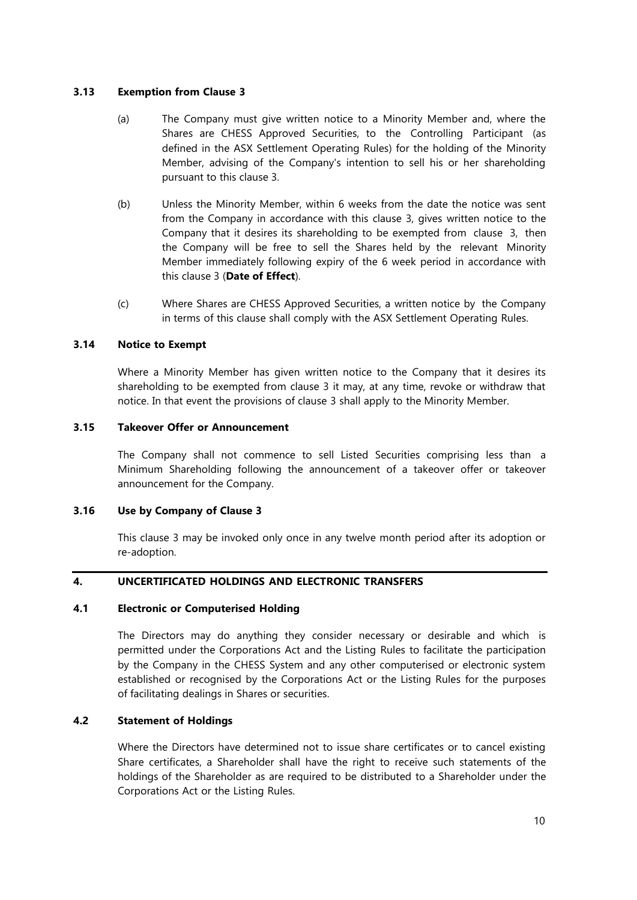### 3.13 Exemption from Clause 3

(a) The Company must give written notice to a Minority Member and, where the Shares are CHESS Approved Securities, to the Controlling Participant (as defined in the ASX Settlement Operating Rules) for the holding of the Minority Member, advising of the Company's intention to sell his or her shareholding pursuant to this clause 3.

(b) Unless the Minority Member, within 6 weeks from the date the notice was sent from the Company in accordance with this clause 3, gives written notice to the Company that it desires its shareholding to be exempted from clause 3, then the Company will be free to sell the Shares held by the relevant Minority Member immediately following expiry of the 6 week period in accordance with this clause 3 (**Date of Effect**).

(c) Where Shares are CHESS Approved Securities, a written notice by the Company in terms of this clause shall comply with the ASX Settlement Operating Rules.

### 3.14 Notice to Exempt

Where a Minority Member has given written notice to the Company that it desires its shareholding to be exempted from clause 3 it may, at any time, revoke or withdraw that notice. In that event the provisions of clause 3 shall apply to the Minority Member.

### 3.15 Takeover Offer or Announcement

The Company shall not commence to sell Listed Securities comprising less than a Minimum Shareholding following the announcement of a takeover offer or takeover announcement for the Company.

### 3.16 Use by Company of Clause 3

This clause 3 may be invoked only once in any twelve month period after its adoption or re-adoption.

## 4. UNCERTIFICATED HOLDINGS AND ELECTRONIC TRANSFERS

### 4.1 Electronic or Computerised Holding

The Directors may do anything they consider necessary or desirable and which is permitted under the Corporations Act and the Listing Rules to facilitate the participation by the Company in the CHESS System and any other computerised or electronic system established or recognised by the Corporations Act or the Listing Rules for the purposes of facilitating dealings in Shares or securities.

### 4.2 Statement of Holdings

Where the Directors have determined not to issue share certificates or to cancel existing Share certificates, a Shareholder shall have the right to receive such statements of the holdings of the Shareholder as are required to be distributed to a Shareholder under the Corporations Act or the Listing Rules.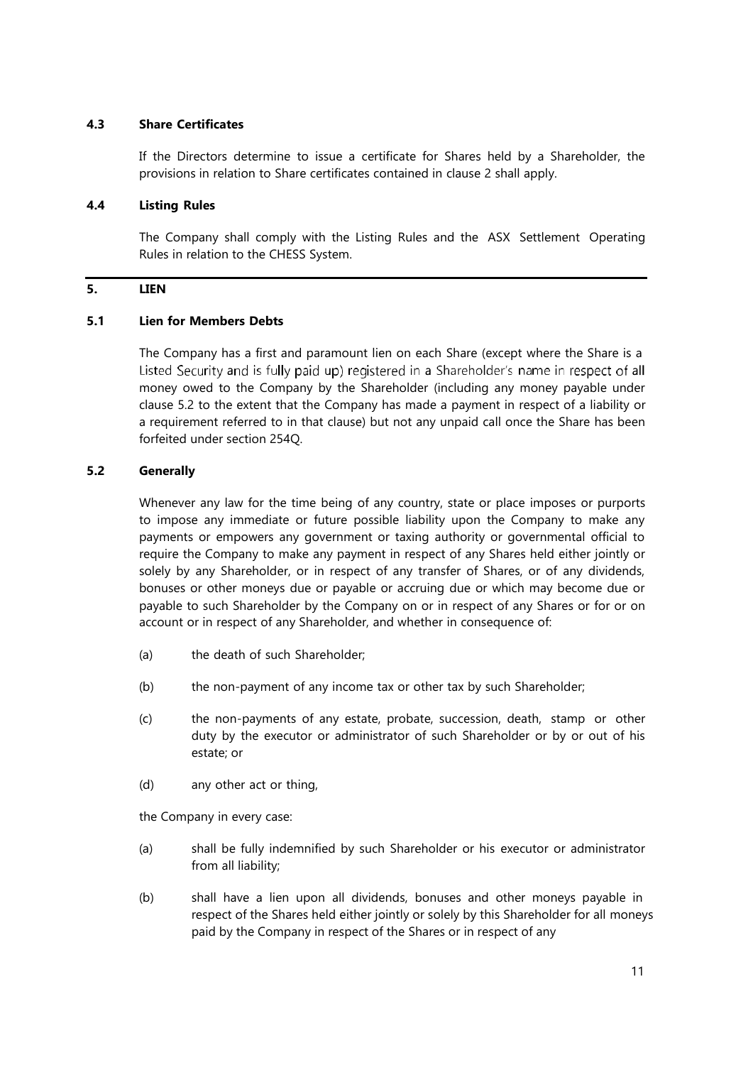### 4.3 Share Certificates

If the Directors determine to issue a certificate for Shares held by a Shareholder, the provisions in relation to Share certificates contained in clause 2 shall apply.

### 4.4 Listing Rules

The Company shall comply with the Listing Rules and the ASX Settlement Operating Rules in relation to the CHESS System.

## 5. LIEN

### 5.1 Lien for Members Debts

The Company has a first and paramount lien on each Share (except where the Share is a Listed Security and is fully paid up) registered in a Shareholder's name in respect of all money owed to the Company by the Shareholder (including any money payable under clause 5.2 to the extent that the Company has made a payment in respect of a liability or a requirement referred to in that clause) but not any unpaid call once the Share has been forfeited under section 254Q.

### 5.2 Generally

Whenever any law for the time being of any country, state or place imposes or purports to impose any immediate or future possible liability upon the Company to make any payments or empowers any government or taxing authority or governmental official to require the Company to make any payment in respect of any Shares held either jointly or solely by any Shareholder, or in respect of any transfer of Shares, or of any dividends, bonuses or other moneys due or payable or accruing due or which may become due or payable to such Shareholder by the Company on or in respect of any Shares or for or on account or in respect of any Shareholder, and whether in consequence of:

(a) the death of such Shareholder;

(b) the non-payment of any income tax or other tax by such Shareholder;

(c) the non-payments of any estate, probate, succession, death, stamp or other duty by the executor or administrator of such Shareholder or by or out of his estate; or

(d) any other act or thing,

the Company in every case:

(a) shall be fully indemnified by such Shareholder or his executor or administrator from all liability;

(b) shall have a lien upon all dividends, bonuses and other moneys payable in respect of the Shares held either jointly or solely by this Shareholder for all moneys paid by the Company in respect of the Shares or in respect of any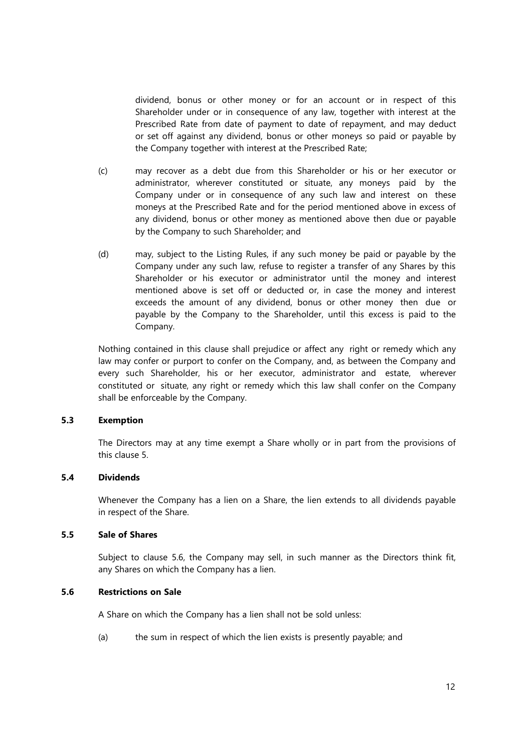dividend, bonus or other money or for an account or in respect of this Shareholder under or in consequence of any law, together with interest at the Prescribed Rate from date of payment to date of repayment, and may deduct or set off against any dividend, bonus or other moneys so paid or payable by the Company together with interest at the Prescribed Rate;

(c) may recover as a debt due from this Shareholder or his or her executor or administrator, wherever constituted or situate, any moneys paid by the Company under or in consequence of any such law and interest on these moneys at the Prescribed Rate and for the period mentioned above in excess of any dividend, bonus or other money as mentioned above then due or payable by the Company to such Shareholder; and

(d) may, subject to the Listing Rules, if any such money be paid or payable by the Company under any such law, refuse to register a transfer of any Shares by this Shareholder or his executor or administrator until the money and interest mentioned above is set off or deducted or, in case the money and interest exceeds the amount of any dividend, bonus or other money then due or payable by the Company to the Shareholder, until this excess is paid to the Company.

Nothing contained in this clause shall prejudice or affect any right or remedy which any law may confer or purport to confer on the Company, and, as between the Company and every such Shareholder, his or her executor, administrator and estate, wherever constituted or situate, any right or remedy which this law shall confer on the Company shall be enforceable by the Company.

### 5.3 Exemption

The Directors may at any time exempt a Share wholly or in part from the provisions of this clause 5.

### 5.4 Dividends

Whenever the Company has a lien on a Share, the lien extends to all dividends payable in respect of the Share.

### 5.5 Sale of Shares

Subject to clause 5.6, the Company may sell, in such manner as the Directors think fit, any Shares on which the Company has a lien.

### 5.6 Restrictions on Sale

A Share on which the Company has a lien shall not be sold unless:

(a) the sum in respect of which the lien exists is presently payable; and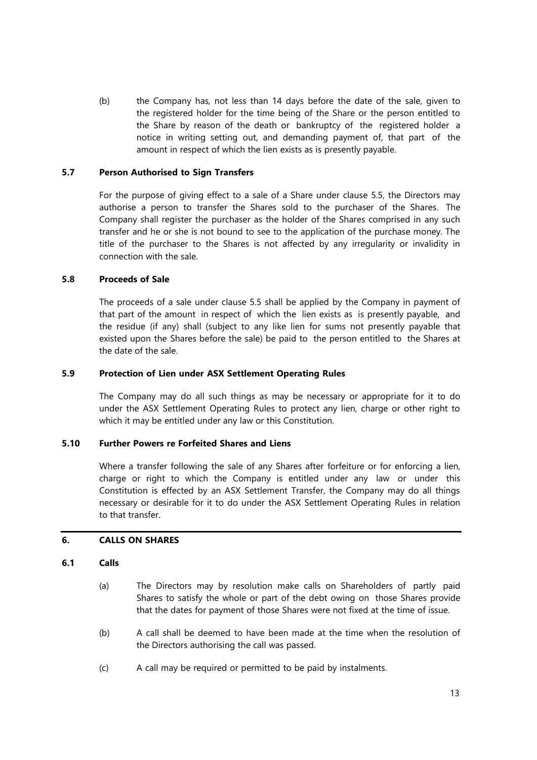(b) the Company has, not less than 14 days before the date of the sale, given to the registered holder for the time being of the Share or the person entitled to the Share by reason of the death or bankruptcy of the registered holder a notice in writing setting out, and demanding payment of, that part of the amount in respect of which the lien exists as is presently payable.

### 5.7 Person Authorised to Sign Transfers

For the purpose of giving effect to a sale of a Share under clause 5.5, the Directors may authorise a person to transfer the Shares sold to the purchaser of the Shares. The Company shall register the purchaser as the holder of the Shares comprised in any such transfer and he or she is not bound to see to the application of the purchase money. The title of the purchaser to the Shares is not affected by any irregularity or invalidity in connection with the sale.

### 5.8 Proceeds of Sale

The proceeds of a sale under clause 5.5 shall be applied by the Company in payment of that part of the amount in respect of which the lien exists as is presently payable, and the residue (if any) shall (subject to any like lien for sums not presently payable that existed upon the Shares before the sale) be paid to the person entitled to the Shares at the date of the sale.

### 5.9 Protection of Lien under ASX Settlement Operating Rules

The Company may do all such things as may be necessary or appropriate for it to do under the ASX Settlement Operating Rules to protect any lien, charge or other right to which it may be entitled under any law or this Constitution.

### 5.10 Further Powers re Forfeited Shares and Liens

Where a transfer following the sale of any Shares after forfeiture or for enforcing a lien, charge or right to which the Company is entitled under any law or under this Constitution is effected by an ASX Settlement Transfer, the Company may do all things necessary or desirable for it to do under the ASX Settlement Operating Rules in relation to that transfer.

## 6. CALLS ON SHARES

### 6.1 Calls

(a) The Directors may by resolution make calls on Shareholders of partly paid Shares to satisfy the whole or part of the debt owing on those Shares provide that the dates for payment of those Shares were not fixed at the time of issue.

(b) A call shall be deemed to have been made at the time when the resolution of the Directors authorising the call was passed.

(c) A call may be required or permitted to be paid by instalments.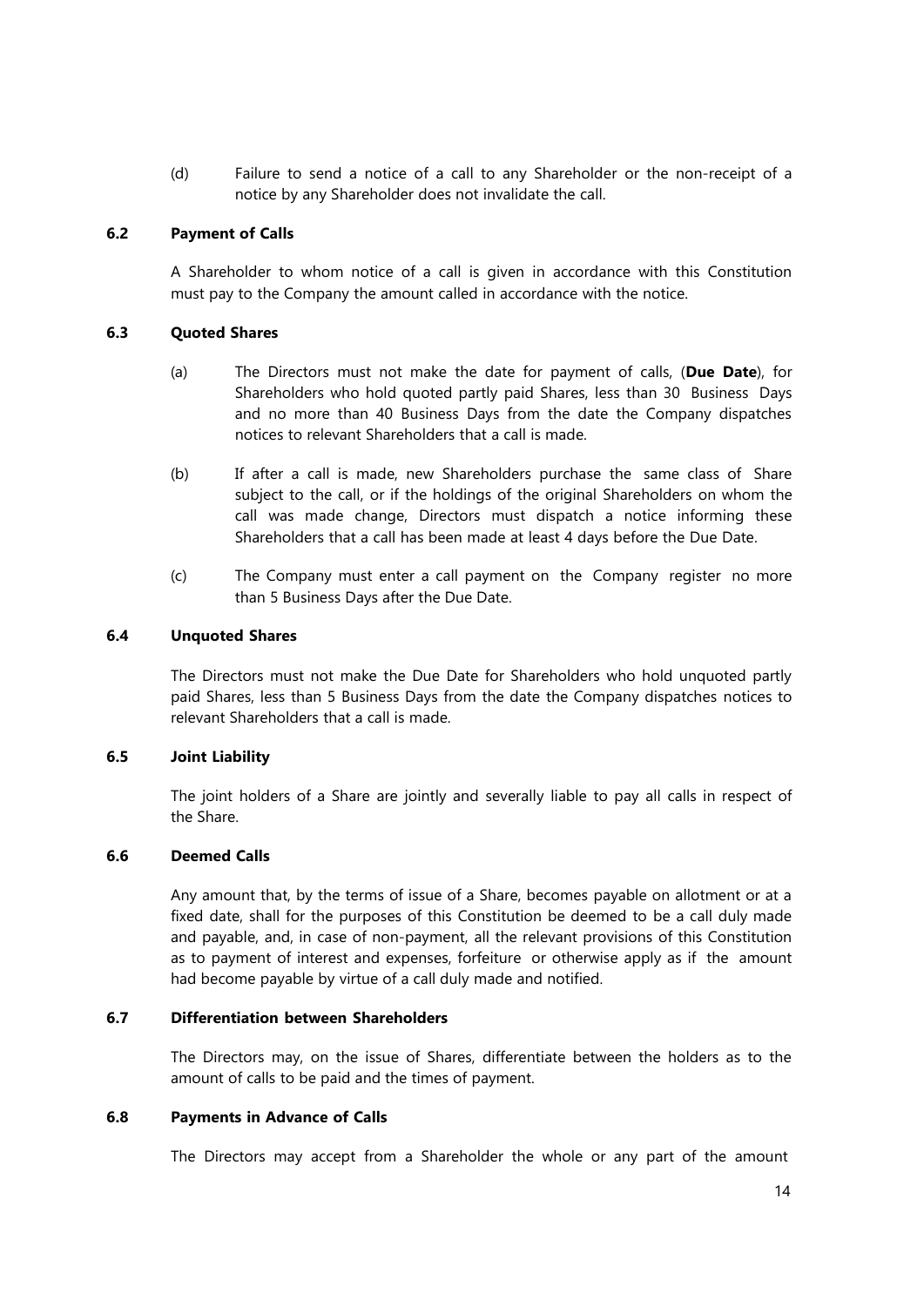(d) Failure to send a notice of a call to any Shareholder or the non-receipt of a notice by any Shareholder does not invalidate the call.

### 6.2 Payment of Calls

A Shareholder to whom notice of a call is given in accordance with this Constitution must pay to the Company the amount called in accordance with the notice.

### 6.3 Quoted Shares

(a) The Directors must not make the date for payment of calls, (**Due Date**), for Shareholders who hold quoted partly paid Shares, less than 30 Business Days and no more than 40 Business Days from the date the Company dispatches notices to relevant Shareholders that a call is made.

(b) If after a call is made, new Shareholders purchase the same class of Share subject to the call, or if the holdings of the original Shareholders on whom the call was made change, Directors must dispatch a notice informing these Shareholders that a call has been made at least 4 days before the Due Date.

(c) The Company must enter a call payment on the Company register no more than 5 Business Days after the Due Date.

### 6.4 Unquoted Shares

The Directors must not make the Due Date for Shareholders who hold unquoted partly paid Shares, less than 5 Business Days from the date the Company dispatches notices to relevant Shareholders that a call is made.

### 6.5 Joint Liability

The joint holders of a Share are jointly and severally liable to pay all calls in respect of the Share.

### 6.6 Deemed Calls

Any amount that, by the terms of issue of a Share, becomes payable on allotment or at a fixed date, shall for the purposes of this Constitution be deemed to be a call duly made and payable, and, in case of non-payment, all the relevant provisions of this Constitution as to payment of interest and expenses, forfeiture or otherwise apply as if the amount had become payable by virtue of a call duly made and notified.

### 6.7 Differentiation between Shareholders

The Directors may, on the issue of Shares, differentiate between the holders as to the amount of calls to be paid and the times of payment.

### 6.8 Payments in Advance of Calls

The Directors may accept from a Shareholder the whole or any part of the amount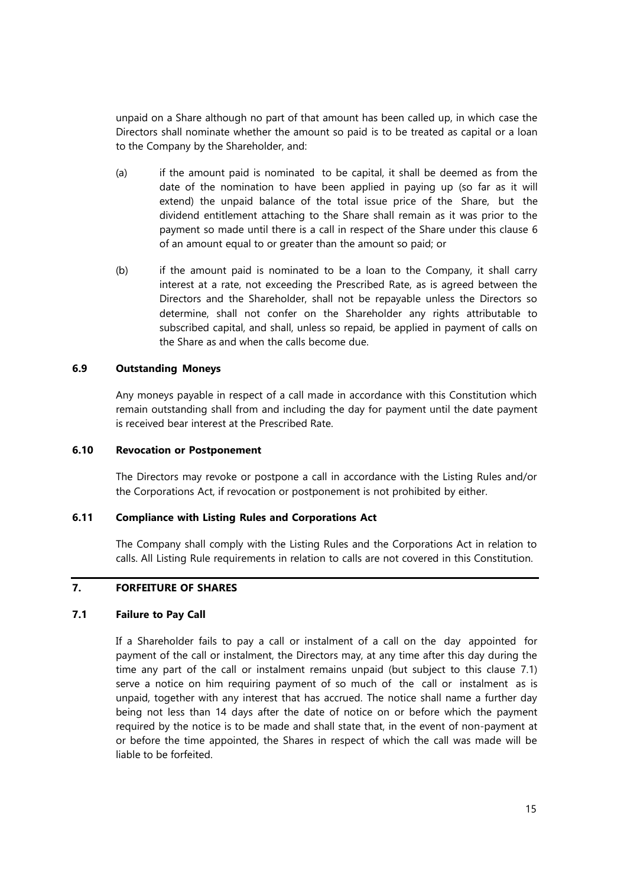unpaid on a Share although no part of that amount has been called up, in which case the Directors shall nominate whether the amount so paid is to be treated as capital or a loan to the Company by the Shareholder, and:

(a) if the amount paid is nominated to be capital, it shall be deemed as from the date of the nomination to have been applied in paying up (so far as it will extend) the unpaid balance of the total issue price of the Share, but the dividend entitlement attaching to the Share shall remain as it was prior to the payment so made until there is a call in respect of the Share under this clause 6 of an amount equal to or greater than the amount so paid; or

(b) if the amount paid is nominated to be a loan to the Company, it shall carry interest at a rate, not exceeding the Prescribed Rate, as is agreed between the Directors and the Shareholder, shall not be repayable unless the Directors so determine, shall not confer on the Shareholder any rights attributable to subscribed capital, and shall, unless so repaid, be applied in payment of calls on the Share as and when the calls become due.

### 6.9 Outstanding Moneys

Any moneys payable in respect of a call made in accordance with this Constitution which remain outstanding shall from and including the day for payment until the date payment is received bear interest at the Prescribed Rate.

### 6.10 Revocation or Postponement

The Directors may revoke or postpone a call in accordance with the Listing Rules and/or the Corporations Act, if revocation or postponement is not prohibited by either.

### 6.11 Compliance with Listing Rules and Corporations Act

The Company shall comply with the Listing Rules and the Corporations Act in relation to calls. All Listing Rule requirements in relation to calls are not covered in this Constitution.

## 7. FORFEITURE OF SHARES

### 7.1 Failure to Pay Call

If a Shareholder fails to pay a call or instalment of a call on the day appointed for payment of the call or instalment, the Directors may, at any time after this day during the time any part of the call or instalment remains unpaid (but subject to this clause 7.1) serve a notice on him requiring payment of so much of the call or instalment as is unpaid, together with any interest that has accrued. The notice shall name a further day being not less than 14 days after the date of notice on or before which the payment required by the notice is to be made and shall state that, in the event of non-payment at or before the time appointed, the Shares in respect of which the call was made will be liable to be forfeited.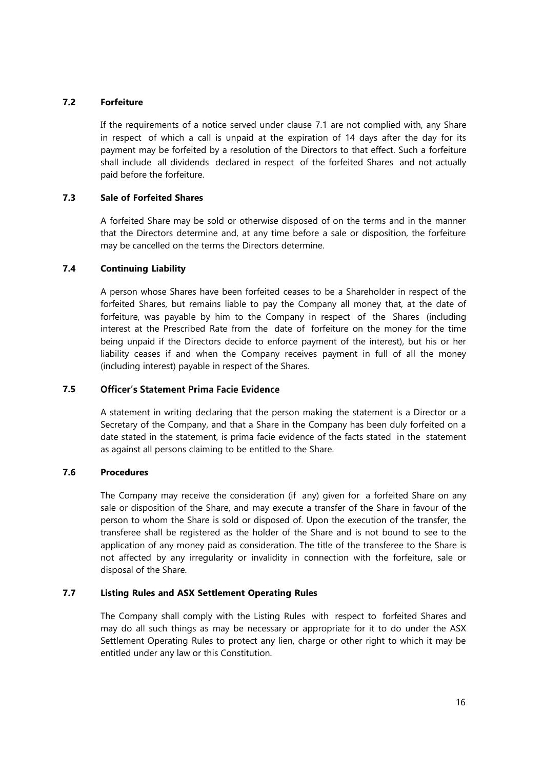### 7.2 Forfeiture

If the requirements of a notice served under clause 7.1 are not complied with, any Share in respect of which a call is unpaid at the expiration of 14 days after the day for its payment may be forfeited by a resolution of the Directors to that effect. Such a forfeiture shall include all dividends declared in respect of the forfeited Shares and not actually paid before the forfeiture.

### 7.3 Sale of Forfeited Shares

A forfeited Share may be sold or otherwise disposed of on the terms and in the manner that the Directors determine and, at any time before a sale or disposition, the forfeiture may be cancelled on the terms the Directors determine.

### 7.4 Continuing Liability

A person whose Shares have been forfeited ceases to be a Shareholder in respect of the forfeited Shares, but remains liable to pay the Company all money that, at the date of forfeiture, was payable by him to the Company in respect of the Shares (including interest at the Prescribed Rate from the date of forfeiture on the money for the time being unpaid if the Directors decide to enforce payment of the interest), but his or her liability ceases if and when the Company receives payment in full of all the money (including interest) payable in respect of the Shares.

### 7.5 Officer's Statement Prima Facie Evidence

A statement in writing declaring that the person making the statement is a Director or a Secretary of the Company, and that a Share in the Company has been duly forfeited on a date stated in the statement, is prima facie evidence of the facts stated in the statement as against all persons claiming to be entitled to the Share.

### 7.6 Procedures

The Company may receive the consideration (if any) given for a forfeited Share on any sale or disposition of the Share, and may execute a transfer of the Share in favour of the person to whom the Share is sold or disposed of. Upon the execution of the transfer, the transferee shall be registered as the holder of the Share and is not bound to see to the application of any money paid as consideration. The title of the transferee to the Share is not affected by any irregularity or invalidity in connection with the forfeiture, sale or disposal of the Share.

### 7.7 Listing Rules and ASX Settlement Operating Rules

The Company shall comply with the Listing Rules with respect to forfeited Shares and may do all such things as may be necessary or appropriate for it to do under the ASX Settlement Operating Rules to protect any lien, charge or other right to which it may be entitled under any law or this Constitution.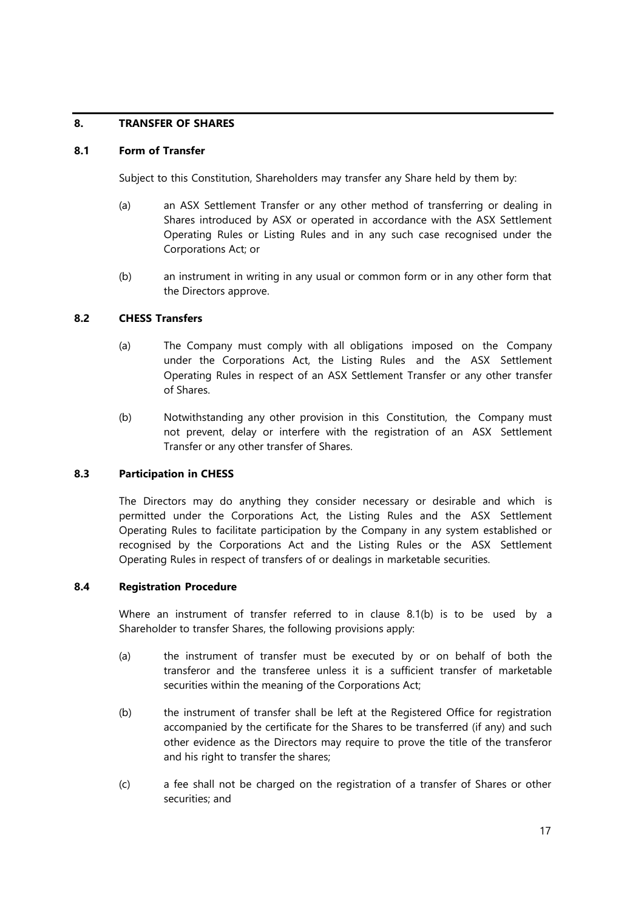## 8. TRANSFER OF SHARES

### 8.1 Form of Transfer

Subject to this Constitution, Shareholders may transfer any Share held by them by:

(a) an ASX Settlement Transfer or any other method of transferring or dealing in Shares introduced by ASX or operated in accordance with the ASX Settlement Operating Rules or Listing Rules and in any such case recognised under the Corporations Act; or

(b) an instrument in writing in any usual or common form or in any other form that the Directors approve.

### 8.2 CHESS Transfers

(a) The Company must comply with all obligations imposed on the Company under the Corporations Act, the Listing Rules and the ASX Settlement Operating Rules in respect of an ASX Settlement Transfer or any other transfer of Shares.

(b) Notwithstanding any other provision in this Constitution, the Company must not prevent, delay or interfere with the registration of an ASX Settlement Transfer or any other transfer of Shares.

### 8.3 Participation in CHESS

The Directors may do anything they consider necessary or desirable and which is permitted under the Corporations Act, the Listing Rules and the ASX Settlement Operating Rules to facilitate participation by the Company in any system established or recognised by the Corporations Act and the Listing Rules or the ASX Settlement Operating Rules in respect of transfers of or dealings in marketable securities.

### 8.4 Registration Procedure

Where an instrument of transfer referred to in clause 8.1(b) is to be used by a Shareholder to transfer Shares, the following provisions apply:

(a) the instrument of transfer must be executed by or on behalf of both the transferor and the transferee unless it is a sufficient transfer of marketable securities within the meaning of the Corporations Act;

(b) the instrument of transfer shall be left at the Registered Office for registration accompanied by the certificate for the Shares to be transferred (if any) and such other evidence as the Directors may require to prove the title of the transferor and his right to transfer the shares;

(c) a fee shall not be charged on the registration of a transfer of Shares or other securities; and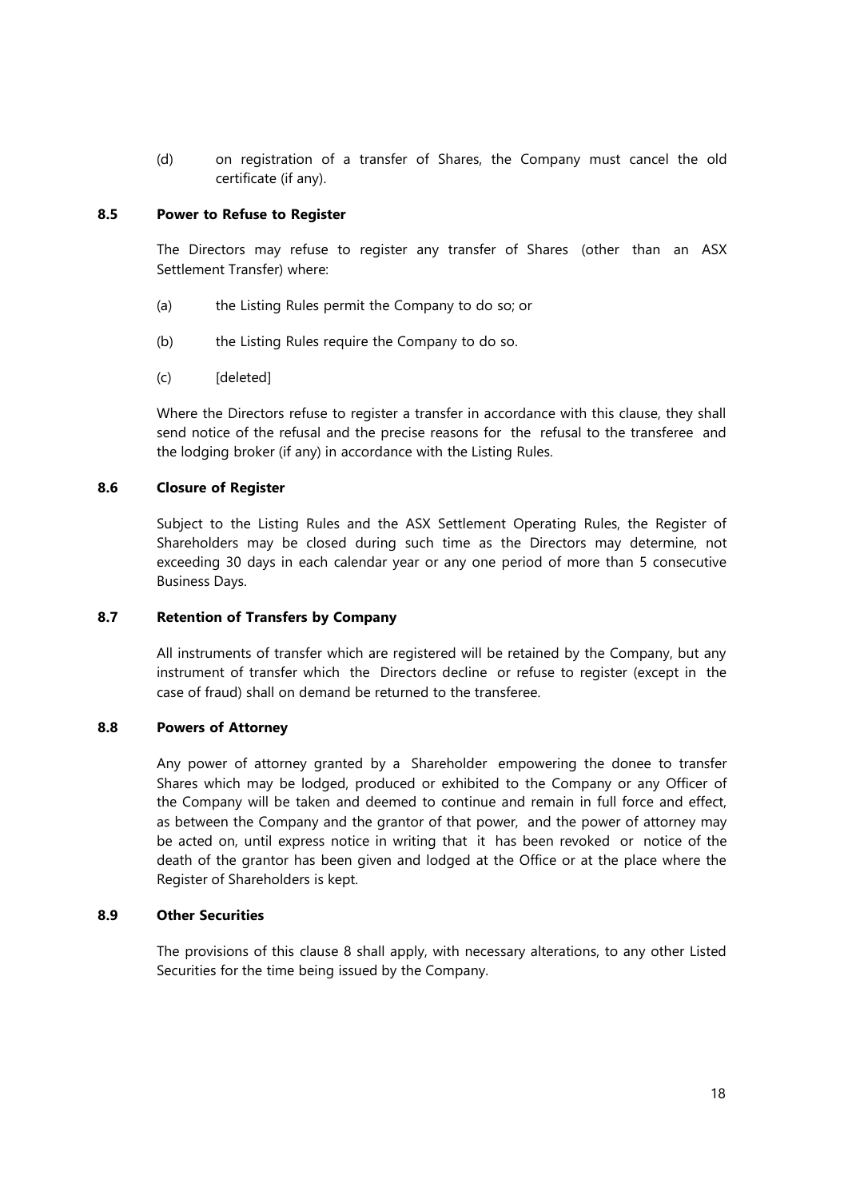(d) on registration of a transfer of Shares, the Company must cancel the old certificate (if any).

### 8.5 Power to Refuse to Register

The Directors may refuse to register any transfer of Shares (other than an ASX Settlement Transfer) where:

(a) the Listing Rules permit the Company to do so; or

(b) the Listing Rules require the Company to do so.

(c) [deleted]

Where the Directors refuse to register a transfer in accordance with this clause, they shall send notice of the refusal and the precise reasons for the refusal to the transferee and the lodging broker (if any) in accordance with the Listing Rules.

### 8.6 Closure of Register

Subject to the Listing Rules and the ASX Settlement Operating Rules, the Register of Shareholders may be closed during such time as the Directors may determine, not exceeding 30 days in each calendar year or any one period of more than 5 consecutive Business Days.

### 8.7 Retention of Transfers by Company

All instruments of transfer which are registered will be retained by the Company, but any instrument of transfer which the Directors decline or refuse to register (except in the case of fraud) shall on demand be returned to the transferee.

### 8.8 Powers of Attorney

Any power of attorney granted by a Shareholder empowering the donee to transfer Shares which may be lodged, produced or exhibited to the Company or any Officer of the Company will be taken and deemed to continue and remain in full force and effect, as between the Company and the grantor of that power, and the power of attorney may be acted on, until express notice in writing that it has been revoked or notice of the death of the grantor has been given and lodged at the Office or at the place where the Register of Shareholders is kept.

### 8.9 Other Securities

The provisions of this clause 8 shall apply, with necessary alterations, to any other Listed Securities for the time being issued by the Company.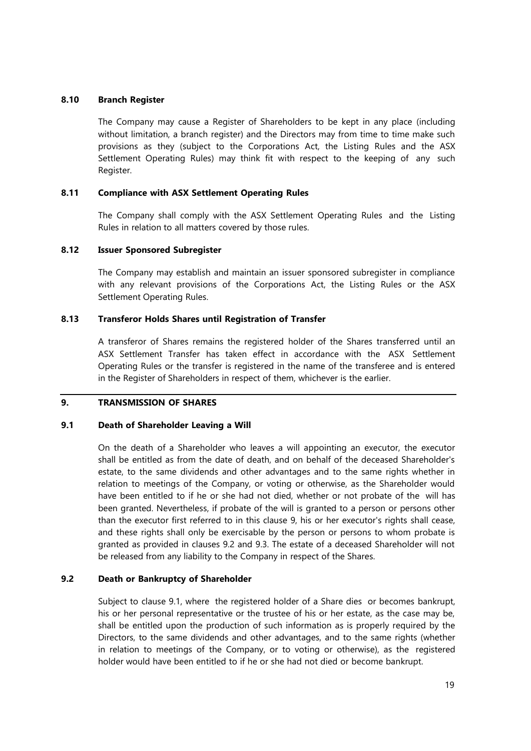#### 8.10 Branch Register

The Company may cause a Register of Shareholders to be kept in any place (including without limitation, a branch register) and the Directors may from time to time make such provisions as they (subject to the Corporations Act, the Listing Rules and the ASX Settlement Operating Rules) may think fit with respect to the keeping of any such Register.

#### 8.11 Compliance with ASX Settlement Operating Rules

The Company shall comply with the ASX Settlement Operating Rules and the Listing Rules in relation to all matters covered by those rules.

#### 8.12 Issuer Sponsored Subregister

The Company may establish and maintain an issuer sponsored subregister in compliance with any relevant provisions of the Corporations Act, the Listing Rules or the ASX Settlement Operating Rules.

#### 8.13 Transferor Holds Shares until Registration of Transfer

A transferor of Shares remains the registered holder of the Shares transferred until an ASX Settlement Transfer has taken effect in accordance with the ASX Settlement Operating Rules or the transfer is registered in the name of the transferee and is entered in the Register of Shareholders in respect of them, whichever is the earlier.

---

### 9. TRANSMISSION OF SHARES

#### 9.1 Death of Shareholder Leaving a Will

On the death of a Shareholder who leaves a will appointing an executor, the executor shall be entitled as from the date of death, and on behalf of the deceased Shareholder's estate, to the same dividends and other advantages and to the same rights whether in relation to meetings of the Company, or voting or otherwise, as the Shareholder would have been entitled to if he or she had not died, whether or not probate of the will has been granted. Nevertheless, if probate of the will is granted to a person or persons other than the executor first referred to in this clause 9, his or her executor's rights shall cease, and these rights shall only be exercisable by the person or persons to whom probate is granted as provided in clauses 9.2 and 9.3. The estate of a deceased Shareholder will not be released from any liability to the Company in respect of the Shares.

#### 9.2 Death or Bankruptcy of Shareholder

Subject to clause 9.1, where the registered holder of a Share dies or becomes bankrupt, his or her personal representative or the trustee of his or her estate, as the case may be, shall be entitled upon the production of such information as is properly required by the Directors, to the same dividends and other advantages, and to the same rights (whether in relation to meetings of the Company, or to voting or otherwise), as the registered holder would have been entitled to if he or she had not died or become bankrupt.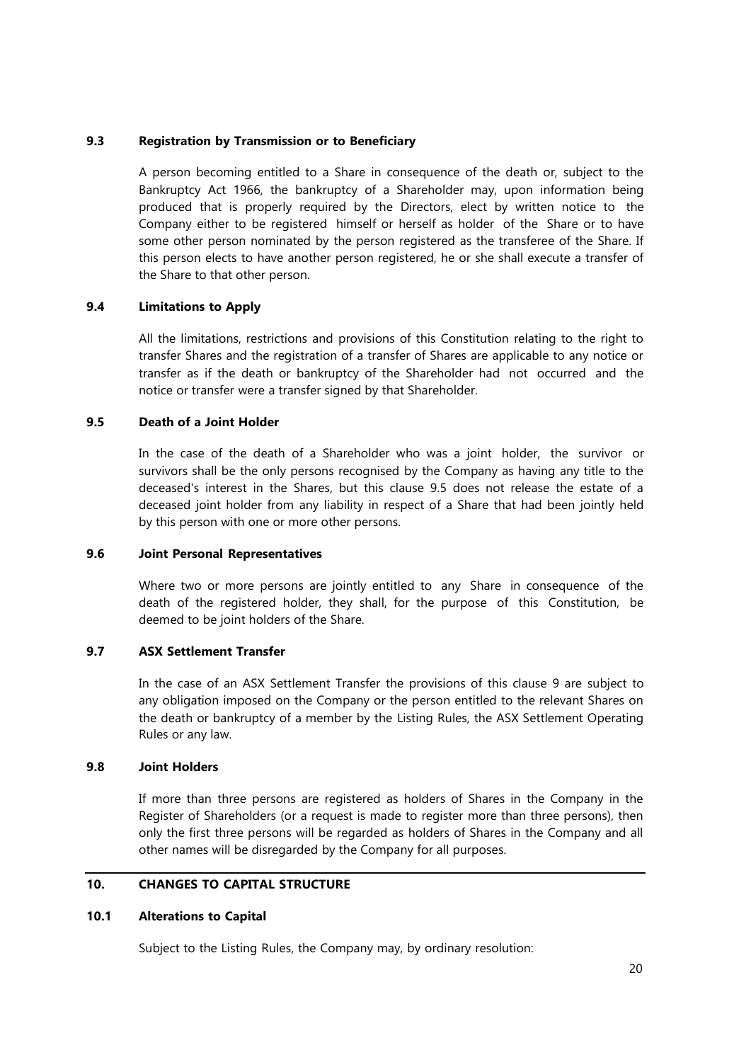### 9.3 Registration by Transmission or to Beneficiary

A person becoming entitled to a Share in consequence of the death or, subject to the Bankruptcy Act 1966, the bankruptcy of a Shareholder may, upon information being produced that is properly required by the Directors, elect by written notice to the Company either to be registered himself or herself as holder of the Share or to have some other person nominated by the person registered as the transferee of the Share. If this person elects to have another person registered, he or she shall execute a transfer of the Share to that other person.

### 9.4 Limitations to Apply

All the limitations, restrictions and provisions of this Constitution relating to the right to transfer Shares and the registration of a transfer of Shares are applicable to any notice or transfer as if the death or bankruptcy of the Shareholder had not occurred and the notice or transfer were a transfer signed by that Shareholder.

### 9.5 Death of a Joint Holder

In the case of the death of a Shareholder who was a joint holder, the survivor or survivors shall be the only persons recognised by the Company as having any title to the deceased's interest in the Shares, but this clause 9.5 does not release the estate of a deceased joint holder from any liability in respect of a Share that had been jointly held by this person with one or more other persons.

### 9.6 Joint Personal Representatives

Where two or more persons are jointly entitled to any Share in consequence of the death of the registered holder, they shall, for the purpose of this Constitution, be deemed to be joint holders of the Share.

### 9.7 ASX Settlement Transfer

In the case of an ASX Settlement Transfer the provisions of this clause 9 are subject to any obligation imposed on the Company or the person entitled to the relevant Shares on the death or bankruptcy of a member by the Listing Rules, the ASX Settlement Operating Rules or any law.

### 9.8 Joint Holders

If more than three persons are registered as holders of Shares in the Company in the Register of Shareholders (or a request is made to register more than three persons), then only the first three persons will be regarded as holders of Shares in the Company and all other names will be disregarded by the Company for all purposes.

## 10. CHANGES TO CAPITAL STRUCTURE

### 10.1 Alterations to Capital

Subject to the Listing Rules, the Company may, by ordinary resolution: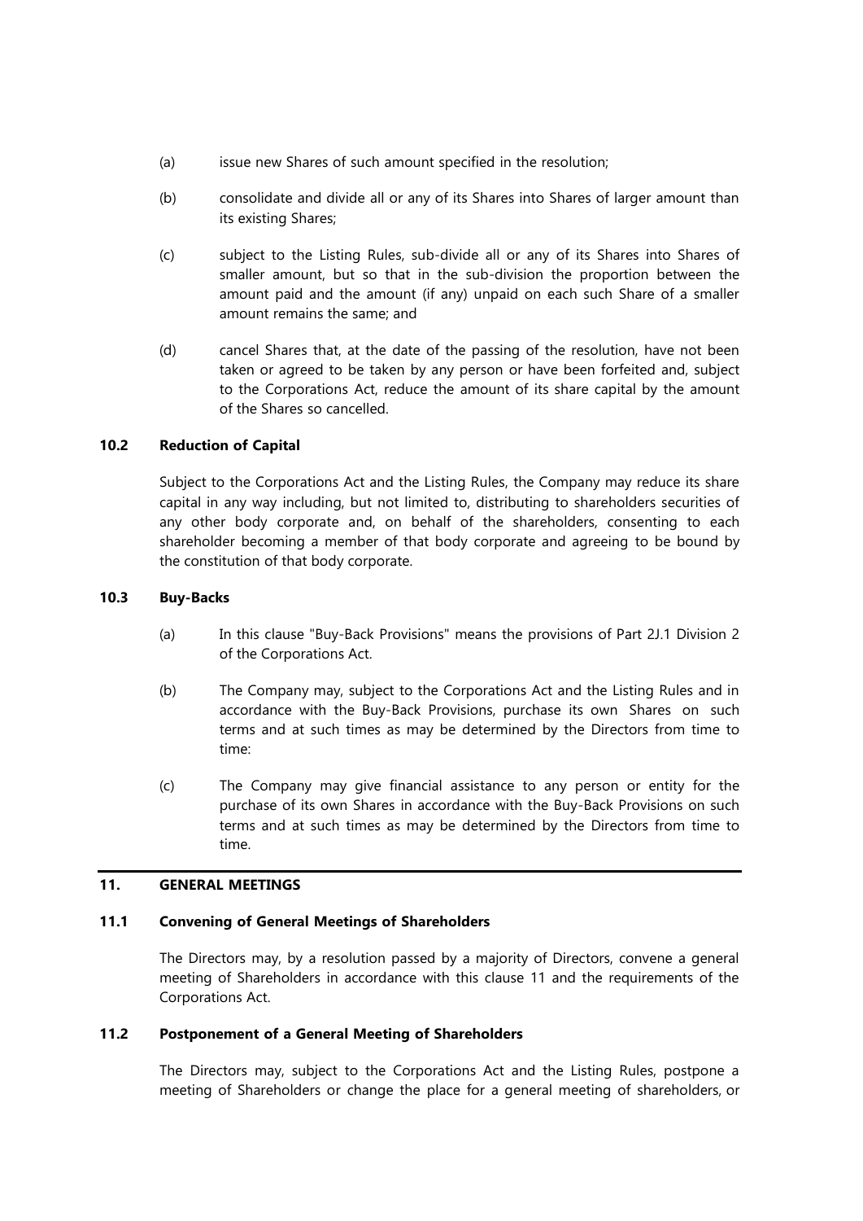(a) issue new Shares of such amount specified in the resolution;

(b) consolidate and divide all or any of its Shares into Shares of larger amount than its existing Shares;

(c) subject to the Listing Rules, sub-divide all or any of its Shares into Shares of smaller amount, but so that in the sub-division the proportion between the amount paid and the amount (if any) unpaid on each such Share of a smaller amount remains the same; and

(d) cancel Shares that, at the date of the passing of the resolution, have not been taken or agreed to be taken by any person or have been forfeited and, subject to the Corporations Act, reduce the amount of its share capital by the amount of the Shares so cancelled.

### 10.2 Reduction of Capital

Subject to the Corporations Act and the Listing Rules, the Company may reduce its share capital in any way including, but not limited to, distributing to shareholders securities of any other body corporate and, on behalf of the shareholders, consenting to each shareholder becoming a member of that body corporate and agreeing to be bound by the constitution of that body corporate.

### 10.3 Buy-Backs

(a) In this clause "Buy-Back Provisions" means the provisions of Part 2J.1 Division 2 of the Corporations Act.

(b) The Company may, subject to the Corporations Act and the Listing Rules and in accordance with the Buy-Back Provisions, purchase its own Shares on such terms and at such times as may be determined by the Directors from time to time:

(c) The Company may give financial assistance to any person or entity for the purchase of its own Shares in accordance with the Buy-Back Provisions on such terms and at such times as may be determined by the Directors from time to time.

## 11. GENERAL MEETINGS

### 11.1 Convening of General Meetings of Shareholders

The Directors may, by a resolution passed by a majority of Directors, convene a general meeting of Shareholders in accordance with this clause 11 and the requirements of the Corporations Act.

### 11.2 Postponement of a General Meeting of Shareholders

The Directors may, subject to the Corporations Act and the Listing Rules, postpone a meeting of Shareholders or change the place for a general meeting of shareholders, or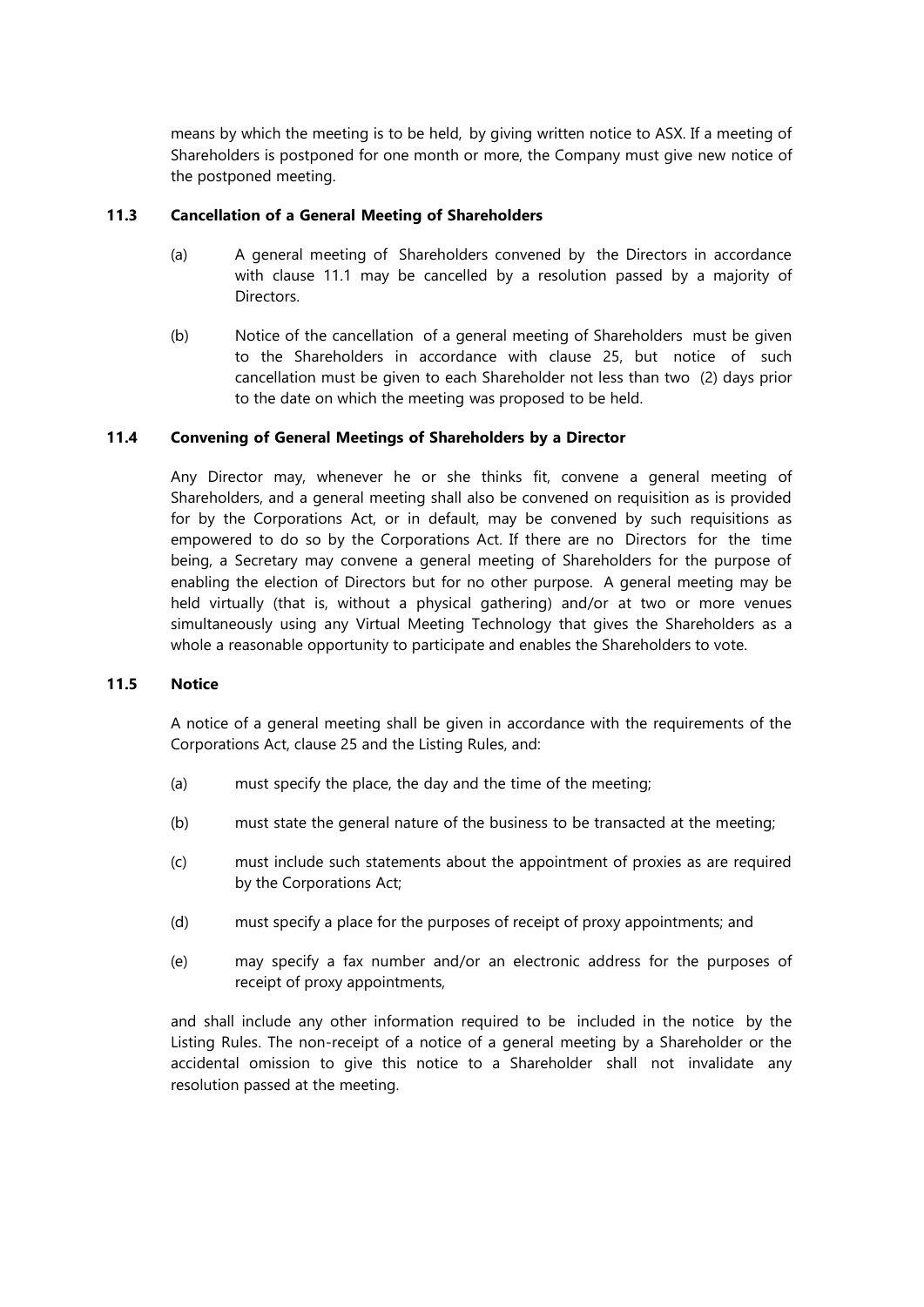means by which the meeting is to be held, by giving written notice to ASX. If a meeting of Shareholders is postponed for one month or more, the Company must give new notice of the postponed meeting.

### 11.3 Cancellation of a General Meeting of Shareholders

(a) A general meeting of Shareholders convened by the Directors in accordance with clause 11.1 may be cancelled by a resolution passed by a majority of Directors.

(b) Notice of the cancellation of a general meeting of Shareholders must be given to the Shareholders in accordance with clause 25, but notice of such cancellation must be given to each Shareholder not less than two (2) days prior to the date on which the meeting was proposed to be held.

### 11.4 Convening of General Meetings of Shareholders by a Director

Any Director may, whenever he or she thinks fit, convene a general meeting of Shareholders, and a general meeting shall also be convened on requisition as is provided for by the Corporations Act, or in default, may be convened by such requisitions as empowered to do so by the Corporations Act. If there are no Directors for the time being, a Secretary may convene a general meeting of Shareholders for the purpose of enabling the election of Directors but for no other purpose. A general meeting may be held virtually (that is, without a physical gathering) and/or at two or more venues simultaneously using any Virtual Meeting Technology that gives the Shareholders as a whole a reasonable opportunity to participate and enables the Shareholders to vote.

### 11.5 Notice

A notice of a general meeting shall be given in accordance with the requirements of the Corporations Act, clause 25 and the Listing Rules, and:

(a) must specify the place, the day and the time of the meeting;

(b) must state the general nature of the business to be transacted at the meeting;

(c) must include such statements about the appointment of proxies as are required by the Corporations Act;

(d) must specify a place for the purposes of receipt of proxy appointments; and

(e) may specify a fax number and/or an electronic address for the purposes of receipt of proxy appointments,

and shall include any other information required to be included in the notice by the Listing Rules. The non-receipt of a notice of a general meeting by a Shareholder or the accidental omission to give this notice to a Shareholder shall not invalidate any resolution passed at the meeting.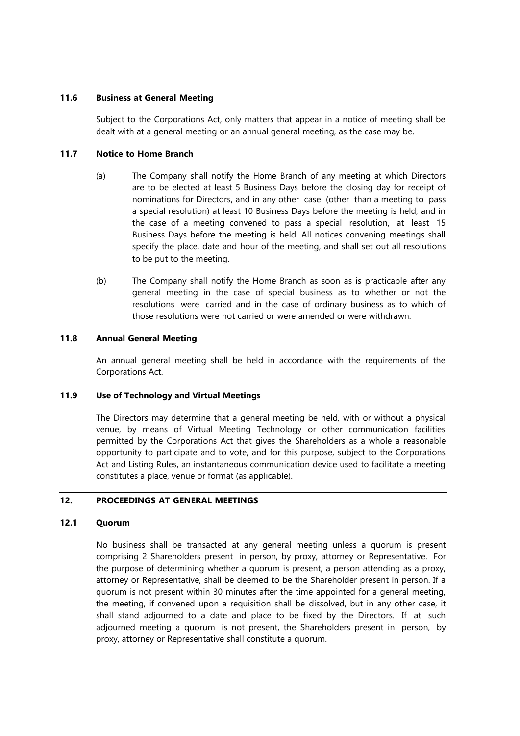### 11.6 Business at General Meeting

Subject to the Corporations Act, only matters that appear in a notice of meeting shall be dealt with at a general meeting or an annual general meeting, as the case may be.

### 11.7 Notice to Home Branch

(a) The Company shall notify the Home Branch of any meeting at which Directors are to be elected at least 5 Business Days before the closing day for receipt of nominations for Directors, and in any other case (other than a meeting to pass a special resolution) at least 10 Business Days before the meeting is held, and in the case of a meeting convened to pass a special resolution, at least 15 Business Days before the meeting is held. All notices convening meetings shall specify the place, date and hour of the meeting, and shall set out all resolutions to be put to the meeting.

(b) The Company shall notify the Home Branch as soon as is practicable after any general meeting in the case of special business as to whether or not the resolutions were carried and in the case of ordinary business as to which of those resolutions were not carried or were amended or were withdrawn.

### 11.8 Annual General Meeting

An annual general meeting shall be held in accordance with the requirements of the Corporations Act.

### 11.9 Use of Technology and Virtual Meetings

The Directors may determine that a general meeting be held, with or without a physical venue, by means of Virtual Meeting Technology or other communication facilities permitted by the Corporations Act that gives the Shareholders as a whole a reasonable opportunity to participate and to vote, and for this purpose, subject to the Corporations Act and Listing Rules, an instantaneous communication device used to facilitate a meeting constitutes a place, venue or format (as applicable).

## 12. PROCEEDINGS AT GENERAL MEETINGS

### 12.1 Quorum

No business shall be transacted at any general meeting unless a quorum is present comprising 2 Shareholders present in person, by proxy, attorney or Representative. For the purpose of determining whether a quorum is present, a person attending as a proxy, attorney or Representative, shall be deemed to be the Shareholder present in person. If a quorum is not present within 30 minutes after the time appointed for a general meeting, the meeting, if convened upon a requisition shall be dissolved, but in any other case, it shall stand adjourned to a date and place to be fixed by the Directors. If at such adjourned meeting a quorum is not present, the Shareholders present in person, by proxy, attorney or Representative shall constitute a quorum.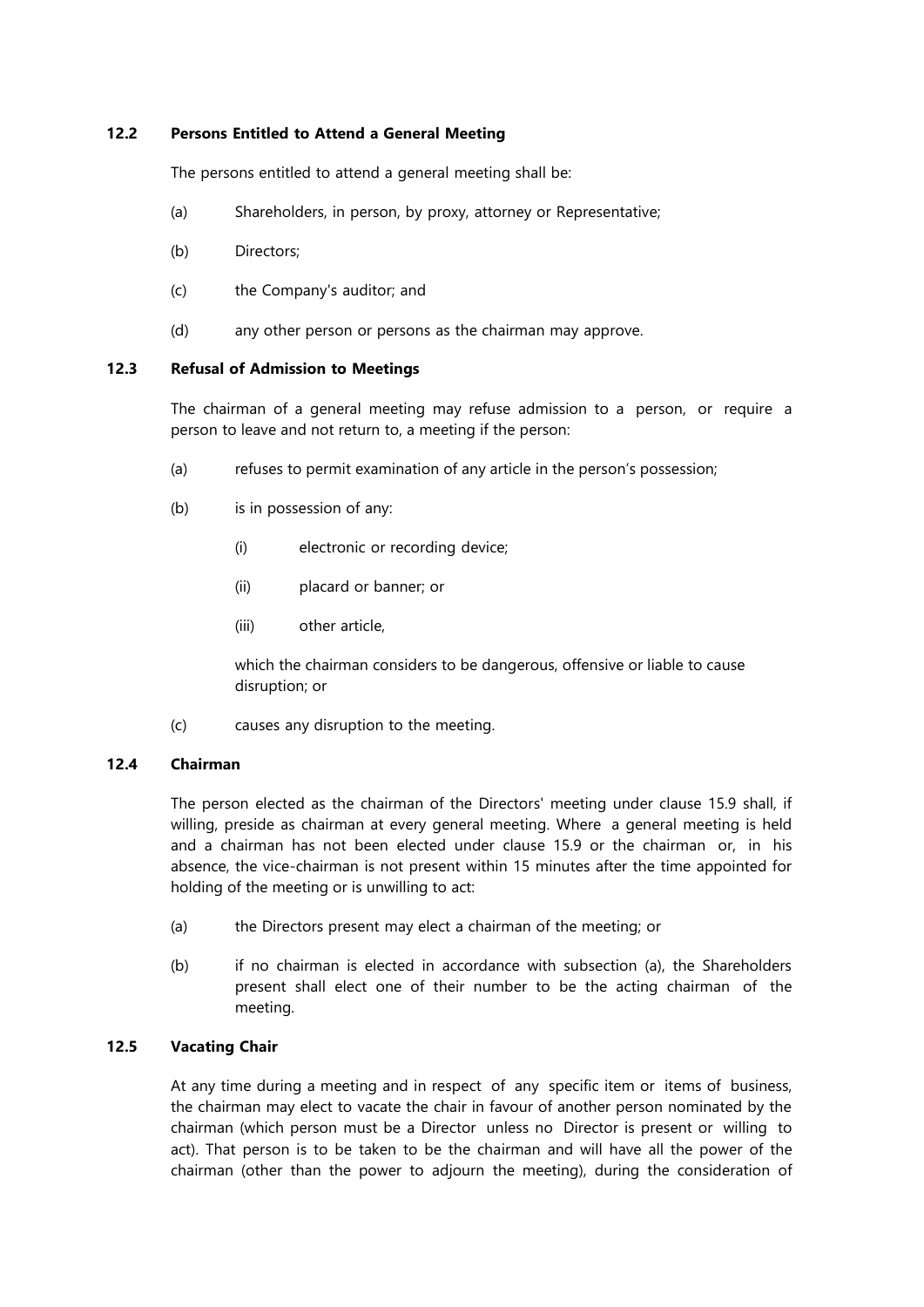### 12.2 Persons Entitled to Attend a General Meeting

The persons entitled to attend a general meeting shall be:

(a) Shareholders, in person, by proxy, attorney or Representative;

(b) Directors;

(c) the Company's auditor; and

(d) any other person or persons as the chairman may approve.

### 12.3 Refusal of Admission to Meetings

The chairman of a general meeting may refuse admission to a person, or require a person to leave and not return to, a meeting if the person:

(a) refuses to permit examination of any article in the person's possession;

(b) is in possession of any:

  (i) electronic or recording device;

  (ii) placard or banner; or

  (iii) other article,

  which the chairman considers to be dangerous, offensive or liable to cause disruption; or

(c) causes any disruption to the meeting.

### 12.4 Chairman

The person elected as the chairman of the Directors' meeting under clause 15.9 shall, if willing, preside as chairman at every general meeting. Where a general meeting is held and a chairman has not been elected under clause 15.9 or the chairman or, in his absence, the vice-chairman is not present within 15 minutes after the time appointed for holding of the meeting or is unwilling to act:

(a) the Directors present may elect a chairman of the meeting; or

(b) if no chairman is elected in accordance with subsection (a), the Shareholders present shall elect one of their number to be the acting chairman of the meeting.

### 12.5 Vacating Chair

At any time during a meeting and in respect of any specific item or items of business, the chairman may elect to vacate the chair in favour of another person nominated by the chairman (which person must be a Director unless no Director is present or willing to act). That person is to be taken to be the chairman and will have all the power of the chairman (other than the power to adjourn the meeting), during the consideration of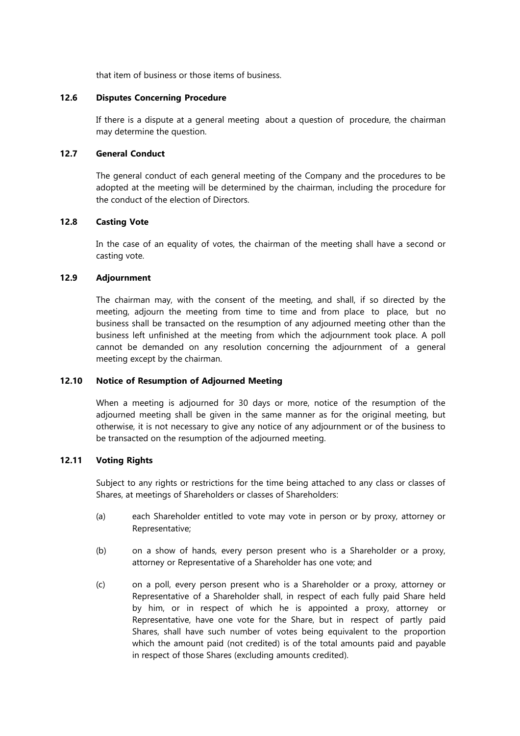that item of business or those items of business.

### 12.6 Disputes Concerning Procedure

If there is a dispute at a general meeting about a question of procedure, the chairman may determine the question.

### 12.7 General Conduct

The general conduct of each general meeting of the Company and the procedures to be adopted at the meeting will be determined by the chairman, including the procedure for the conduct of the election of Directors.

### 12.8 Casting Vote

In the case of an equality of votes, the chairman of the meeting shall have a second or casting vote.

### 12.9 Adjournment

The chairman may, with the consent of the meeting, and shall, if so directed by the meeting, adjourn the meeting from time to time and from place to place, but no business shall be transacted on the resumption of any adjourned meeting other than the business left unfinished at the meeting from which the adjournment took place. A poll cannot be demanded on any resolution concerning the adjournment of a general meeting except by the chairman.

### 12.10 Notice of Resumption of Adjourned Meeting

When a meeting is adjourned for 30 days or more, notice of the resumption of the adjourned meeting shall be given in the same manner as for the original meeting, but otherwise, it is not necessary to give any notice of any adjournment or of the business to be transacted on the resumption of the adjourned meeting.

### 12.11 Voting Rights

Subject to any rights or restrictions for the time being attached to any class or classes of Shares, at meetings of Shareholders or classes of Shareholders:

(a) each Shareholder entitled to vote may vote in person or by proxy, attorney or Representative;

(b) on a show of hands, every person present who is a Shareholder or a proxy, attorney or Representative of a Shareholder has one vote; and

(c) on a poll, every person present who is a Shareholder or a proxy, attorney or Representative of a Shareholder shall, in respect of each fully paid Share held by him, or in respect of which he is appointed a proxy, attorney or Representative, have one vote for the Share, but in respect of partly paid Shares, shall have such number of votes being equivalent to the proportion which the amount paid (not credited) is of the total amounts paid and payable in respect of those Shares (excluding amounts credited).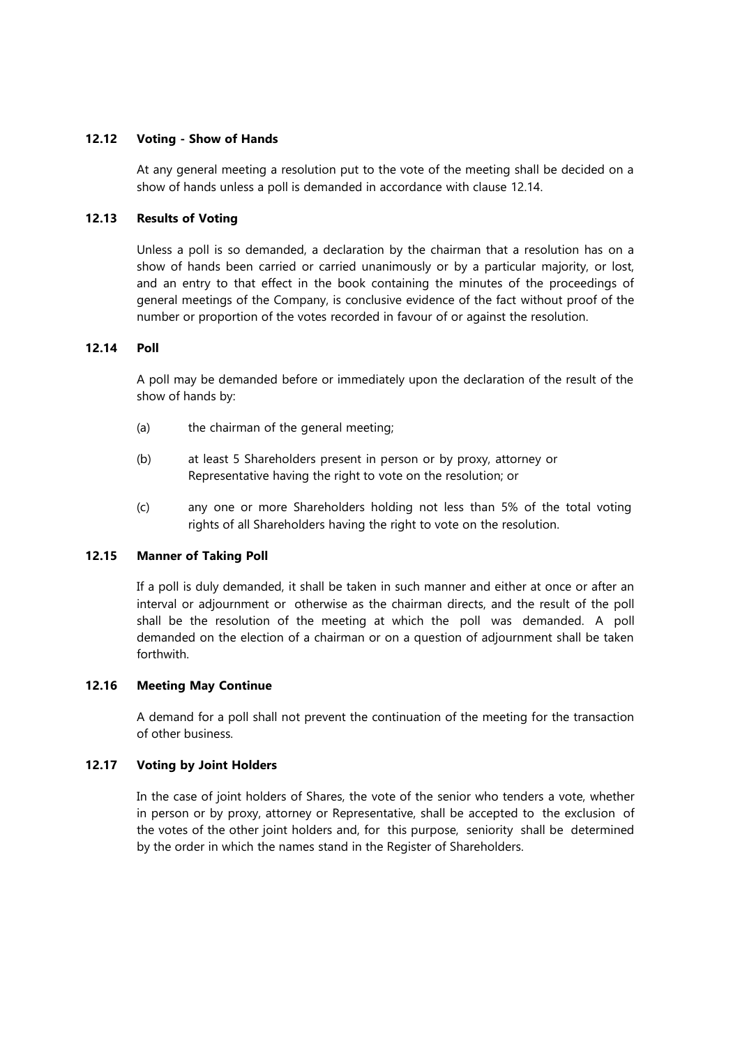### 12.12 Voting - Show of Hands

At any general meeting a resolution put to the vote of the meeting shall be decided on a show of hands unless a poll is demanded in accordance with clause 12.14.

### 12.13 Results of Voting

Unless a poll is so demanded, a declaration by the chairman that a resolution has on a show of hands been carried or carried unanimously or by a particular majority, or lost, and an entry to that effect in the book containing the minutes of the proceedings of general meetings of the Company, is conclusive evidence of the fact without proof of the number or proportion of the votes recorded in favour of or against the resolution.

### 12.14 Poll

A poll may be demanded before or immediately upon the declaration of the result of the show of hands by:

(a) the chairman of the general meeting;

(b) at least 5 Shareholders present in person or by proxy, attorney or Representative having the right to vote on the resolution; or

(c) any one or more Shareholders holding not less than 5% of the total voting rights of all Shareholders having the right to vote on the resolution.

### 12.15 Manner of Taking Poll

If a poll is duly demanded, it shall be taken in such manner and either at once or after an interval or adjournment or otherwise as the chairman directs, and the result of the poll shall be the resolution of the meeting at which the poll was demanded. A poll demanded on the election of a chairman or on a question of adjournment shall be taken forthwith.

### 12.16 Meeting May Continue

A demand for a poll shall not prevent the continuation of the meeting for the transaction of other business.

### 12.17 Voting by Joint Holders

In the case of joint holders of Shares, the vote of the senior who tenders a vote, whether in person or by proxy, attorney or Representative, shall be accepted to the exclusion of the votes of the other joint holders and, for this purpose, seniority shall be determined by the order in which the names stand in the Register of Shareholders.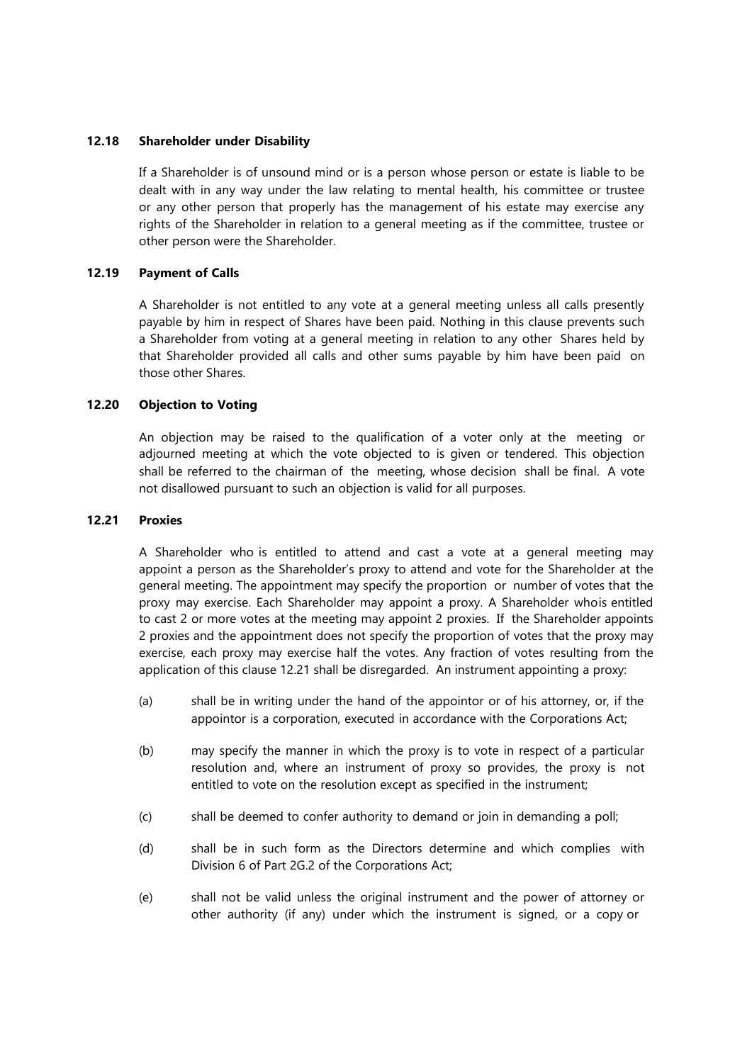### 12.18 Shareholder under Disability

If a Shareholder is of unsound mind or is a person whose person or estate is liable to be dealt with in any way under the law relating to mental health, his committee or trustee or any other person that properly has the management of his estate may exercise any rights of the Shareholder in relation to a general meeting as if the committee, trustee or other person were the Shareholder.

### 12.19 Payment of Calls

A Shareholder is not entitled to any vote at a general meeting unless all calls presently payable by him in respect of Shares have been paid. Nothing in this clause prevents such a Shareholder from voting at a general meeting in relation to any other Shares held by that Shareholder provided all calls and other sums payable by him have been paid on those other Shares.

### 12.20 Objection to Voting

An objection may be raised to the qualification of a voter only at the meeting or adjourned meeting at which the vote objected to is given or tendered. This objection shall be referred to the chairman of the meeting, whose decision shall be final. A vote not disallowed pursuant to such an objection is valid for all purposes.

### 12.21 Proxies

A Shareholder who is entitled to attend and cast a vote at a general meeting may appoint a person as the Shareholder's proxy to attend and vote for the Shareholder at the general meeting. The appointment may specify the proportion or number of votes that the proxy may exercise. Each Shareholder may appoint a proxy. A Shareholder whois entitled to cast 2 or more votes at the meeting may appoint 2 proxies. If the Shareholder appoints 2 proxies and the appointment does not specify the proportion of votes that the proxy may exercise, each proxy may exercise half the votes. Any fraction of votes resulting from the application of this clause 12.21 shall be disregarded. An instrument appointing a proxy:

(a) shall be in writing under the hand of the appointor or of his attorney, or, if the appointor is a corporation, executed in accordance with the Corporations Act;

(b) may specify the manner in which the proxy is to vote in respect of a particular resolution and, where an instrument of proxy so provides, the proxy is not entitled to vote on the resolution except as specified in the instrument;

(c) shall be deemed to confer authority to demand or join in demanding a poll;

(d) shall be in such form as the Directors determine and which complies with Division 6 of Part 2G.2 of the Corporations Act;

(e) shall not be valid unless the original instrument and the power of attorney or other authority (if any) under which the instrument is signed, or a copy or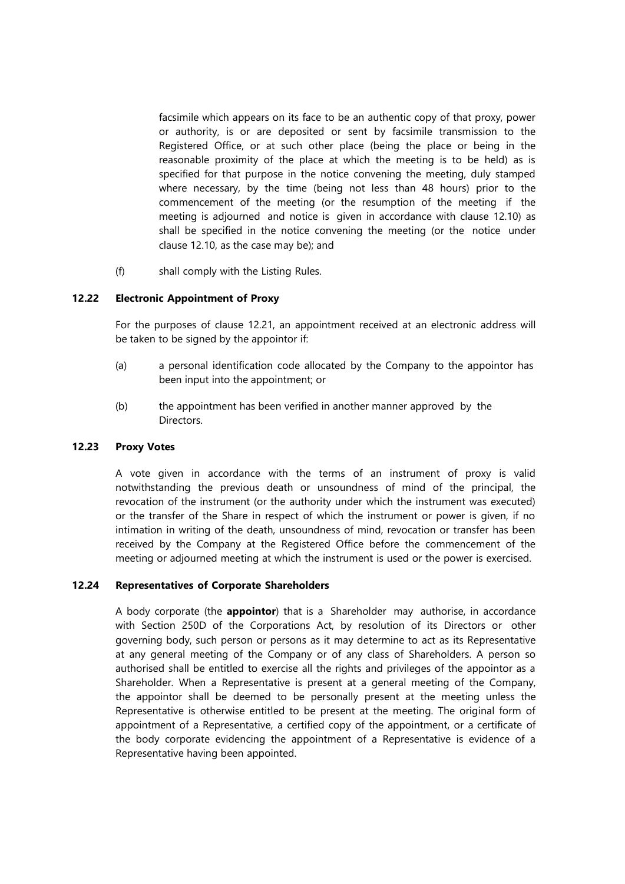facsimile which appears on its face to be an authentic copy of that proxy, power or authority, is or are deposited or sent by facsimile transmission to the Registered Office, or at such other place (being the place or being in the reasonable proximity of the place at which the meeting is to be held) as is specified for that purpose in the notice convening the meeting, duly stamped where necessary, by the time (being not less than 48 hours) prior to the commencement of the meeting (or the resumption of the meeting if the meeting is adjourned and notice is given in accordance with clause 12.10) as shall be specified in the notice convening the meeting (or the notice under clause 12.10, as the case may be); and

(f) shall comply with the Listing Rules.

### 12.22 Electronic Appointment of Proxy

For the purposes of clause 12.21, an appointment received at an electronic address will be taken to be signed by the appointor if:

(a) a personal identification code allocated by the Company to the appointor has been input into the appointment; or

(b) the appointment has been verified in another manner approved by the Directors.

### 12.23 Proxy Votes

A vote given in accordance with the terms of an instrument of proxy is valid notwithstanding the previous death or unsoundness of mind of the principal, the revocation of the instrument (or the authority under which the instrument was executed) or the transfer of the Share in respect of which the instrument or power is given, if no intimation in writing of the death, unsoundness of mind, revocation or transfer has been received by the Company at the Registered Office before the commencement of the meeting or adjourned meeting at which the instrument is used or the power is exercised.

### 12.24 Representatives of Corporate Shareholders

A body corporate (the **appointor**) that is a Shareholder may authorise, in accordance with Section 250D of the Corporations Act, by resolution of its Directors or other governing body, such person or persons as it may determine to act as its Representative at any general meeting of the Company or of any class of Shareholders. A person so authorised shall be entitled to exercise all the rights and privileges of the appointor as a Shareholder. When a Representative is present at a general meeting of the Company, the appointor shall be deemed to be personally present at the meeting unless the Representative is otherwise entitled to be present at the meeting. The original form of appointment of a Representative, a certified copy of the appointment, or a certificate of the body corporate evidencing the appointment of a Representative is evidence of a Representative having been appointed.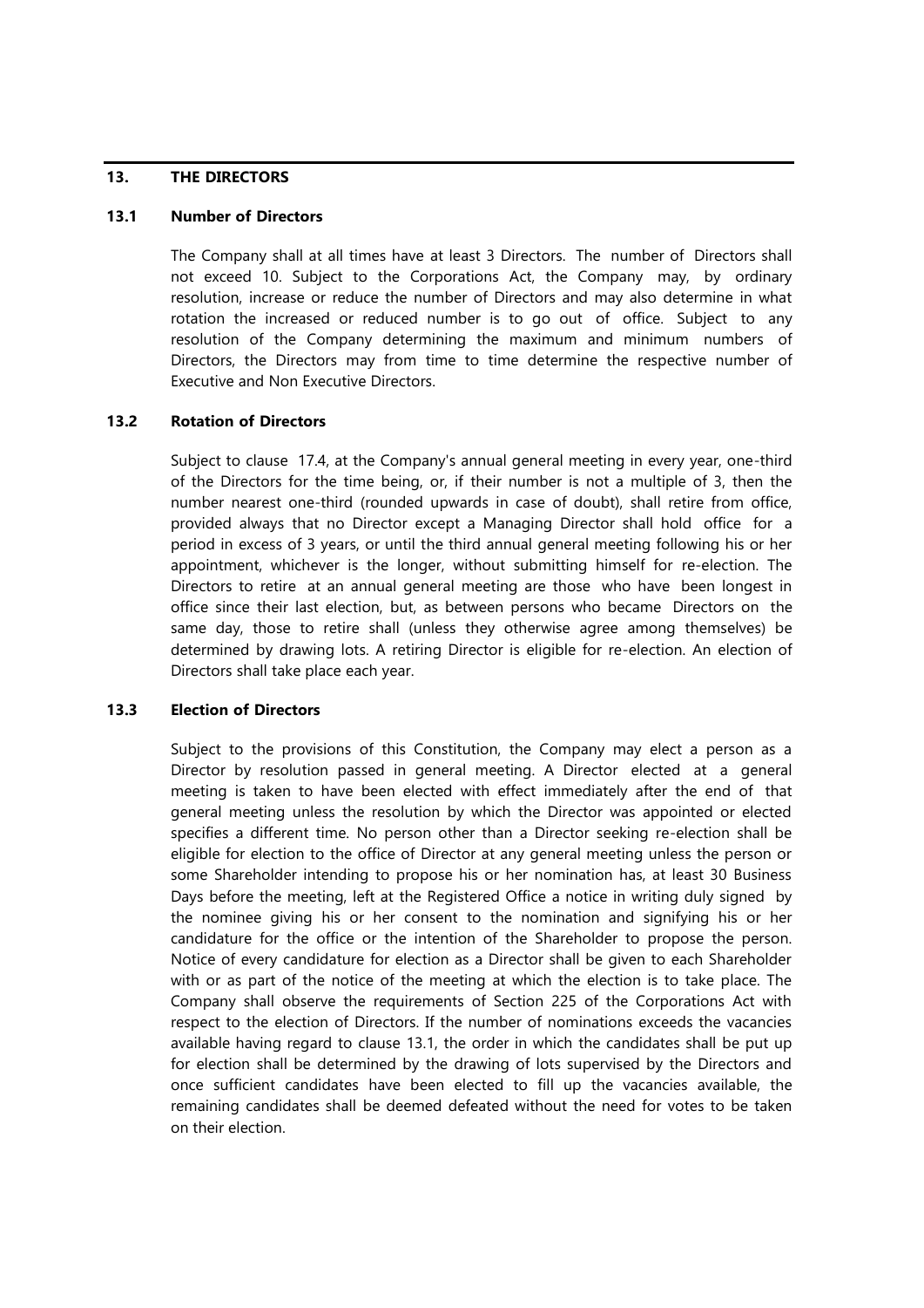## 13. THE DIRECTORS

### 13.1 Number of Directors

The Company shall at all times have at least 3 Directors. The number of Directors shall not exceed 10. Subject to the Corporations Act, the Company may, by ordinary resolution, increase or reduce the number of Directors and may also determine in what rotation the increased or reduced number is to go out of office. Subject to any resolution of the Company determining the maximum and minimum numbers of Directors, the Directors may from time to time determine the respective number of Executive and Non Executive Directors.

### 13.2 Rotation of Directors

Subject to clause 17.4, at the Company's annual general meeting in every year, one-third of the Directors for the time being, or, if their number is not a multiple of 3, then the number nearest one-third (rounded upwards in case of doubt), shall retire from office, provided always that no Director except a Managing Director shall hold office for a period in excess of 3 years, or until the third annual general meeting following his or her appointment, whichever is the longer, without submitting himself for re-election. The Directors to retire at an annual general meeting are those who have been longest in office since their last election, but, as between persons who became Directors on the same day, those to retire shall (unless they otherwise agree among themselves) be determined by drawing lots. A retiring Director is eligible for re-election. An election of Directors shall take place each year.

### 13.3 Election of Directors

Subject to the provisions of this Constitution, the Company may elect a person as a Director by resolution passed in general meeting. A Director elected at a general meeting is taken to have been elected with effect immediately after the end of that general meeting unless the resolution by which the Director was appointed or elected specifies a different time. No person other than a Director seeking re-election shall be eligible for election to the office of Director at any general meeting unless the person or some Shareholder intending to propose his or her nomination has, at least 30 Business Days before the meeting, left at the Registered Office a notice in writing duly signed by the nominee giving his or her consent to the nomination and signifying his or her candidature for the office or the intention of the Shareholder to propose the person. Notice of every candidature for election as a Director shall be given to each Shareholder with or as part of the notice of the meeting at which the election is to take place. The Company shall observe the requirements of Section 225 of the Corporations Act with respect to the election of Directors. If the number of nominations exceeds the vacancies available having regard to clause 13.1, the order in which the candidates shall be put up for election shall be determined by the drawing of lots supervised by the Directors and once sufficient candidates have been elected to fill up the vacancies available, the remaining candidates shall be deemed defeated without the need for votes to be taken on their election.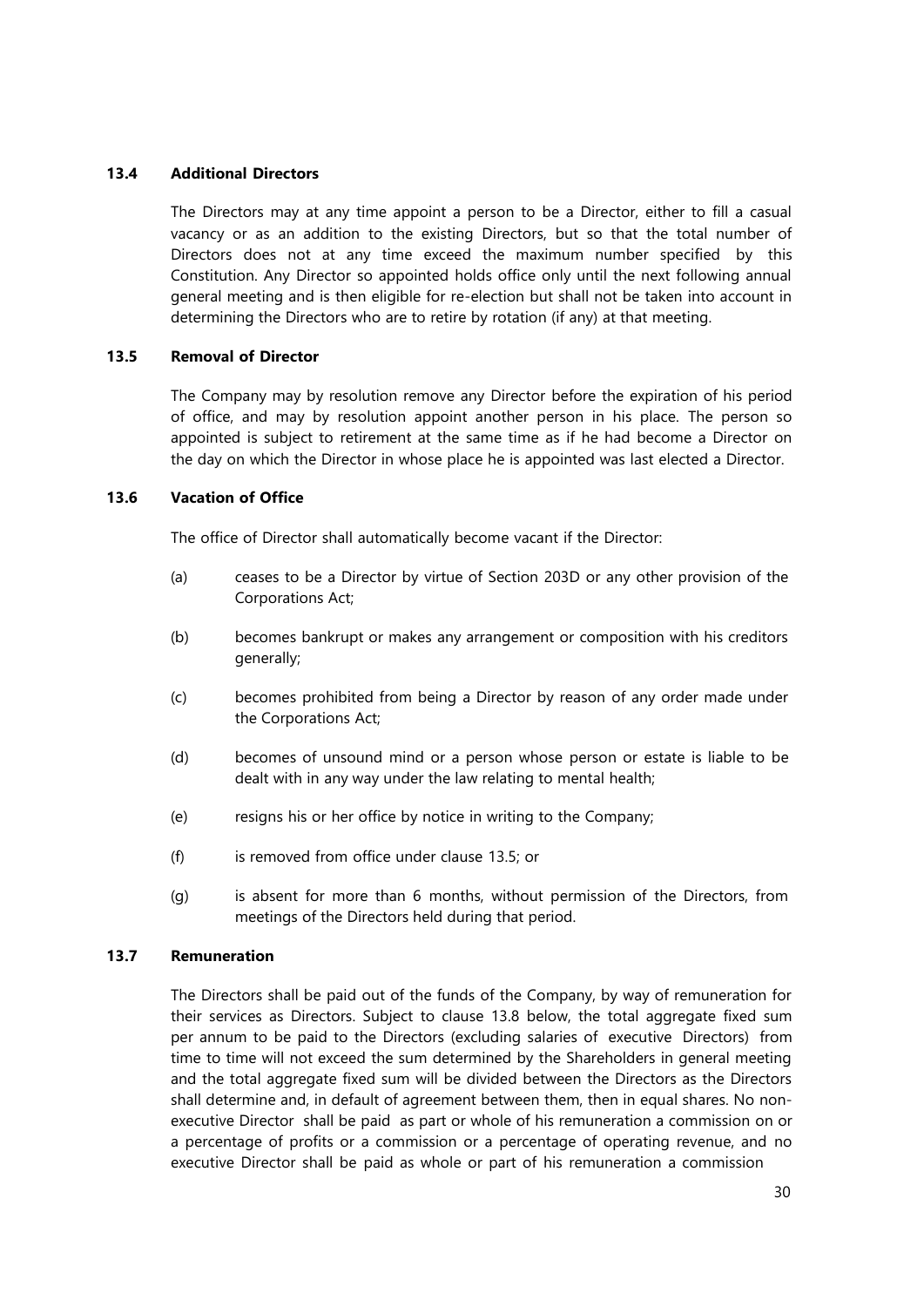### 13.4 Additional Directors

The Directors may at any time appoint a person to be a Director, either to fill a casual vacancy or as an addition to the existing Directors, but so that the total number of Directors does not at any time exceed the maximum number specified by this Constitution. Any Director so appointed holds office only until the next following annual general meeting and is then eligible for re-election but shall not be taken into account in determining the Directors who are to retire by rotation (if any) at that meeting.

### 13.5 Removal of Director

The Company may by resolution remove any Director before the expiration of his period of office, and may by resolution appoint another person in his place. The person so appointed is subject to retirement at the same time as if he had become a Director on the day on which the Director in whose place he is appointed was last elected a Director.

### 13.6 Vacation of Office

The office of Director shall automatically become vacant if the Director:

(a) ceases to be a Director by virtue of Section 203D or any other provision of the Corporations Act;

(b) becomes bankrupt or makes any arrangement or composition with his creditors generally;

(c) becomes prohibited from being a Director by reason of any order made under the Corporations Act;

(d) becomes of unsound mind or a person whose person or estate is liable to be dealt with in any way under the law relating to mental health;

(e) resigns his or her office by notice in writing to the Company;

(f) is removed from office under clause 13.5; or

(g) is absent for more than 6 months, without permission of the Directors, from meetings of the Directors held during that period.

### 13.7 Remuneration

The Directors shall be paid out of the funds of the Company, by way of remuneration for their services as Directors. Subject to clause 13.8 below, the total aggregate fixed sum per annum to be paid to the Directors (excluding salaries of executive Directors) from time to time will not exceed the sum determined by the Shareholders in general meeting and the total aggregate fixed sum will be divided between the Directors as the Directors shall determine and, in default of agreement between them, then in equal shares. No non-executive Director shall be paid as part or whole of his remuneration a commission on or a percentage of profits or a commission or a percentage of operating revenue, and no executive Director shall be paid as whole or part of his remuneration a commission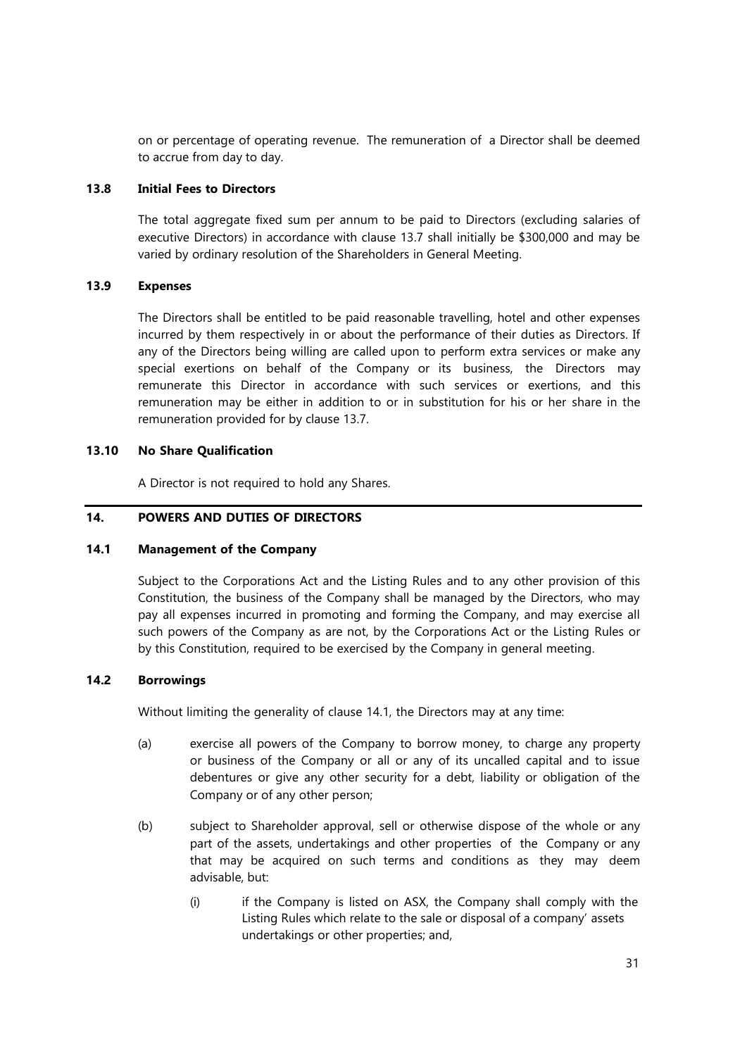on or percentage of operating revenue. The remuneration of a Director shall be deemed to accrue from day to day.

### 13.8 Initial Fees to Directors

The total aggregate fixed sum per annum to be paid to Directors (excluding salaries of executive Directors) in accordance with clause 13.7 shall initially be $300,000 and may be varied by ordinary resolution of the Shareholders in General Meeting.

### 13.9 Expenses

The Directors shall be entitled to be paid reasonable travelling, hotel and other expenses incurred by them respectively in or about the performance of their duties as Directors. If any of the Directors being willing are called upon to perform extra services or make any special exertions on behalf of the Company or its business, the Directors may remunerate this Director in accordance with such services or exertions, and this remuneration may be either in addition to or in substitution for his or her share in the remuneration provided for by clause 13.7.

### 13.10 No Share Qualification

A Director is not required to hold any Shares.

## 14. POWERS AND DUTIES OF DIRECTORS

### 14.1 Management of the Company

Subject to the Corporations Act and the Listing Rules and to any other provision of this Constitution, the business of the Company shall be managed by the Directors, who may pay all expenses incurred in promoting and forming the Company, and may exercise all such powers of the Company as are not, by the Corporations Act or the Listing Rules or by this Constitution, required to be exercised by the Company in general meeting.

### 14.2 Borrowings

Without limiting the generality of clause 14.1, the Directors may at any time:

(a) exercise all powers of the Company to borrow money, to charge any property or business of the Company or all or any of its uncalled capital and to issue debentures or give any other security for a debt, liability or obligation of the Company or of any other person;

(b) subject to Shareholder approval, sell or otherwise dispose of the whole or any part of the assets, undertakings and other properties of the Company or any that may be acquired on such terms and conditions as they may deem advisable, but:

   (i) if the Company is listed on ASX, the Company shall comply with the Listing Rules which relate to the sale or disposal of a company' assets undertakings or other properties; and,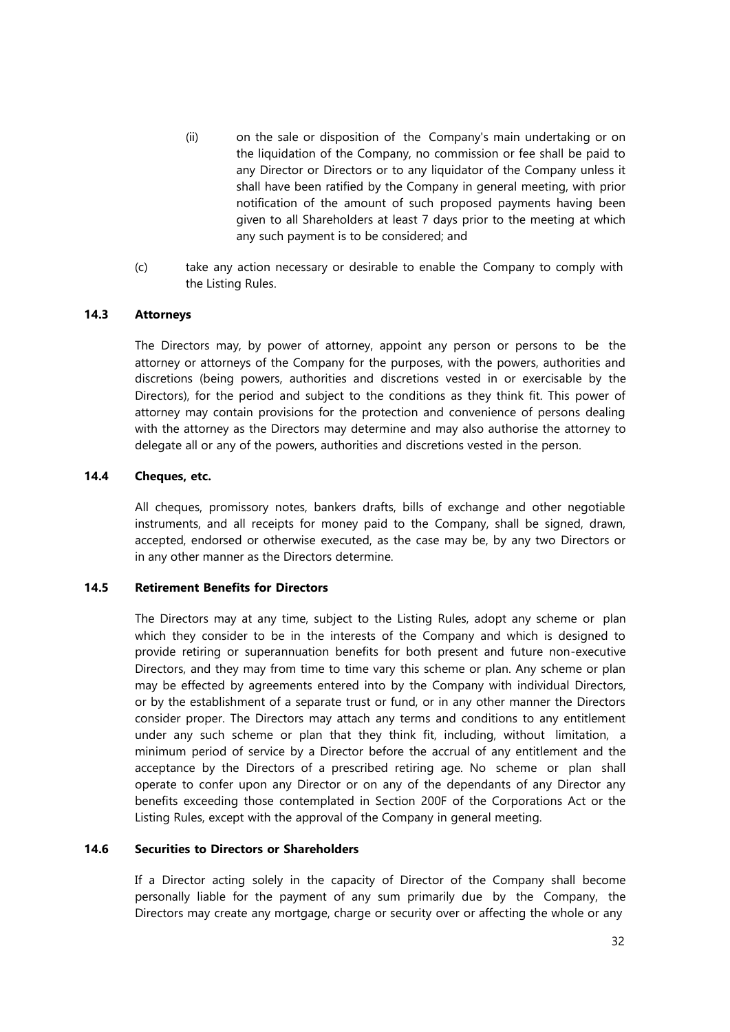(ii) on the sale or disposition of the Company's main undertaking or on the liquidation of the Company, no commission or fee shall be paid to any Director or Directors or to any liquidator of the Company unless it shall have been ratified by the Company in general meeting, with prior notification of the amount of such proposed payments having been given to all Shareholders at least 7 days prior to the meeting at which any such payment is to be considered; and

(c) take any action necessary or desirable to enable the Company to comply with the Listing Rules.

### 14.3 Attorneys

The Directors may, by power of attorney, appoint any person or persons to be the attorney or attorneys of the Company for the purposes, with the powers, authorities and discretions (being powers, authorities and discretions vested in or exercisable by the Directors), for the period and subject to the conditions as they think fit. This power of attorney may contain provisions for the protection and convenience of persons dealing with the attorney as the Directors may determine and may also authorise the attorney to delegate all or any of the powers, authorities and discretions vested in the person.

### 14.4 Cheques, etc.

All cheques, promissory notes, bankers drafts, bills of exchange and other negotiable instruments, and all receipts for money paid to the Company, shall be signed, drawn, accepted, endorsed or otherwise executed, as the case may be, by any two Directors or in any other manner as the Directors determine.

### 14.5 Retirement Benefits for Directors

The Directors may at any time, subject to the Listing Rules, adopt any scheme or plan which they consider to be in the interests of the Company and which is designed to provide retiring or superannuation benefits for both present and future non-executive Directors, and they may from time to time vary this scheme or plan. Any scheme or plan may be effected by agreements entered into by the Company with individual Directors, or by the establishment of a separate trust or fund, or in any other manner the Directors consider proper. The Directors may attach any terms and conditions to any entitlement under any such scheme or plan that they think fit, including, without limitation, a minimum period of service by a Director before the accrual of any entitlement and the acceptance by the Directors of a prescribed retiring age. No scheme or plan shall operate to confer upon any Director or on any of the dependants of any Director any benefits exceeding those contemplated in Section 200F of the Corporations Act or the Listing Rules, except with the approval of the Company in general meeting.

### 14.6 Securities to Directors or Shareholders

If a Director acting solely in the capacity of Director of the Company shall become personally liable for the payment of any sum primarily due by the Company, the Directors may create any mortgage, charge or security over or affecting the whole or any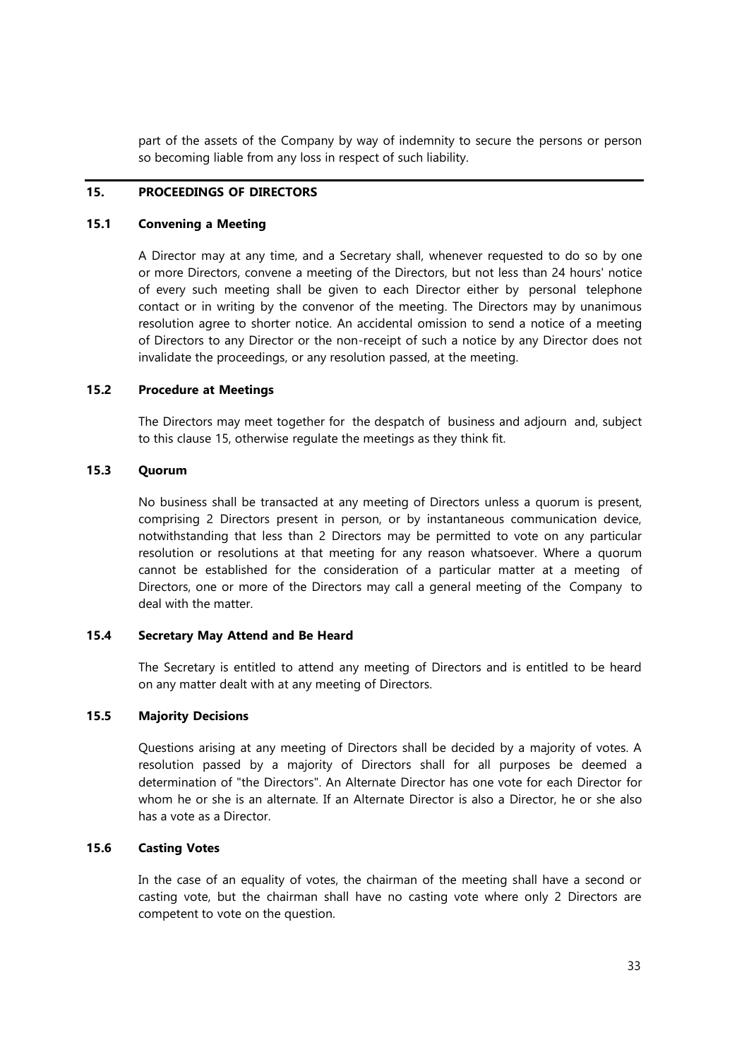part of the assets of the Company by way of indemnity to secure the persons or person so becoming liable from any loss in respect of such liability.

## 15. PROCEEDINGS OF DIRECTORS

### 15.1 Convening a Meeting

A Director may at any time, and a Secretary shall, whenever requested to do so by one or more Directors, convene a meeting of the Directors, but not less than 24 hours' notice of every such meeting shall be given to each Director either by personal telephone contact or in writing by the convenor of the meeting. The Directors may by unanimous resolution agree to shorter notice. An accidental omission to send a notice of a meeting of Directors to any Director or the non-receipt of such a notice by any Director does not invalidate the proceedings, or any resolution passed, at the meeting.

### 15.2 Procedure at Meetings

The Directors may meet together for the despatch of business and adjourn and, subject to this clause 15, otherwise regulate the meetings as they think fit.

### 15.3 Quorum

No business shall be transacted at any meeting of Directors unless a quorum is present, comprising 2 Directors present in person, or by instantaneous communication device, notwithstanding that less than 2 Directors may be permitted to vote on any particular resolution or resolutions at that meeting for any reason whatsoever. Where a quorum cannot be established for the consideration of a particular matter at a meeting of Directors, one or more of the Directors may call a general meeting of the Company to deal with the matter.

### 15.4 Secretary May Attend and Be Heard

The Secretary is entitled to attend any meeting of Directors and is entitled to be heard on any matter dealt with at any meeting of Directors.

### 15.5 Majority Decisions

Questions arising at any meeting of Directors shall be decided by a majority of votes. A resolution passed by a majority of Directors shall for all purposes be deemed a determination of "the Directors". An Alternate Director has one vote for each Director for whom he or she is an alternate. If an Alternate Director is also a Director, he or she also has a vote as a Director.

### 15.6 Casting Votes

In the case of an equality of votes, the chairman of the meeting shall have a second or casting vote, but the chairman shall have no casting vote where only 2 Directors are competent to vote on the question.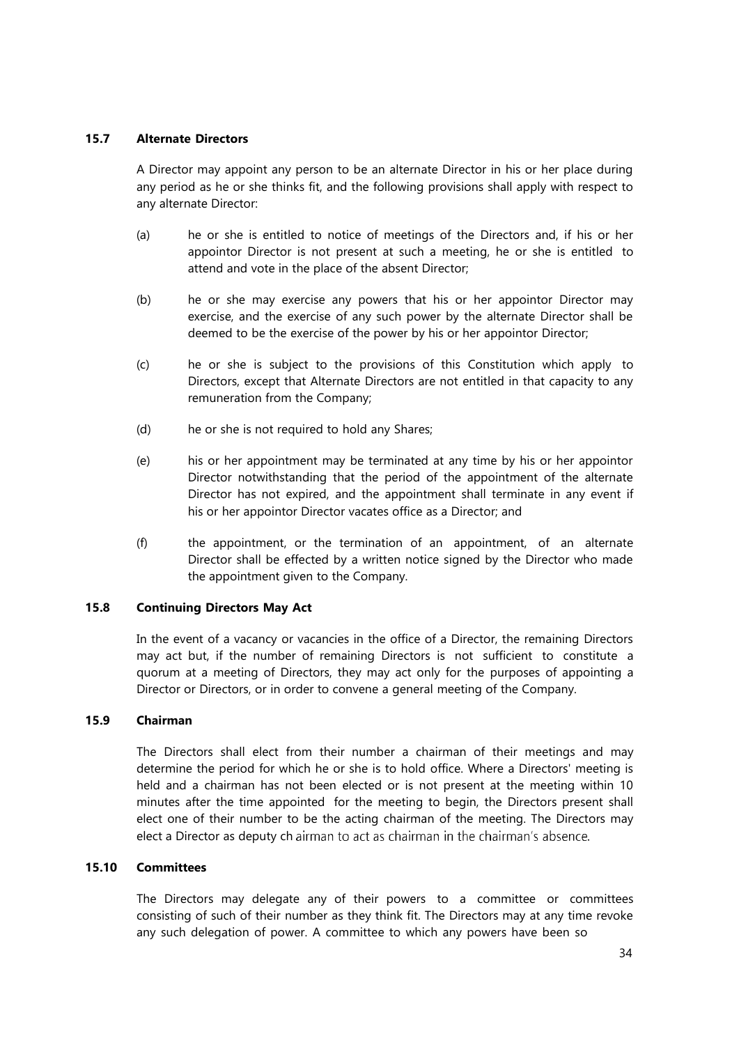### 15.7 Alternate Directors

A Director may appoint any person to be an alternate Director in his or her place during any period as he or she thinks fit, and the following provisions shall apply with respect to any alternate Director:

(a) he or she is entitled to notice of meetings of the Directors and, if his or her appointor Director is not present at such a meeting, he or she is entitled to attend and vote in the place of the absent Director;

(b) he or she may exercise any powers that his or her appointor Director may exercise, and the exercise of any such power by the alternate Director shall be deemed to be the exercise of the power by his or her appointor Director;

(c) he or she is subject to the provisions of this Constitution which apply to Directors, except that Alternate Directors are not entitled in that capacity to any remuneration from the Company;

(d) he or she is not required to hold any Shares;

(e) his or her appointment may be terminated at any time by his or her appointor Director notwithstanding that the period of the appointment of the alternate Director has not expired, and the appointment shall terminate in any event if his or her appointor Director vacates office as a Director; and

(f) the appointment, or the termination of an appointment, of an alternate Director shall be effected by a written notice signed by the Director who made the appointment given to the Company.

### 15.8 Continuing Directors May Act

In the event of a vacancy or vacancies in the office of a Director, the remaining Directors may act but, if the number of remaining Directors is not sufficient to constitute a quorum at a meeting of Directors, they may act only for the purposes of appointing a Director or Directors, or in order to convene a general meeting of the Company.

### 15.9 Chairman

The Directors shall elect from their number a chairman of their meetings and may determine the period for which he or she is to hold office. Where a Directors' meeting is held and a chairman has not been elected or is not present at the meeting within 10 minutes after the time appointed for the meeting to begin, the Directors present shall elect one of their number to be the acting chairman of the meeting. The Directors may elect a Director as deputy chairman to act as chairman in the chairman's absence.

### 15.10 Committees

The Directors may delegate any of their powers to a committee or committees consisting of such of their number as they think fit. The Directors may at any time revoke any such delegation of power. A committee to which any powers have been so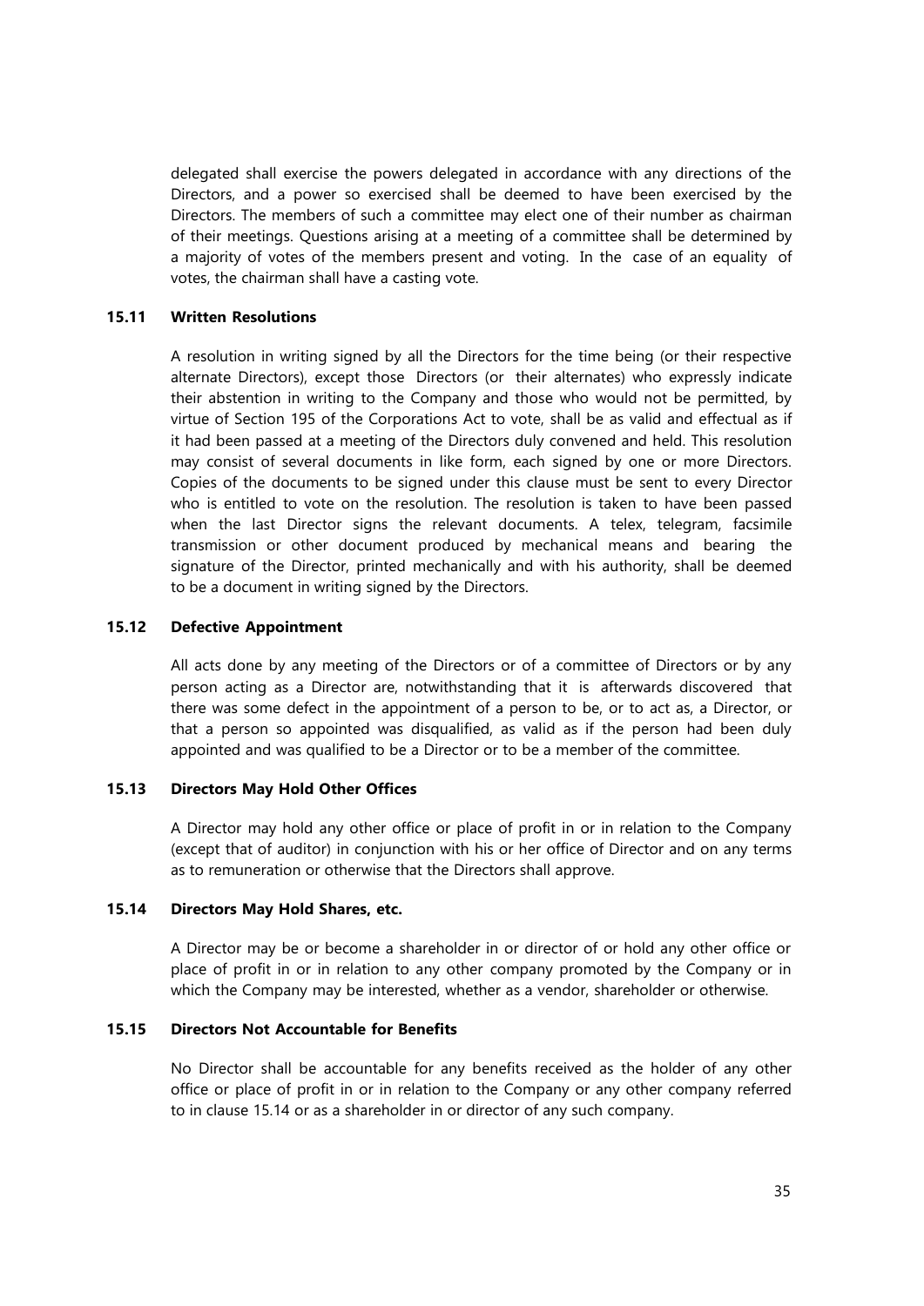delegated shall exercise the powers delegated in accordance with any directions of the Directors, and a power so exercised shall be deemed to have been exercised by the Directors. The members of such a committee may elect one of their number as chairman of their meetings. Questions arising at a meeting of a committee shall be determined by a majority of votes of the members present and voting. In the case of an equality of votes, the chairman shall have a casting vote.

### 15.11 Written Resolutions

A resolution in writing signed by all the Directors for the time being (or their respective alternate Directors), except those Directors (or their alternates) who expressly indicate their abstention in writing to the Company and those who would not be permitted, by virtue of Section 195 of the Corporations Act to vote, shall be as valid and effectual as if it had been passed at a meeting of the Directors duly convened and held. This resolution may consist of several documents in like form, each signed by one or more Directors. Copies of the documents to be signed under this clause must be sent to every Director who is entitled to vote on the resolution. The resolution is taken to have been passed when the last Director signs the relevant documents. A telex, telegram, facsimile transmission or other document produced by mechanical means and bearing the signature of the Director, printed mechanically and with his authority, shall be deemed to be a document in writing signed by the Directors.

### 15.12 Defective Appointment

All acts done by any meeting of the Directors or of a committee of Directors or by any person acting as a Director are, notwithstanding that it is afterwards discovered that there was some defect in the appointment of a person to be, or to act as, a Director, or that a person so appointed was disqualified, as valid as if the person had been duly appointed and was qualified to be a Director or to be a member of the committee.

### 15.13 Directors May Hold Other Offices

A Director may hold any other office or place of profit in or in relation to the Company (except that of auditor) in conjunction with his or her office of Director and on any terms as to remuneration or otherwise that the Directors shall approve.

### 15.14 Directors May Hold Shares, etc.

A Director may be or become a shareholder in or director of or hold any other office or place of profit in or in relation to any other company promoted by the Company or in which the Company may be interested, whether as a vendor, shareholder or otherwise.

### 15.15 Directors Not Accountable for Benefits

No Director shall be accountable for any benefits received as the holder of any other office or place of profit in or in relation to the Company or any other company referred to in clause 15.14 or as a shareholder in or director of any such company.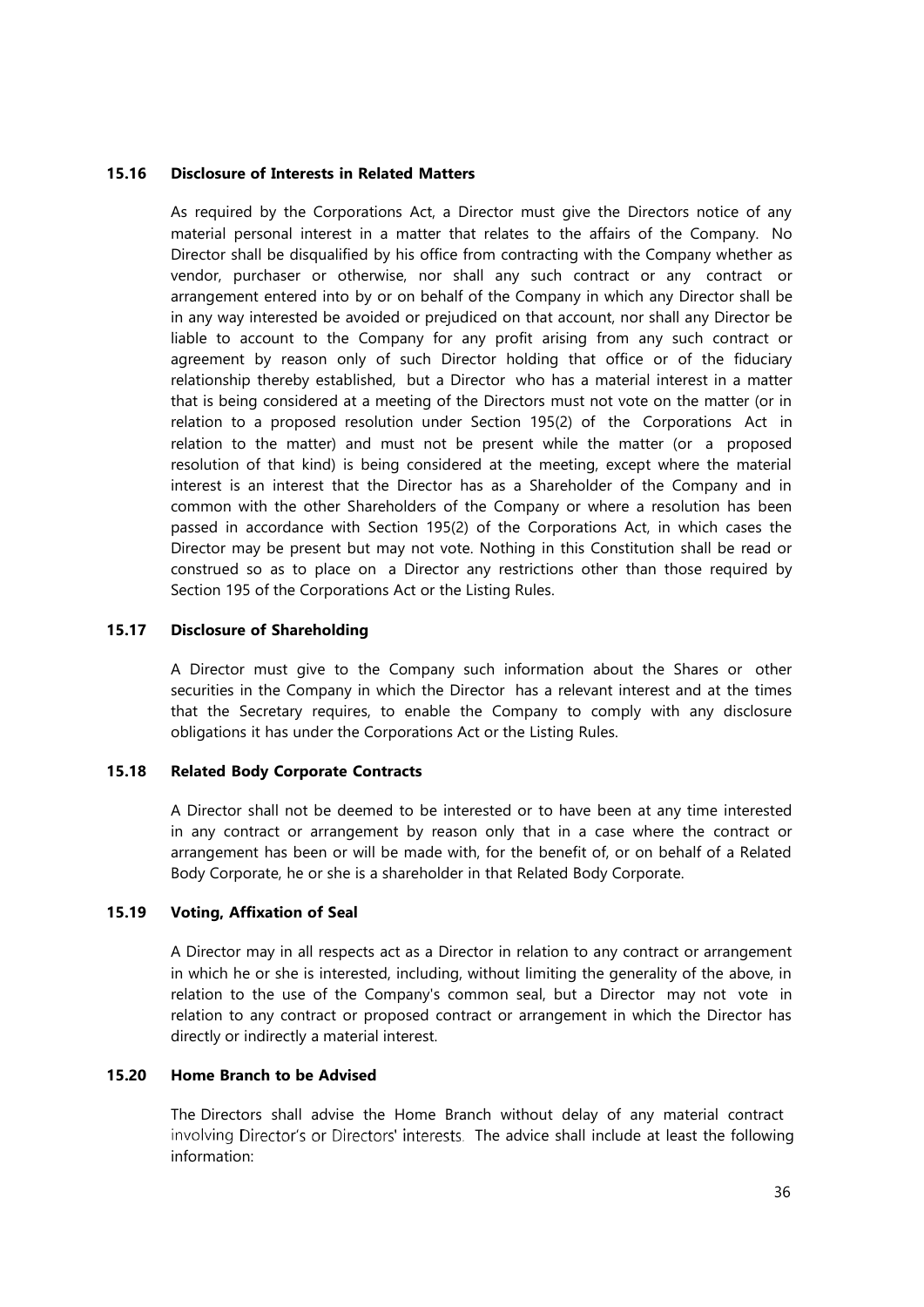### 15.16 Disclosure of Interests in Related Matters

As required by the Corporations Act, a Director must give the Directors notice of any material personal interest in a matter that relates to the affairs of the Company. No Director shall be disqualified by his office from contracting with the Company whether as vendor, purchaser or otherwise, nor shall any such contract or any contract or arrangement entered into by or on behalf of the Company in which any Director shall be in any way interested be avoided or prejudiced on that account, nor shall any Director be liable to account to the Company for any profit arising from any such contract or agreement by reason only of such Director holding that office or of the fiduciary relationship thereby established, but a Director who has a material interest in a matter that is being considered at a meeting of the Directors must not vote on the matter (or in relation to a proposed resolution under Section 195(2) of the Corporations Act in relation to the matter) and must not be present while the matter (or a proposed resolution of that kind) is being considered at the meeting, except where the material interest is an interest that the Director has as a Shareholder of the Company and in common with the other Shareholders of the Company or where a resolution has been passed in accordance with Section 195(2) of the Corporations Act, in which cases the Director may be present but may not vote. Nothing in this Constitution shall be read or construed so as to place on a Director any restrictions other than those required by Section 195 of the Corporations Act or the Listing Rules.

### 15.17 Disclosure of Shareholding

A Director must give to the Company such information about the Shares or other securities in the Company in which the Director has a relevant interest and at the times that the Secretary requires, to enable the Company to comply with any disclosure obligations it has under the Corporations Act or the Listing Rules.

### 15.18 Related Body Corporate Contracts

A Director shall not be deemed to be interested or to have been at any time interested in any contract or arrangement by reason only that in a case where the contract or arrangement has been or will be made with, for the benefit of, or on behalf of a Related Body Corporate, he or she is a shareholder in that Related Body Corporate.

### 15.19 Voting, Affixation of Seal

A Director may in all respects act as a Director in relation to any contract or arrangement in which he or she is interested, including, without limiting the generality of the above, in relation to the use of the Company's common seal, but a Director may not vote in relation to any contract or proposed contract or arrangement in which the Director has directly or indirectly a material interest.

### 15.20 Home Branch to be Advised

The Directors shall advise the Home Branch without delay of any material contract involving Director's or Directors' interests. The advice shall include at least the following information: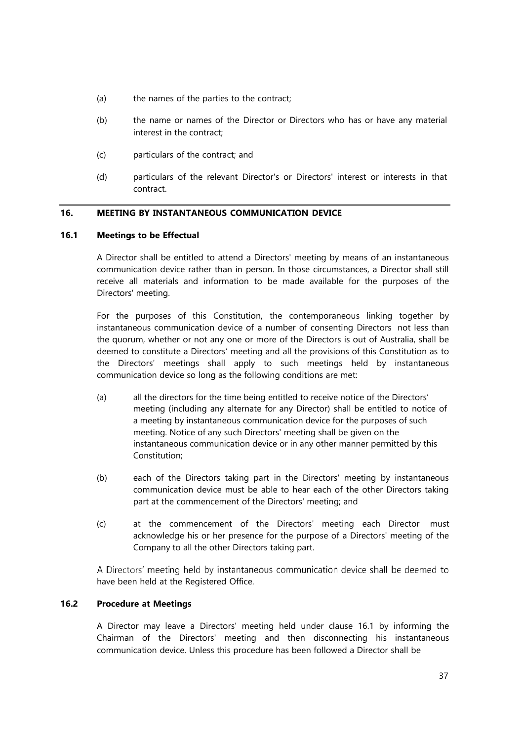(a) the names of the parties to the contract;

(b) the name or names of the Director or Directors who has or have any material interest in the contract;

(c) particulars of the contract; and

(d) particulars of the relevant Director's or Directors' interest or interests in that contract.

## 16. MEETING BY INSTANTANEOUS COMMUNICATION DEVICE

### 16.1 Meetings to be Effectual

A Director shall be entitled to attend a Directors' meeting by means of an instantaneous communication device rather than in person. In those circumstances, a Director shall still receive all materials and information to be made available for the purposes of the Directors' meeting.

For the purposes of this Constitution, the contemporaneous linking together by instantaneous communication device of a number of consenting Directors not less than the quorum, whether or not any one or more of the Directors is out of Australia, shall be deemed to constitute a Directors' meeting and all the provisions of this Constitution as to the Directors' meetings shall apply to such meetings held by instantaneous communication device so long as the following conditions are met:

(a) all the directors for the time being entitled to receive notice of the Directors' meeting (including any alternate for any Director) shall be entitled to notice of a meeting by instantaneous communication device for the purposes of such meeting. Notice of any such Directors' meeting shall be given on the instantaneous communication device or in any other manner permitted by this Constitution;

(b) each of the Directors taking part in the Directors' meeting by instantaneous communication device must be able to hear each of the other Directors taking part at the commencement of the Directors' meeting; and

(c) at the commencement of the Directors' meeting each Director must acknowledge his or her presence for the purpose of a Directors' meeting of the Company to all the other Directors taking part.

A Directors' meeting held by instantaneous communication device shall be deemed to have been held at the Registered Office.

### 16.2 Procedure at Meetings

A Director may leave a Directors' meeting held under clause 16.1 by informing the Chairman of the Directors' meeting and then disconnecting his instantaneous communication device. Unless this procedure has been followed a Director shall be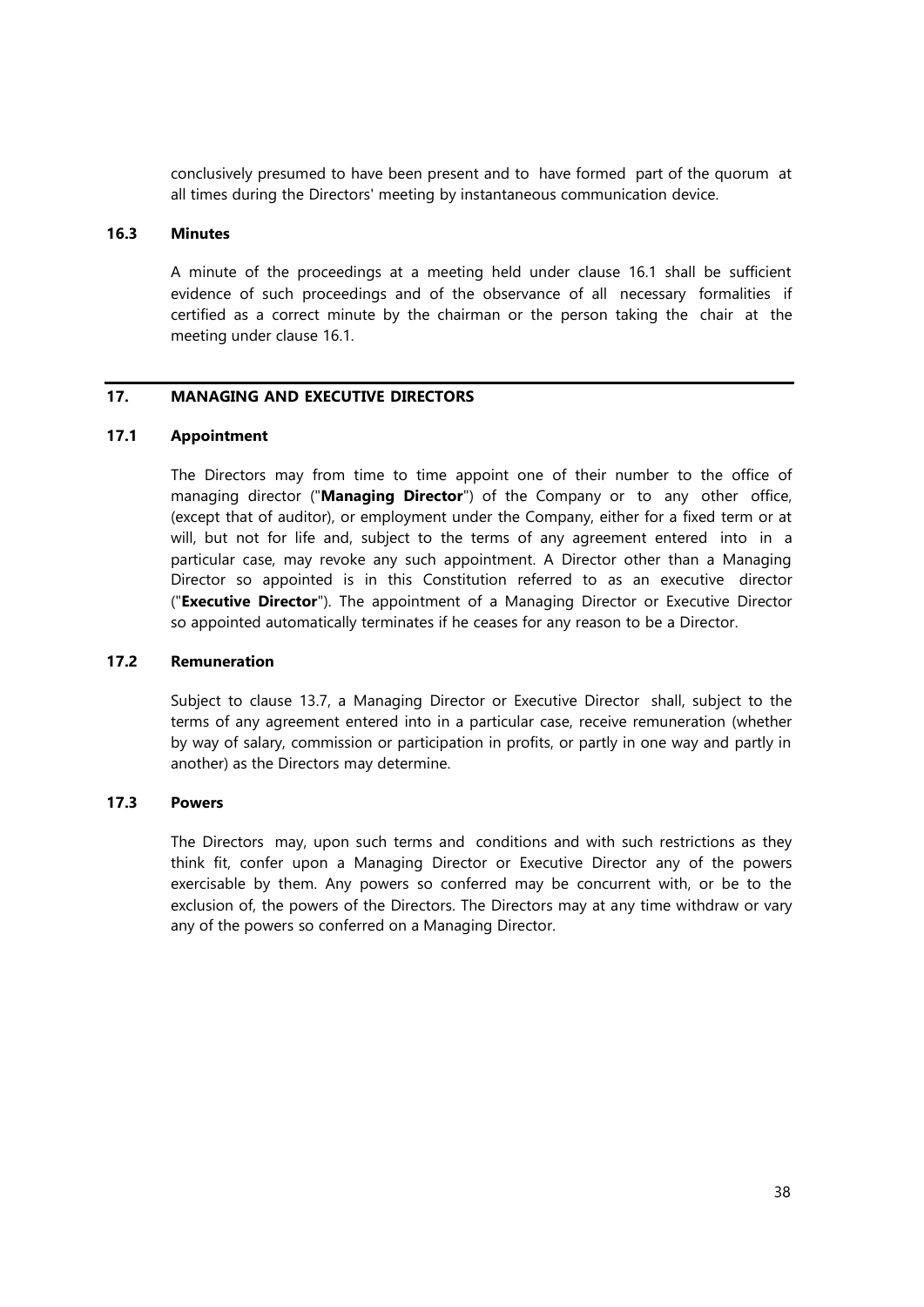conclusively presumed to have been present and to have formed part of the quorum at all times during the Directors' meeting by instantaneous communication device.

### 16.3 Minutes

A minute of the proceedings at a meeting held under clause 16.1 shall be sufficient evidence of such proceedings and of the observance of all necessary formalities if certified as a correct minute by the chairman or the person taking the chair at the meeting under clause 16.1.

## 17. MANAGING AND EXECUTIVE DIRECTORS

### 17.1 Appointment

The Directors may from time to time appoint one of their number to the office of managing director ("**Managing Director**") of the Company or to any other office, (except that of auditor), or employment under the Company, either for a fixed term or at will, but not for life and, subject to the terms of any agreement entered into in a particular case, may revoke any such appointment. A Director other than a Managing Director so appointed is in this Constitution referred to as an executive director ("**Executive Director**"). The appointment of a Managing Director or Executive Director so appointed automatically terminates if he ceases for any reason to be a Director.

### 17.2 Remuneration

Subject to clause 13.7, a Managing Director or Executive Director shall, subject to the terms of any agreement entered into in a particular case, receive remuneration (whether by way of salary, commission or participation in profits, or partly in one way and partly in another) as the Directors may determine.

### 17.3 Powers

The Directors may, upon such terms and conditions and with such restrictions as they think fit, confer upon a Managing Director or Executive Director any of the powers exercisable by them. Any powers so conferred may be concurrent with, or be to the exclusion of, the powers of the Directors. The Directors may at any time withdraw or vary any of the powers so conferred on a Managing Director.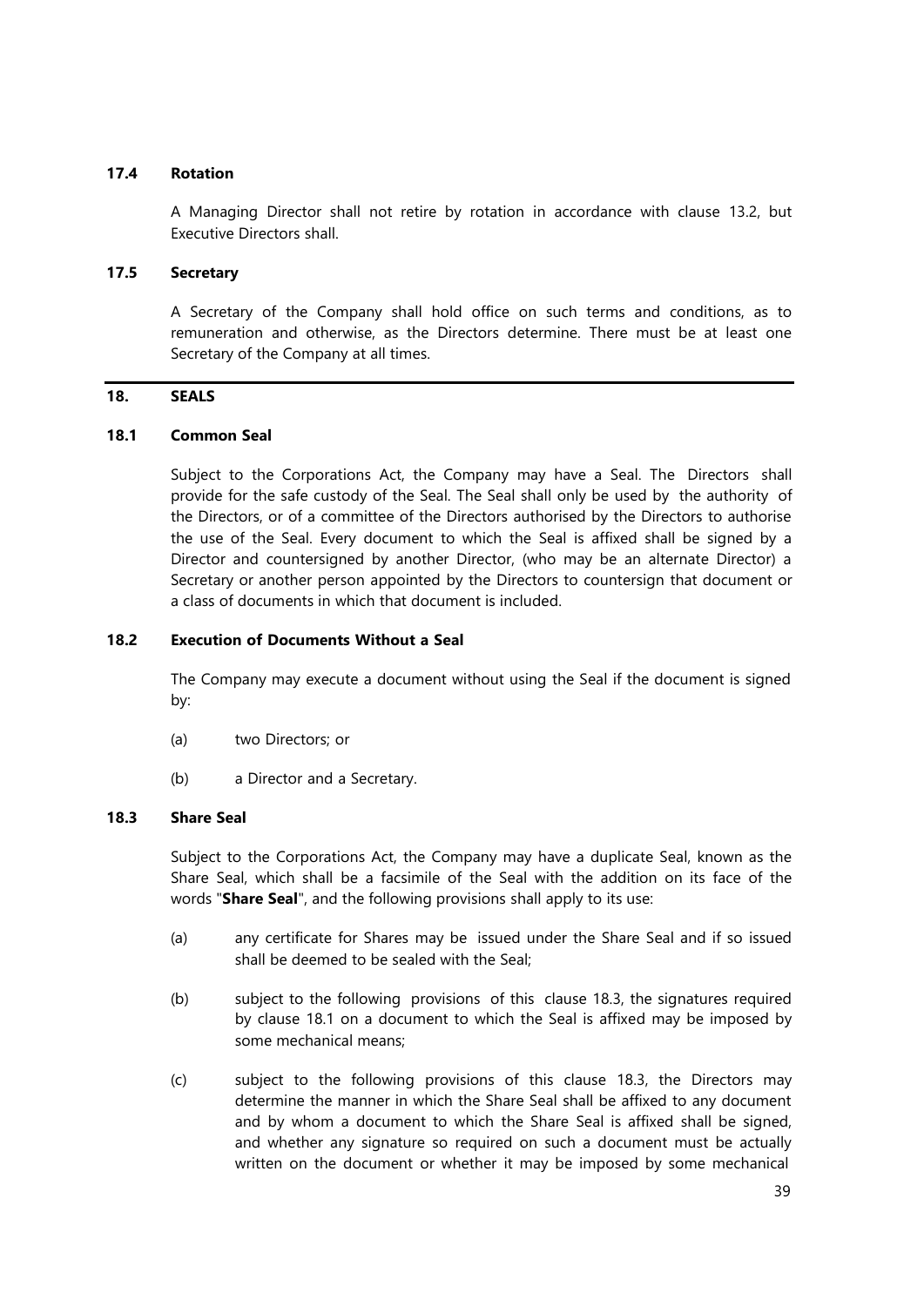### 17.4 Rotation

A Managing Director shall not retire by rotation in accordance with clause 13.2, but Executive Directors shall.

### 17.5 Secretary

A Secretary of the Company shall hold office on such terms and conditions, as to remuneration and otherwise, as the Directors determine. There must be at least one Secretary of the Company at all times.

## 18. SEALS

### 18.1 Common Seal

Subject to the Corporations Act, the Company may have a Seal. The Directors shall provide for the safe custody of the Seal. The Seal shall only be used by the authority of the Directors, or of a committee of the Directors authorised by the Directors to authorise the use of the Seal. Every document to which the Seal is affixed shall be signed by a Director and countersigned by another Director, (who may be an alternate Director) a Secretary or another person appointed by the Directors to countersign that document or a class of documents in which that document is included.

### 18.2 Execution of Documents Without a Seal

The Company may execute a document without using the Seal if the document is signed by:

(a) two Directors; or

(b) a Director and a Secretary.

### 18.3 Share Seal

Subject to the Corporations Act, the Company may have a duplicate Seal, known as the Share Seal, which shall be a facsimile of the Seal with the addition on its face of the words "**Share Seal**", and the following provisions shall apply to its use:

(a) any certificate for Shares may be issued under the Share Seal and if so issued shall be deemed to be sealed with the Seal;

(b) subject to the following provisions of this clause 18.3, the signatures required by clause 18.1 on a document to which the Seal is affixed may be imposed by some mechanical means;

(c) subject to the following provisions of this clause 18.3, the Directors may determine the manner in which the Share Seal shall be affixed to any document and by whom a document to which the Share Seal is affixed shall be signed, and whether any signature so required on such a document must be actually written on the document or whether it may be imposed by some mechanical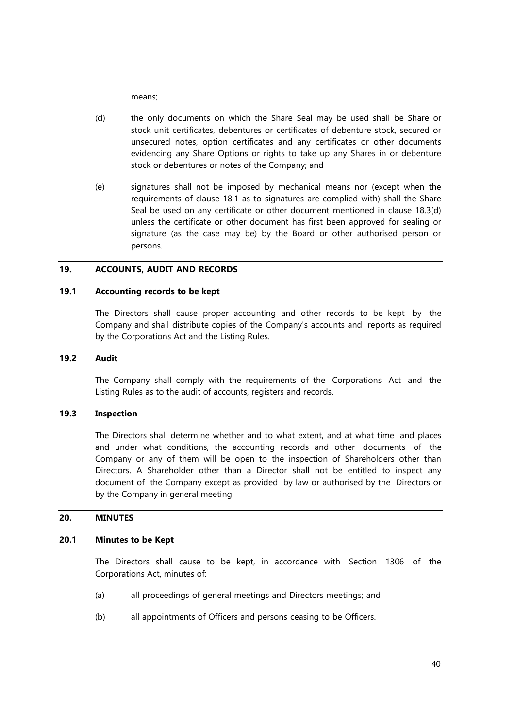means;

(d) the only documents on which the Share Seal may be used shall be Share or stock unit certificates, debentures or certificates of debenture stock, secured or unsecured notes, option certificates and any certificates or other documents evidencing any Share Options or rights to take up any Shares in or debenture stock or debentures or notes of the Company; and

(e) signatures shall not be imposed by mechanical means nor (except when the requirements of clause 18.1 as to signatures are complied with) shall the Share Seal be used on any certificate or other document mentioned in clause 18.3(d) unless the certificate or other document has first been approved for sealing or signature (as the case may be) by the Board or other authorised person or persons.

## 19. ACCOUNTS, AUDIT AND RECORDS

### 19.1 Accounting records to be kept

The Directors shall cause proper accounting and other records to be kept by the Company and shall distribute copies of the Company's accounts and reports as required by the Corporations Act and the Listing Rules.

### 19.2 Audit

The Company shall comply with the requirements of the Corporations Act and the Listing Rules as to the audit of accounts, registers and records.

### 19.3 Inspection

The Directors shall determine whether and to what extent, and at what time and places and under what conditions, the accounting records and other documents of the Company or any of them will be open to the inspection of Shareholders other than Directors. A Shareholder other than a Director shall not be entitled to inspect any document of the Company except as provided by law or authorised by the Directors or by the Company in general meeting.

## 20. MINUTES

### 20.1 Minutes to be Kept

The Directors shall cause to be kept, in accordance with Section 1306 of the Corporations Act, minutes of:

(a) all proceedings of general meetings and Directors meetings; and

(b) all appointments of Officers and persons ceasing to be Officers.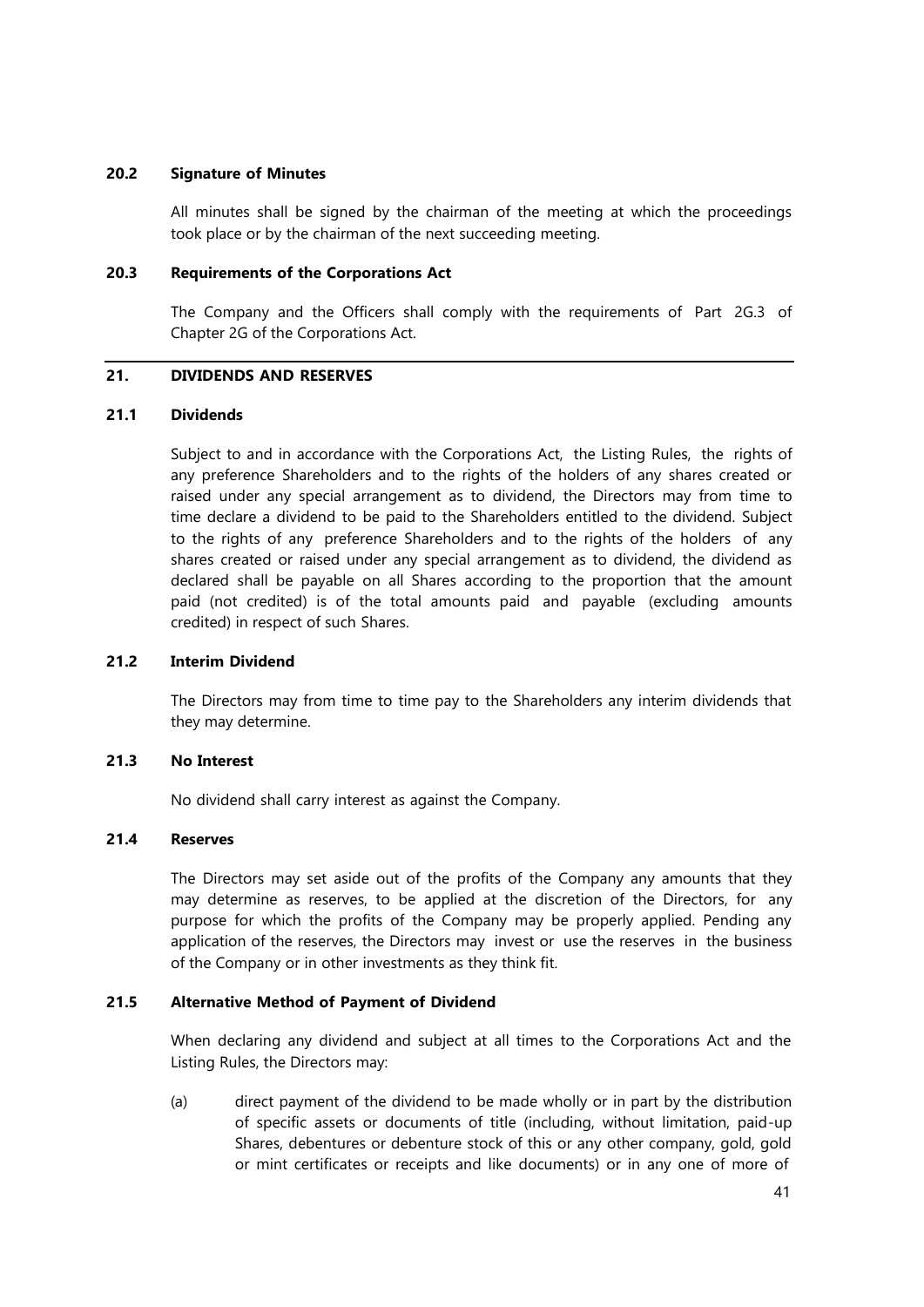### 20.2 Signature of Minutes

All minutes shall be signed by the chairman of the meeting at which the proceedings took place or by the chairman of the next succeeding meeting.

### 20.3 Requirements of the Corporations Act

The Company and the Officers shall comply with the requirements of Part 2G.3 of Chapter 2G of the Corporations Act.

---

## 21. DIVIDENDS AND RESERVES

### 21.1 Dividends

Subject to and in accordance with the Corporations Act, the Listing Rules, the rights of any preference Shareholders and to the rights of the holders of any shares created or raised under any special arrangement as to dividend, the Directors may from time to time declare a dividend to be paid to the Shareholders entitled to the dividend. Subject to the rights of any preference Shareholders and to the rights of the holders of any shares created or raised under any special arrangement as to dividend, the dividend as declared shall be payable on all Shares according to the proportion that the amount paid (not credited) is of the total amounts paid and payable (excluding amounts credited) in respect of such Shares.

### 21.2 Interim Dividend

The Directors may from time to time pay to the Shareholders any interim dividends that they may determine.

### 21.3 No Interest

No dividend shall carry interest as against the Company.

### 21.4 Reserves

The Directors may set aside out of the profits of the Company any amounts that they may determine as reserves, to be applied at the discretion of the Directors, for any purpose for which the profits of the Company may be properly applied. Pending any application of the reserves, the Directors may invest or use the reserves in the business of the Company or in other investments as they think fit.

### 21.5 Alternative Method of Payment of Dividend

When declaring any dividend and subject at all times to the Corporations Act and the Listing Rules, the Directors may:

(a) direct payment of the dividend to be made wholly or in part by the distribution of specific assets or documents of title (including, without limitation, paid-up Shares, debentures or debenture stock of this or any other company, gold, gold or mint certificates or receipts and like documents) or in any one of more of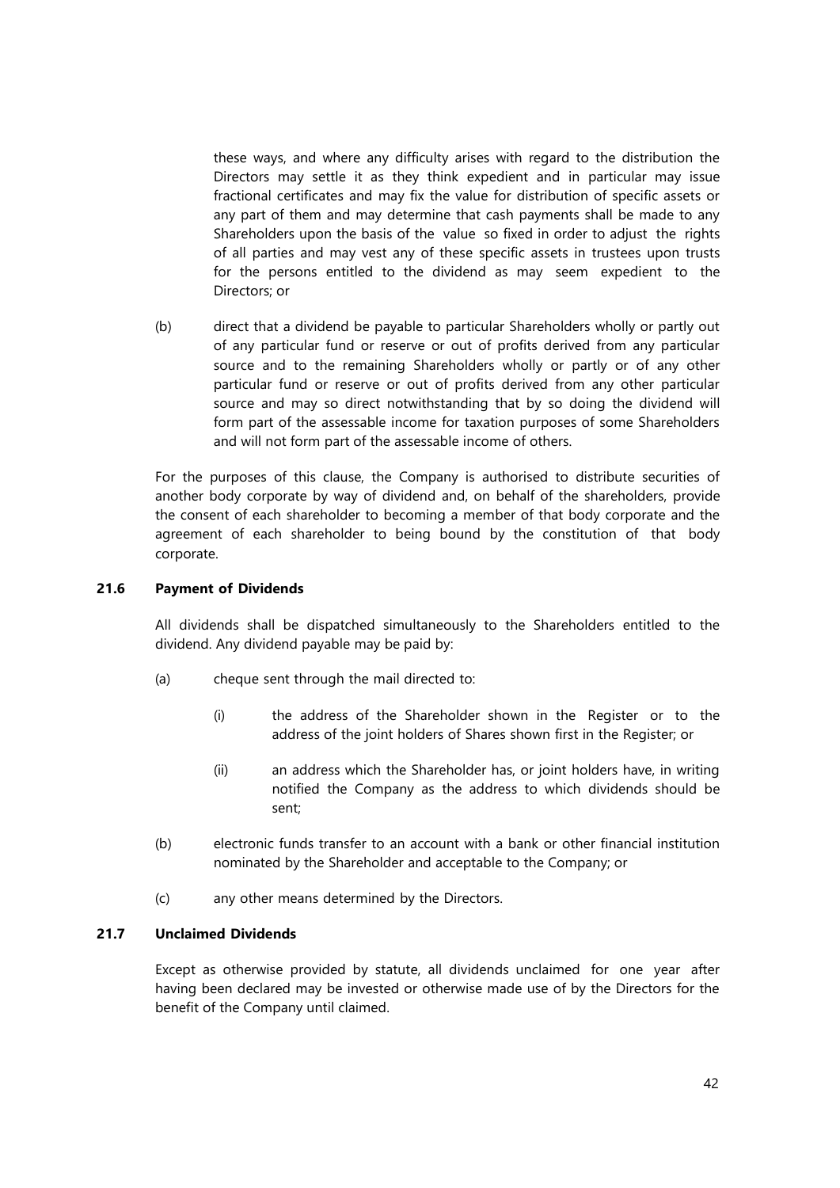these ways, and where any difficulty arises with regard to the distribution the Directors may settle it as they think expedient and in particular may issue fractional certificates and may fix the value for distribution of specific assets or any part of them and may determine that cash payments shall be made to any Shareholders upon the basis of the value so fixed in order to adjust the rights of all parties and may vest any of these specific assets in trustees upon trusts for the persons entitled to the dividend as may seem expedient to the Directors; or

(b) direct that a dividend be payable to particular Shareholders wholly or partly out of any particular fund or reserve or out of profits derived from any particular source and to the remaining Shareholders wholly or partly or of any other particular fund or reserve or out of profits derived from any other particular source and may so direct notwithstanding that by so doing the dividend will form part of the assessable income for taxation purposes of some Shareholders and will not form part of the assessable income of others.

For the purposes of this clause, the Company is authorised to distribute securities of another body corporate by way of dividend and, on behalf of the shareholders, provide the consent of each shareholder to becoming a member of that body corporate and the agreement of each shareholder to being bound by the constitution of that body corporate.

### 21.6 Payment of Dividends

All dividends shall be dispatched simultaneously to the Shareholders entitled to the dividend. Any dividend payable may be paid by:

(a) cheque sent through the mail directed to:

(i) the address of the Shareholder shown in the Register or to the address of the joint holders of Shares shown first in the Register; or

(ii) an address which the Shareholder has, or joint holders have, in writing notified the Company as the address to which dividends should be sent;

(b) electronic funds transfer to an account with a bank or other financial institution nominated by the Shareholder and acceptable to the Company; or

(c) any other means determined by the Directors.

### 21.7 Unclaimed Dividends

Except as otherwise provided by statute, all dividends unclaimed for one year after having been declared may be invested or otherwise made use of by the Directors for the benefit of the Company until claimed.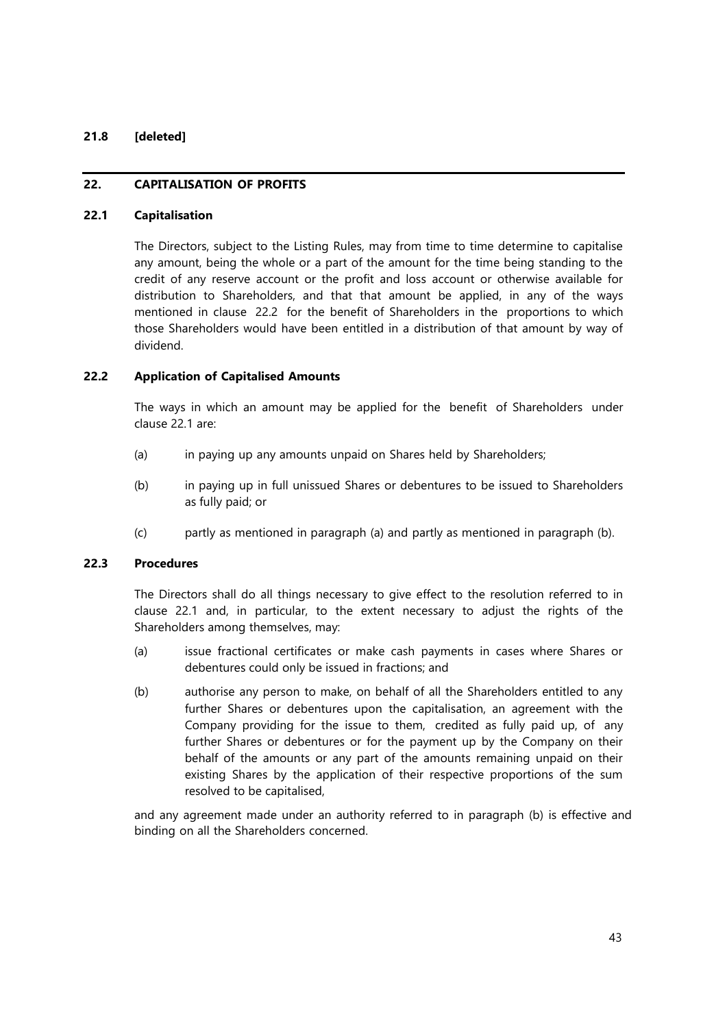**21.8 [deleted]**

## 22. CAPITALISATION OF PROFITS

### 22.1 Capitalisation

The Directors, subject to the Listing Rules, may from time to time determine to capitalise any amount, being the whole or a part of the amount for the time being standing to the credit of any reserve account or the profit and loss account or otherwise available for distribution to Shareholders, and that that amount be applied, in any of the ways mentioned in clause 22.2 for the benefit of Shareholders in the proportions to which those Shareholders would have been entitled in a distribution of that amount by way of dividend.

### 22.2 Application of Capitalised Amounts

The ways in which an amount may be applied for the benefit of Shareholders under clause 22.1 are:

(a) in paying up any amounts unpaid on Shares held by Shareholders;

(b) in paying up in full unissued Shares or debentures to be issued to Shareholders as fully paid; or

(c) partly as mentioned in paragraph (a) and partly as mentioned in paragraph (b).

### 22.3 Procedures

The Directors shall do all things necessary to give effect to the resolution referred to in clause 22.1 and, in particular, to the extent necessary to adjust the rights of the Shareholders among themselves, may:

(a) issue fractional certificates or make cash payments in cases where Shares or debentures could only be issued in fractions; and

(b) authorise any person to make, on behalf of all the Shareholders entitled to any further Shares or debentures upon the capitalisation, an agreement with the Company providing for the issue to them, credited as fully paid up, of any further Shares or debentures or for the payment up by the Company on their behalf of the amounts or any part of the amounts remaining unpaid on their existing Shares by the application of their respective proportions of the sum resolved to be capitalised,

and any agreement made under an authority referred to in paragraph (b) is effective and binding on all the Shareholders concerned.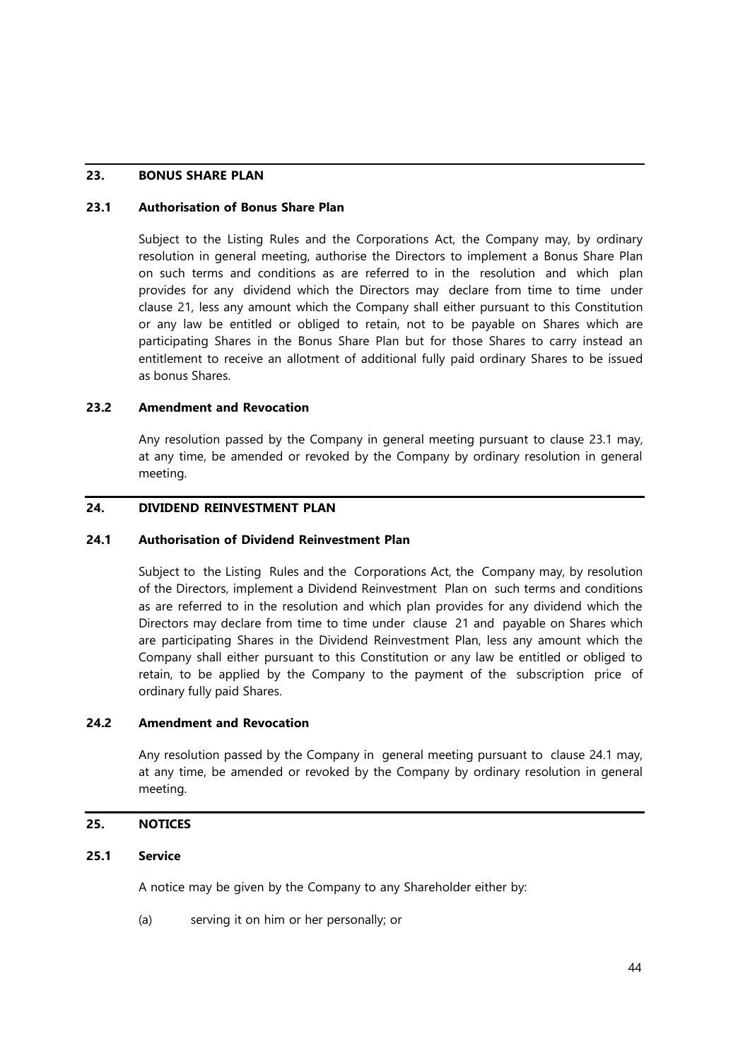## 23. BONUS SHARE PLAN

### 23.1 Authorisation of Bonus Share Plan

Subject to the Listing Rules and the Corporations Act, the Company may, by ordinary resolution in general meeting, authorise the Directors to implement a Bonus Share Plan on such terms and conditions as are referred to in the resolution and which plan provides for any dividend which the Directors may declare from time to time under clause 21, less any amount which the Company shall either pursuant to this Constitution or any law be entitled or obliged to retain, not to be payable on Shares which are participating Shares in the Bonus Share Plan but for those Shares to carry instead an entitlement to receive an allotment of additional fully paid ordinary Shares to be issued as bonus Shares.

### 23.2 Amendment and Revocation

Any resolution passed by the Company in general meeting pursuant to clause 23.1 may, at any time, be amended or revoked by the Company by ordinary resolution in general meeting.

## 24. DIVIDEND REINVESTMENT PLAN

### 24.1 Authorisation of Dividend Reinvestment Plan

Subject to the Listing Rules and the Corporations Act, the Company may, by resolution of the Directors, implement a Dividend Reinvestment Plan on such terms and conditions as are referred to in the resolution and which plan provides for any dividend which the Directors may declare from time to time under clause 21 and payable on Shares which are participating Shares in the Dividend Reinvestment Plan, less any amount which the Company shall either pursuant to this Constitution or any law be entitled or obliged to retain, to be applied by the Company to the payment of the subscription price of ordinary fully paid Shares.

### 24.2 Amendment and Revocation

Any resolution passed by the Company in general meeting pursuant to clause 24.1 may, at any time, be amended or revoked by the Company by ordinary resolution in general meeting.

## 25. NOTICES

### 25.1 Service

A notice may be given by the Company to any Shareholder either by:

(a) serving it on him or her personally; or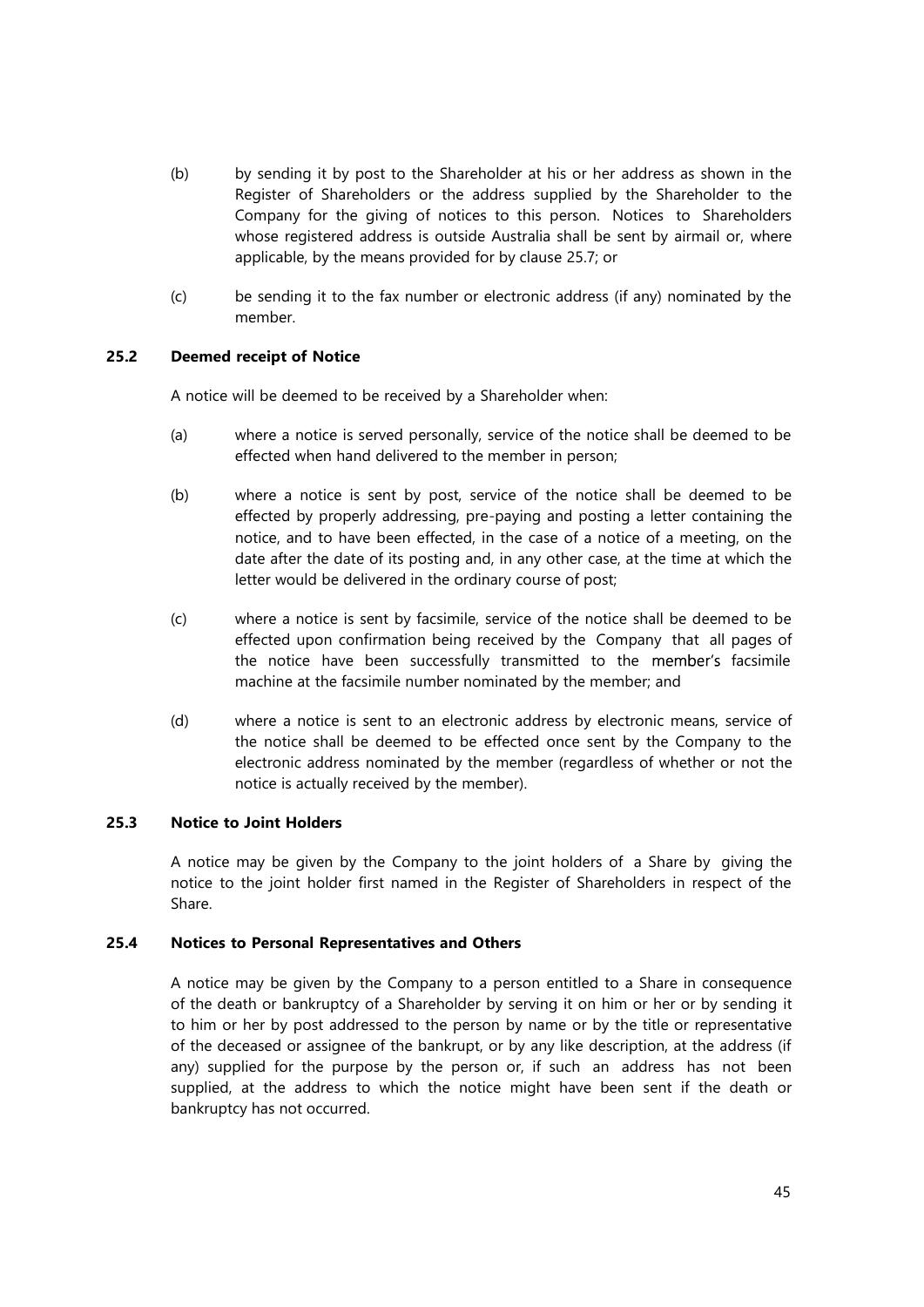(b) by sending it by post to the Shareholder at his or her address as shown in the Register of Shareholders or the address supplied by the Shareholder to the Company for the giving of notices to this person. Notices to Shareholders whose registered address is outside Australia shall be sent by airmail or, where applicable, by the means provided for by clause 25.7; or

(c) be sending it to the fax number or electronic address (if any) nominated by the member.

### 25.2 Deemed receipt of Notice

A notice will be deemed to be received by a Shareholder when:

(a) where a notice is served personally, service of the notice shall be deemed to be effected when hand delivered to the member in person;

(b) where a notice is sent by post, service of the notice shall be deemed to be effected by properly addressing, pre-paying and posting a letter containing the notice, and to have been effected, in the case of a notice of a meeting, on the date after the date of its posting and, in any other case, at the time at which the letter would be delivered in the ordinary course of post;

(c) where a notice is sent by facsimile, service of the notice shall be deemed to be effected upon confirmation being received by the Company that all pages of the notice have been successfully transmitted to the member's facsimile machine at the facsimile number nominated by the member; and

(d) where a notice is sent to an electronic address by electronic means, service of the notice shall be deemed to be effected once sent by the Company to the electronic address nominated by the member (regardless of whether or not the notice is actually received by the member).

### 25.3 Notice to Joint Holders

A notice may be given by the Company to the joint holders of a Share by giving the notice to the joint holder first named in the Register of Shareholders in respect of the Share.

### 25.4 Notices to Personal Representatives and Others

A notice may be given by the Company to a person entitled to a Share in consequence of the death or bankruptcy of a Shareholder by serving it on him or her or by sending it to him or her by post addressed to the person by name or by the title or representative of the deceased or assignee of the bankrupt, or by any like description, at the address (if any) supplied for the purpose by the person or, if such an address has not been supplied, at the address to which the notice might have been sent if the death or bankruptcy has not occurred.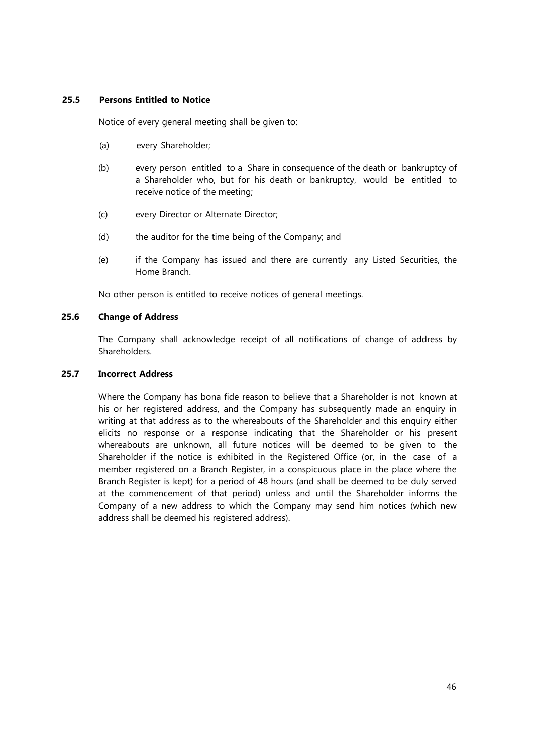### 25.5 Persons Entitled to Notice

Notice of every general meeting shall be given to:

(a) every Shareholder;

(b) every person entitled to a Share in consequence of the death or bankruptcy of a Shareholder who, but for his death or bankruptcy, would be entitled to receive notice of the meeting;

(c) every Director or Alternate Director;

(d) the auditor for the time being of the Company; and

(e) if the Company has issued and there are currently any Listed Securities, the Home Branch.

No other person is entitled to receive notices of general meetings.

### 25.6 Change of Address

The Company shall acknowledge receipt of all notifications of change of address by Shareholders.

### 25.7 Incorrect Address

Where the Company has bona fide reason to believe that a Shareholder is not known at his or her registered address, and the Company has subsequently made an enquiry in writing at that address as to the whereabouts of the Shareholder and this enquiry either elicits no response or a response indicating that the Shareholder or his present whereabouts are unknown, all future notices will be deemed to be given to the Shareholder if the notice is exhibited in the Registered Office (or, in the case of a member registered on a Branch Register, in a conspicuous place in the place where the Branch Register is kept) for a period of 48 hours (and shall be deemed to be duly served at the commencement of that period) unless and until the Shareholder informs the Company of a new address to which the Company may send him notices (which new address shall be deemed his registered address).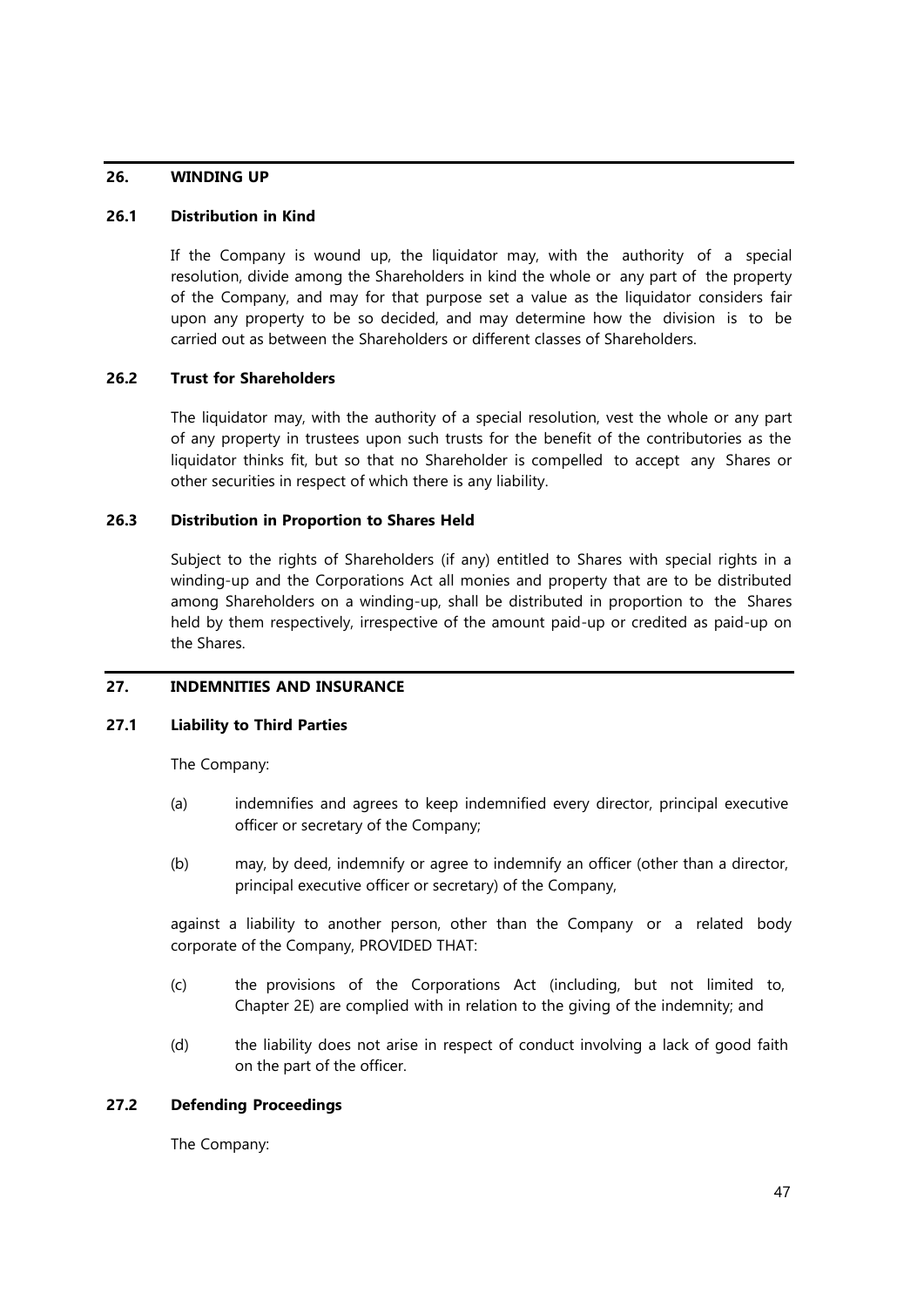## 26. WINDING UP

### 26.1 Distribution in Kind

If the Company is wound up, the liquidator may, with the authority of a special resolution, divide among the Shareholders in kind the whole or any part of the property of the Company, and may for that purpose set a value as the liquidator considers fair upon any property to be so decided, and may determine how the division is to be carried out as between the Shareholders or different classes of Shareholders.

### 26.2 Trust for Shareholders

The liquidator may, with the authority of a special resolution, vest the whole or any part of any property in trustees upon such trusts for the benefit of the contributories as the liquidator thinks fit, but so that no Shareholder is compelled to accept any Shares or other securities in respect of which there is any liability.

### 26.3 Distribution in Proportion to Shares Held

Subject to the rights of Shareholders (if any) entitled to Shares with special rights in a winding-up and the Corporations Act all monies and property that are to be distributed among Shareholders on a winding-up, shall be distributed in proportion to the Shares held by them respectively, irrespective of the amount paid-up or credited as paid-up on the Shares.

## 27. INDEMNITIES AND INSURANCE

### 27.1 Liability to Third Parties

The Company:

(a) indemnifies and agrees to keep indemnified every director, principal executive officer or secretary of the Company;

(b) may, by deed, indemnify or agree to indemnify an officer (other than a director, principal executive officer or secretary) of the Company,

against a liability to another person, other than the Company or a related body corporate of the Company, PROVIDED THAT:

(c) the provisions of the Corporations Act (including, but not limited to, Chapter 2E) are complied with in relation to the giving of the indemnity; and

(d) the liability does not arise in respect of conduct involving a lack of good faith on the part of the officer.

### 27.2 Defending Proceedings

The Company: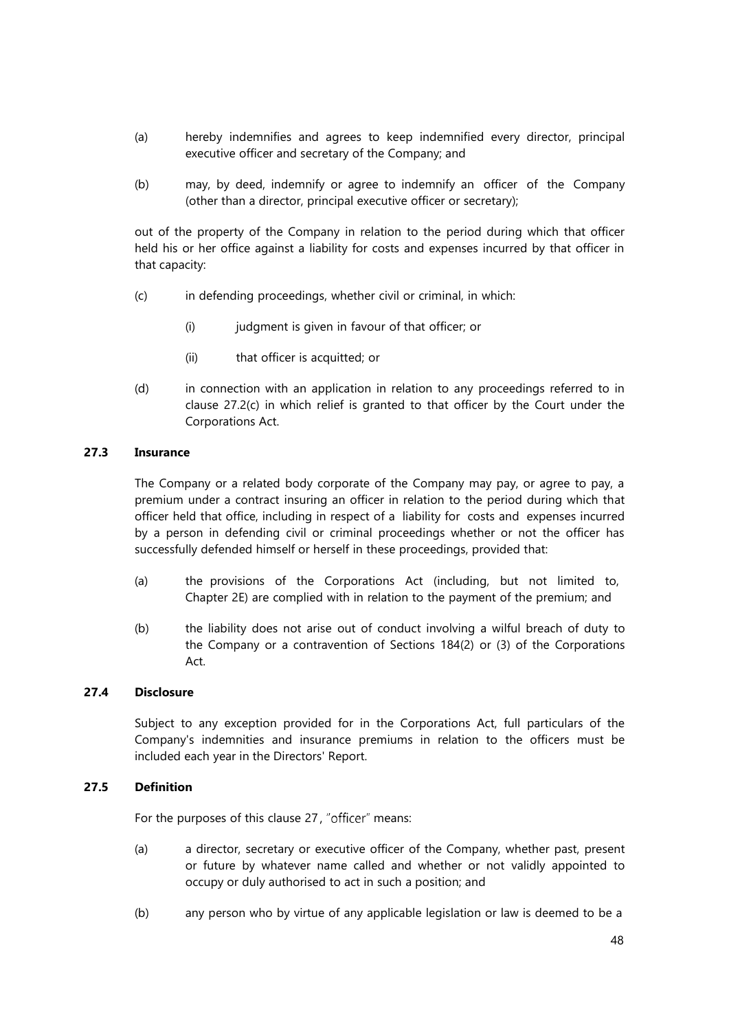(a) hereby indemnifies and agrees to keep indemnified every director, principal executive officer and secretary of the Company; and

(b) may, by deed, indemnify or agree to indemnify an officer of the Company (other than a director, principal executive officer or secretary);

out of the property of the Company in relation to the period during which that officer held his or her office against a liability for costs and expenses incurred by that officer in that capacity:

(c) in defending proceedings, whether civil or criminal, in which:

  (i) judgment is given in favour of that officer; or

  (ii) that officer is acquitted; or

(d) in connection with an application in relation to any proceedings referred to in clause 27.2(c) in which relief is granted to that officer by the Court under the Corporations Act.

### 27.3 Insurance

The Company or a related body corporate of the Company may pay, or agree to pay, a premium under a contract insuring an officer in relation to the period during which that officer held that office, including in respect of a liability for costs and expenses incurred by a person in defending civil or criminal proceedings whether or not the officer has successfully defended himself or herself in these proceedings, provided that:

(a) the provisions of the Corporations Act (including, but not limited to, Chapter 2E) are complied with in relation to the payment of the premium; and

(b) the liability does not arise out of conduct involving a wilful breach of duty to the Company or a contravention of Sections 184(2) or (3) of the Corporations Act.

### 27.4 Disclosure

Subject to any exception provided for in the Corporations Act, full particulars of the Company's indemnities and insurance premiums in relation to the officers must be included each year in the Directors' Report.

### 27.5 Definition

For the purposes of this clause 27, "officer" means:

(a) a director, secretary or executive officer of the Company, whether past, present or future by whatever name called and whether or not validly appointed to occupy or duly authorised to act in such a position; and

(b) any person who by virtue of any applicable legislation or law is deemed to be a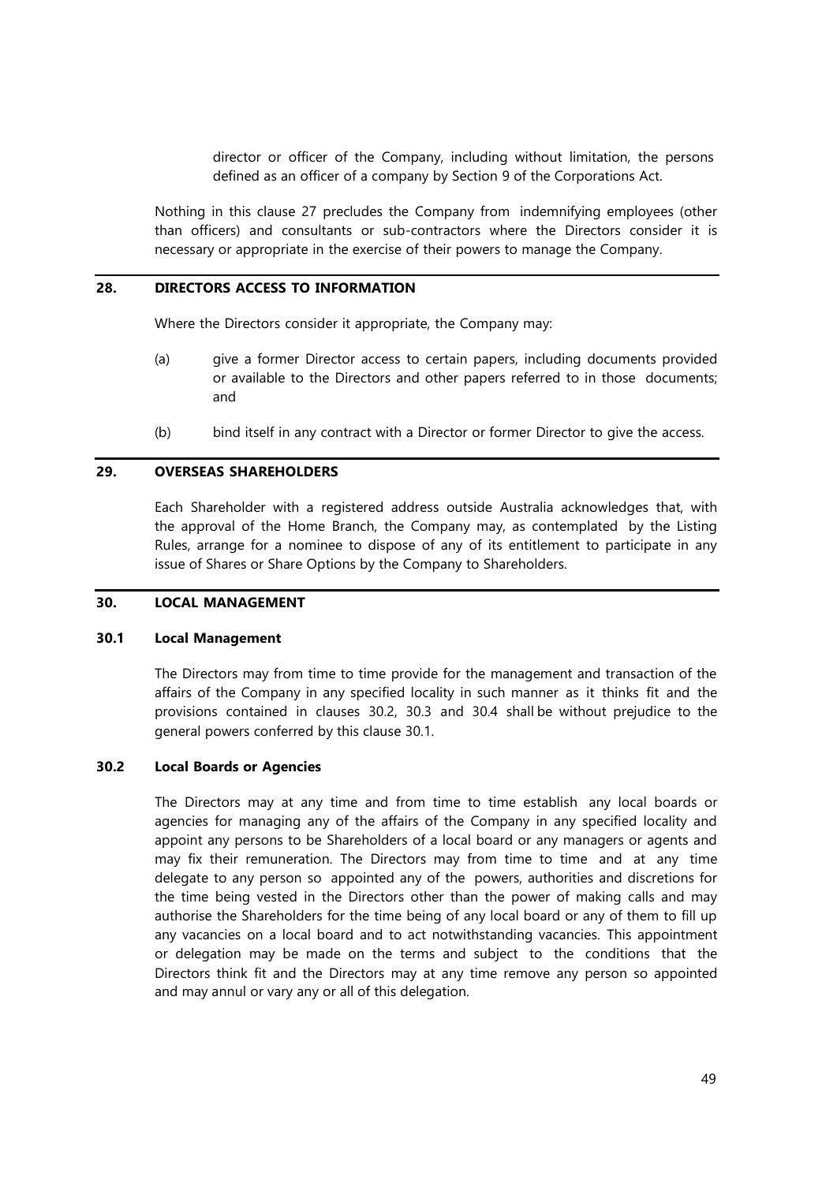director or officer of the Company, including without limitation, the persons defined as an officer of a company by Section 9 of the Corporations Act.

Nothing in this clause 27 precludes the Company from indemnifying employees (other than officers) and consultants or sub-contractors where the Directors consider it is necessary or appropriate in the exercise of their powers to manage the Company.

## 28. DIRECTORS ACCESS TO INFORMATION

Where the Directors consider it appropriate, the Company may:

(a) give a former Director access to certain papers, including documents provided or available to the Directors and other papers referred to in those documents; and

(b) bind itself in any contract with a Director or former Director to give the access.

## 29. OVERSEAS SHAREHOLDERS

Each Shareholder with a registered address outside Australia acknowledges that, with the approval of the Home Branch, the Company may, as contemplated by the Listing Rules, arrange for a nominee to dispose of any of its entitlement to participate in any issue of Shares or Share Options by the Company to Shareholders.

## 30. LOCAL MANAGEMENT

### 30.1 Local Management

The Directors may from time to time provide for the management and transaction of the affairs of the Company in any specified locality in such manner as it thinks fit and the provisions contained in clauses 30.2, 30.3 and 30.4 shall be without prejudice to the general powers conferred by this clause 30.1.

### 30.2 Local Boards or Agencies

The Directors may at any time and from time to time establish any local boards or agencies for managing any of the affairs of the Company in any specified locality and appoint any persons to be Shareholders of a local board or any managers or agents and may fix their remuneration. The Directors may from time to time and at any time delegate to any person so appointed any of the powers, authorities and discretions for the time being vested in the Directors other than the power of making calls and may authorise the Shareholders for the time being of any local board or any of them to fill up any vacancies on a local board and to act notwithstanding vacancies. This appointment or delegation may be made on the terms and subject to the conditions that the Directors think fit and the Directors may at any time remove any person so appointed and may annul or vary any or all of this delegation.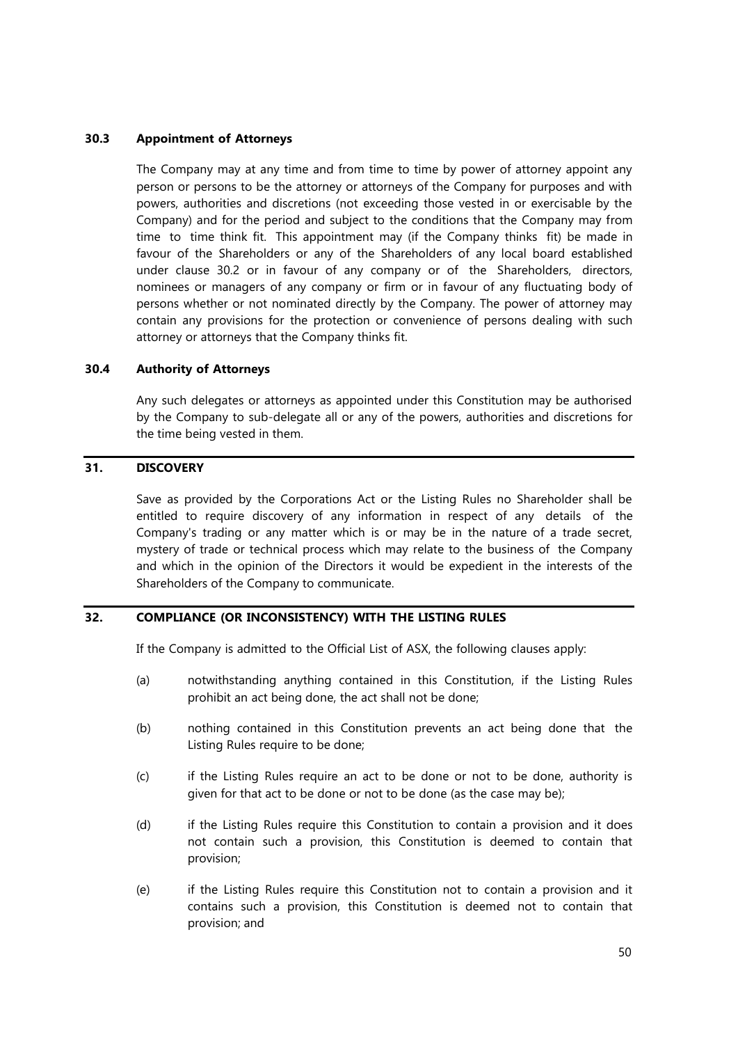### 30.3 Appointment of Attorneys

The Company may at any time and from time to time by power of attorney appoint any person or persons to be the attorney or attorneys of the Company for purposes and with powers, authorities and discretions (not exceeding those vested in or exercisable by the Company) and for the period and subject to the conditions that the Company may from time to time think fit. This appointment may (if the Company thinks fit) be made in favour of the Shareholders or any of the Shareholders of any local board established under clause 30.2 or in favour of any company or of the Shareholders, directors, nominees or managers of any company or firm or in favour of any fluctuating body of persons whether or not nominated directly by the Company. The power of attorney may contain any provisions for the protection or convenience of persons dealing with such attorney or attorneys that the Company thinks fit.

### 30.4 Authority of Attorneys

Any such delegates or attorneys as appointed under this Constitution may be authorised by the Company to sub-delegate all or any of the powers, authorities and discretions for the time being vested in them.

## 31. DISCOVERY

Save as provided by the Corporations Act or the Listing Rules no Shareholder shall be entitled to require discovery of any information in respect of any details of the Company's trading or any matter which is or may be in the nature of a trade secret, mystery of trade or technical process which may relate to the business of the Company and which in the opinion of the Directors it would be expedient in the interests of the Shareholders of the Company to communicate.

## 32. COMPLIANCE (OR INCONSISTENCY) WITH THE LISTING RULES

If the Company is admitted to the Official List of ASX, the following clauses apply:

(a) notwithstanding anything contained in this Constitution, if the Listing Rules prohibit an act being done, the act shall not be done;

(b) nothing contained in this Constitution prevents an act being done that the Listing Rules require to be done;

(c) if the Listing Rules require an act to be done or not to be done, authority is given for that act to be done or not to be done (as the case may be);

(d) if the Listing Rules require this Constitution to contain a provision and it does not contain such a provision, this Constitution is deemed to contain that provision;

(e) if the Listing Rules require this Constitution not to contain a provision and it contains such a provision, this Constitution is deemed not to contain that provision; and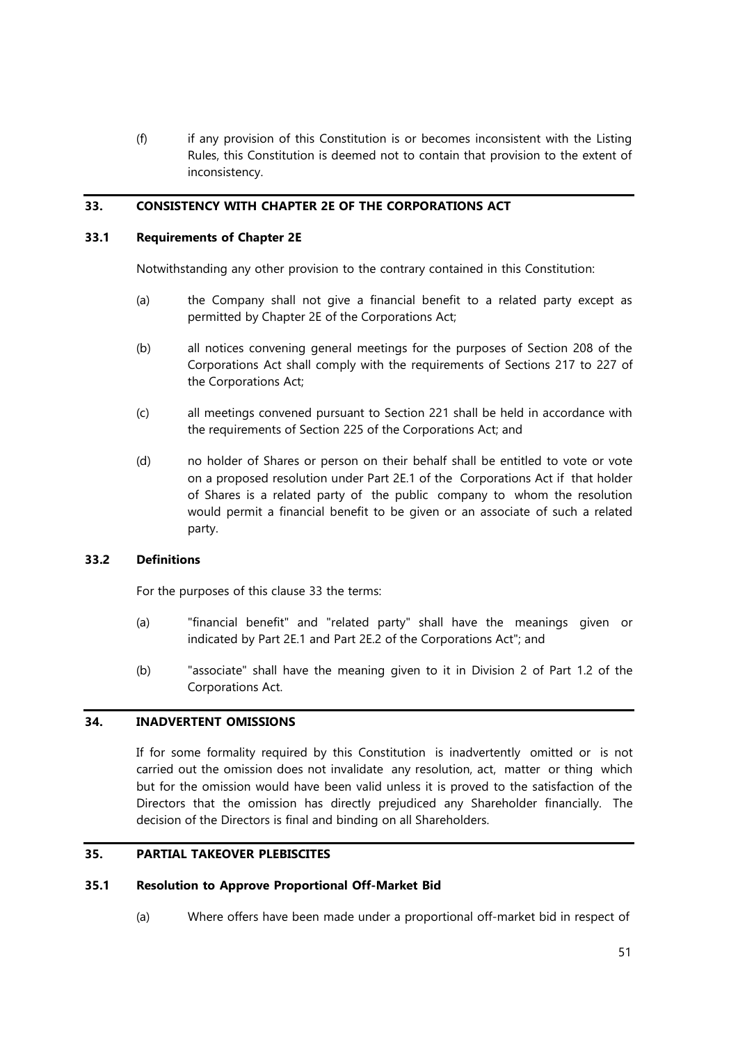(f) if any provision of this Constitution is or becomes inconsistent with the Listing Rules, this Constitution is deemed not to contain that provision to the extent of inconsistency.

## 33. CONSISTENCY WITH CHAPTER 2E OF THE CORPORATIONS ACT

### 33.1 Requirements of Chapter 2E

Notwithstanding any other provision to the contrary contained in this Constitution:

(a) the Company shall not give a financial benefit to a related party except as permitted by Chapter 2E of the Corporations Act;

(b) all notices convening general meetings for the purposes of Section 208 of the Corporations Act shall comply with the requirements of Sections 217 to 227 of the Corporations Act;

(c) all meetings convened pursuant to Section 221 shall be held in accordance with the requirements of Section 225 of the Corporations Act; and

(d) no holder of Shares or person on their behalf shall be entitled to vote or vote on a proposed resolution under Part 2E.1 of the Corporations Act if that holder of Shares is a related party of the public company to whom the resolution would permit a financial benefit to be given or an associate of such a related party.

### 33.2 Definitions

For the purposes of this clause 33 the terms:

(a) "financial benefit" and "related party" shall have the meanings given or indicated by Part 2E.1 and Part 2E.2 of the Corporations Act"; and

(b) "associate" shall have the meaning given to it in Division 2 of Part 1.2 of the Corporations Act.

## 34. INADVERTENT OMISSIONS

If for some formality required by this Constitution is inadvertently omitted or is not carried out the omission does not invalidate any resolution, act, matter or thing which but for the omission would have been valid unless it is proved to the satisfaction of the Directors that the omission has directly prejudiced any Shareholder financially. The decision of the Directors is final and binding on all Shareholders.

## 35. PARTIAL TAKEOVER PLEBISCITES

### 35.1 Resolution to Approve Proportional Off-Market Bid

(a) Where offers have been made under a proportional off-market bid in respect of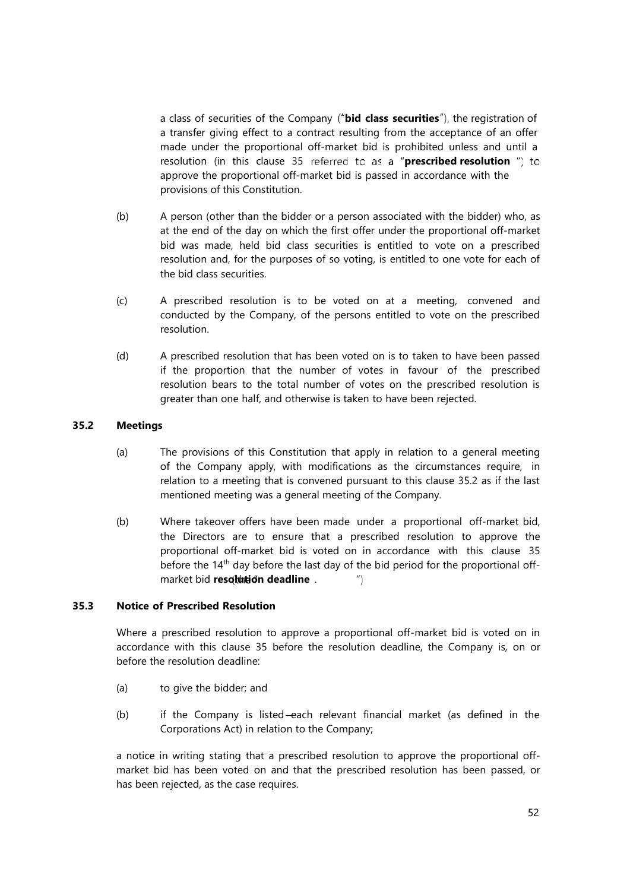a class of securities of the Company ("**bid class securities**"), the registration of a transfer giving effect to a contract resulting from the acceptance of an offer made under the proportional off-market bid is prohibited unless and until a resolution (in this clause 35 referred to as a "**prescribed resolution**") to approve the proportional off-market bid is passed in accordance with the provisions of this Constitution.

(b) A person (other than the bidder or a person associated with the bidder) who, as at the end of the day on which the first offer under the proportional off-market bid was made, held bid class securities is entitled to vote on a prescribed resolution and, for the purposes of so voting, is entitled to one vote for each of the bid class securities.

(c) A prescribed resolution is to be voted on at a meeting, convened and conducted by the Company, of the persons entitled to vote on the prescribed resolution.

(d) A prescribed resolution that has been voted on is to taken to have been passed if the proportion that the number of votes in favour of the prescribed resolution bears to the total number of votes on the prescribed resolution is greater than one half, and otherwise is taken to have been rejected.

### 35.2 Meetings

(a) The provisions of this Constitution that apply in relation to a general meeting of the Company apply, with modifications as the circumstances require, in relation to a meeting that is convened pursuant to this clause 35.2 as if the last mentioned meeting was a general meeting of the Company.

(b) Where takeover offers have been made under a proportional off-market bid, the Directors are to ensure that a prescribed resolution to approve the proportional off-market bid is voted on in accordance with this clause 35 before the 14th day before the last day of the bid period for the proportional off-market bid (the "**resolution deadline**").

### 35.3 Notice of Prescribed Resolution

Where a prescribed resolution to approve a proportional off-market bid is voted on in accordance with this clause 35 before the resolution deadline, the Company is, on or before the resolution deadline:

(a) to give the bidder; and

(b) if the Company is listed—each relevant financial market (as defined in the Corporations Act) in relation to the Company;

a notice in writing stating that a prescribed resolution to approve the proportional off-market bid has been voted on and that the prescribed resolution has been passed, or has been rejected, as the case requires.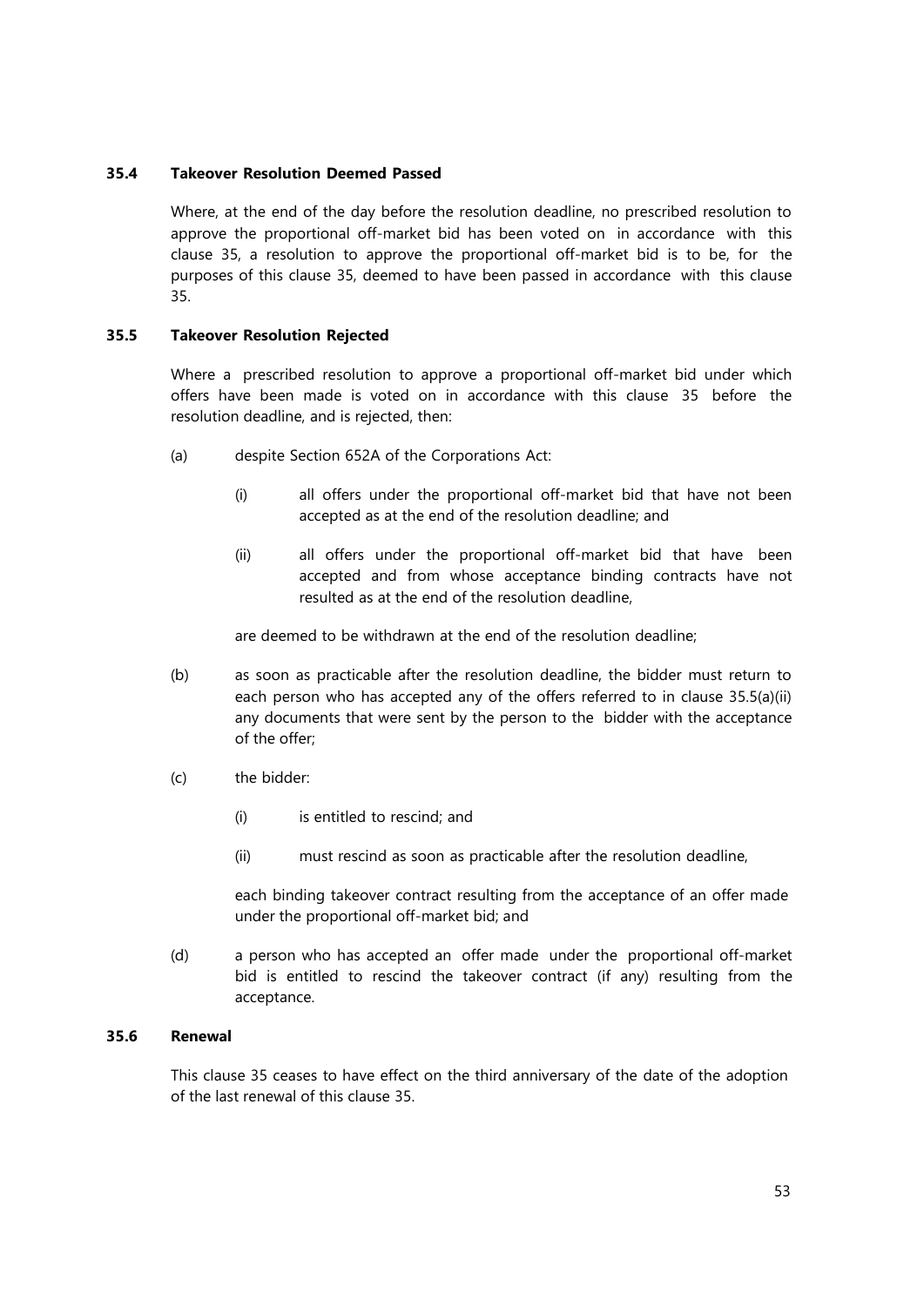### 35.4 Takeover Resolution Deemed Passed

Where, at the end of the day before the resolution deadline, no prescribed resolution to approve the proportional off-market bid has been voted on in accordance with this clause 35, a resolution to approve the proportional off-market bid is to be, for the purposes of this clause 35, deemed to have been passed in accordance with this clause 35.

### 35.5 Takeover Resolution Rejected

Where a prescribed resolution to approve a proportional off-market bid under which offers have been made is voted on in accordance with this clause 35 before the resolution deadline, and is rejected, then:

(a) despite Section 652A of the Corporations Act:

  (i) all offers under the proportional off-market bid that have not been accepted as at the end of the resolution deadline; and

  (ii) all offers under the proportional off-market bid that have been accepted and from whose acceptance binding contracts have not resulted as at the end of the resolution deadline,

  are deemed to be withdrawn at the end of the resolution deadline;

(b) as soon as practicable after the resolution deadline, the bidder must return to each person who has accepted any of the offers referred to in clause 35.5(a)(ii) any documents that were sent by the person to the bidder with the acceptance of the offer;

(c) the bidder:

  (i) is entitled to rescind; and

  (ii) must rescind as soon as practicable after the resolution deadline,

  each binding takeover contract resulting from the acceptance of an offer made under the proportional off-market bid; and

(d) a person who has accepted an offer made under the proportional off-market bid is entitled to rescind the takeover contract (if any) resulting from the acceptance.

### 35.6 Renewal

This clause 35 ceases to have effect on the third anniversary of the date of the adoption of the last renewal of this clause 35.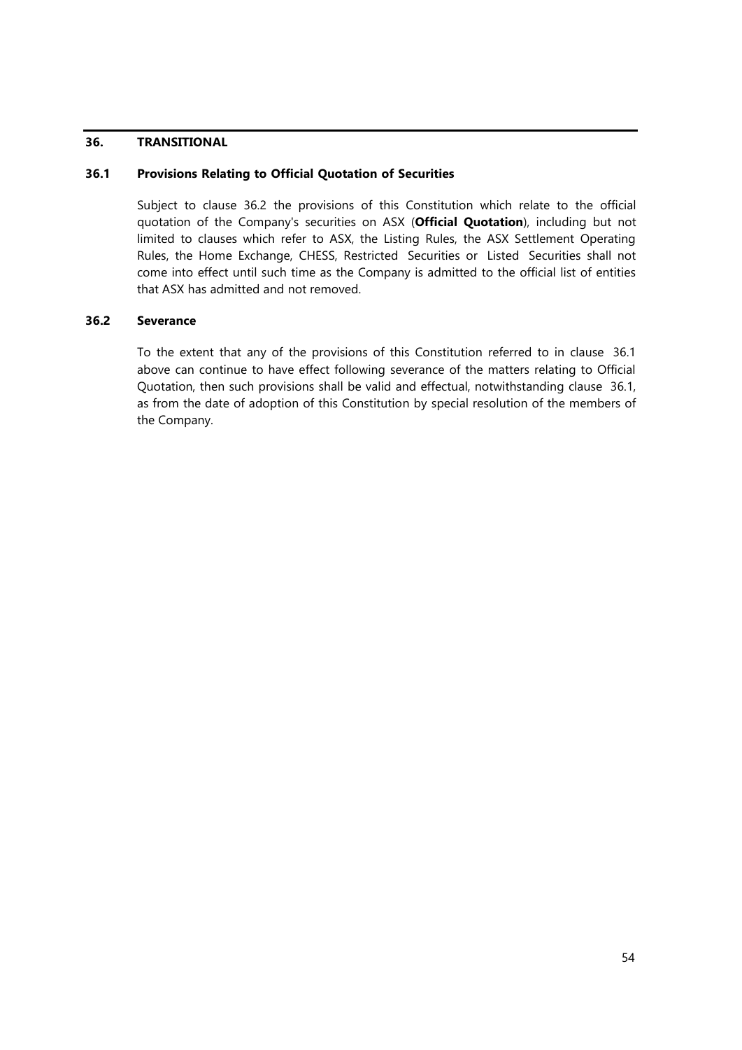## 36. TRANSITIONAL

### 36.1 Provisions Relating to Official Quotation of Securities

Subject to clause 36.2 the provisions of this Constitution which relate to the official quotation of the Company's securities on ASX (**Official Quotation**), including but not limited to clauses which refer to ASX, the Listing Rules, the ASX Settlement Operating Rules, the Home Exchange, CHESS, Restricted Securities or Listed Securities shall not come into effect until such time as the Company is admitted to the official list of entities that ASX has admitted and not removed.

### 36.2 Severance

To the extent that any of the provisions of this Constitution referred to in clause 36.1 above can continue to have effect following severance of the matters relating to Official Quotation, then such provisions shall be valid and effectual, notwithstanding clause 36.1, as from the date of adoption of this Constitution by special resolution of the members of the Company.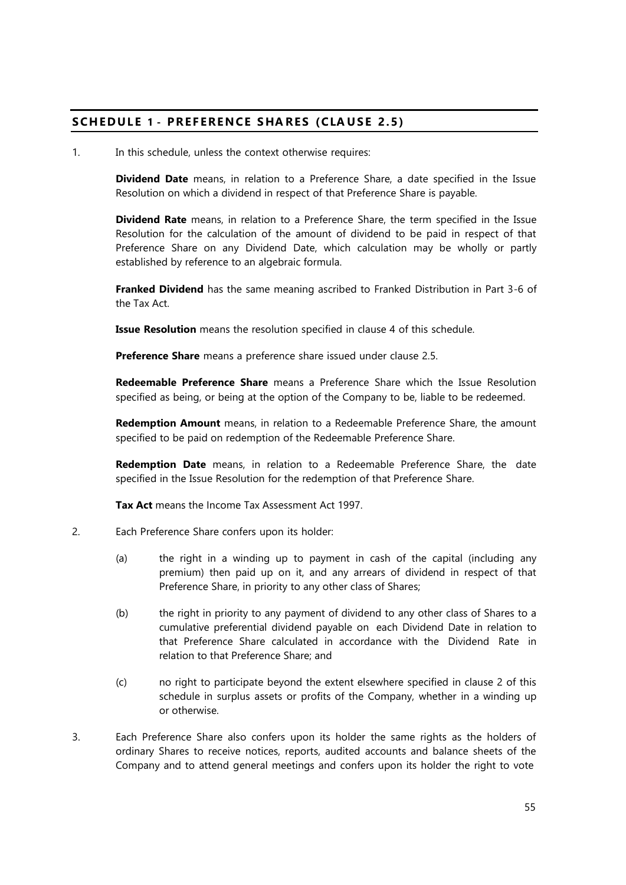## SCHEDULE 1 - PREFERENCE SHARES (CLAUSE 2.5)

1. In this schedule, unless the context otherwise requires:

   **Dividend Date** means, in relation to a Preference Share, a date specified in the Issue Resolution on which a dividend in respect of that Preference Share is payable.

   **Dividend Rate** means, in relation to a Preference Share, the term specified in the Issue Resolution for the calculation of the amount of dividend to be paid in respect of that Preference Share on any Dividend Date, which calculation may be wholly or partly established by reference to an algebraic formula.

   **Franked Dividend** has the same meaning ascribed to Franked Distribution in Part 3-6 of the Tax Act.

   **Issue Resolution** means the resolution specified in clause 4 of this schedule.

   **Preference Share** means a preference share issued under clause 2.5.

   **Redeemable Preference Share** means a Preference Share which the Issue Resolution specified as being, or being at the option of the Company to be, liable to be redeemed.

   **Redemption Amount** means, in relation to a Redeemable Preference Share, the amount specified to be paid on redemption of the Redeemable Preference Share.

   **Redemption Date** means, in relation to a Redeemable Preference Share, the date specified in the Issue Resolution for the redemption of that Preference Share.

   **Tax Act** means the Income Tax Assessment Act 1997.

2. Each Preference Share confers upon its holder:

   (a) the right in a winding up to payment in cash of the capital (including any premium) then paid up on it, and any arrears of dividend in respect of that Preference Share, in priority to any other class of Shares;

   (b) the right in priority to any payment of dividend to any other class of Shares to a cumulative preferential dividend payable on each Dividend Date in relation to that Preference Share calculated in accordance with the Dividend Rate in relation to that Preference Share; and

   (c) no right to participate beyond the extent elsewhere specified in clause 2 of this schedule in surplus assets or profits of the Company, whether in a winding up or otherwise.

3. Each Preference Share also confers upon its holder the same rights as the holders of ordinary Shares to receive notices, reports, audited accounts and balance sheets of the Company and to attend general meetings and confers upon its holder the right to vote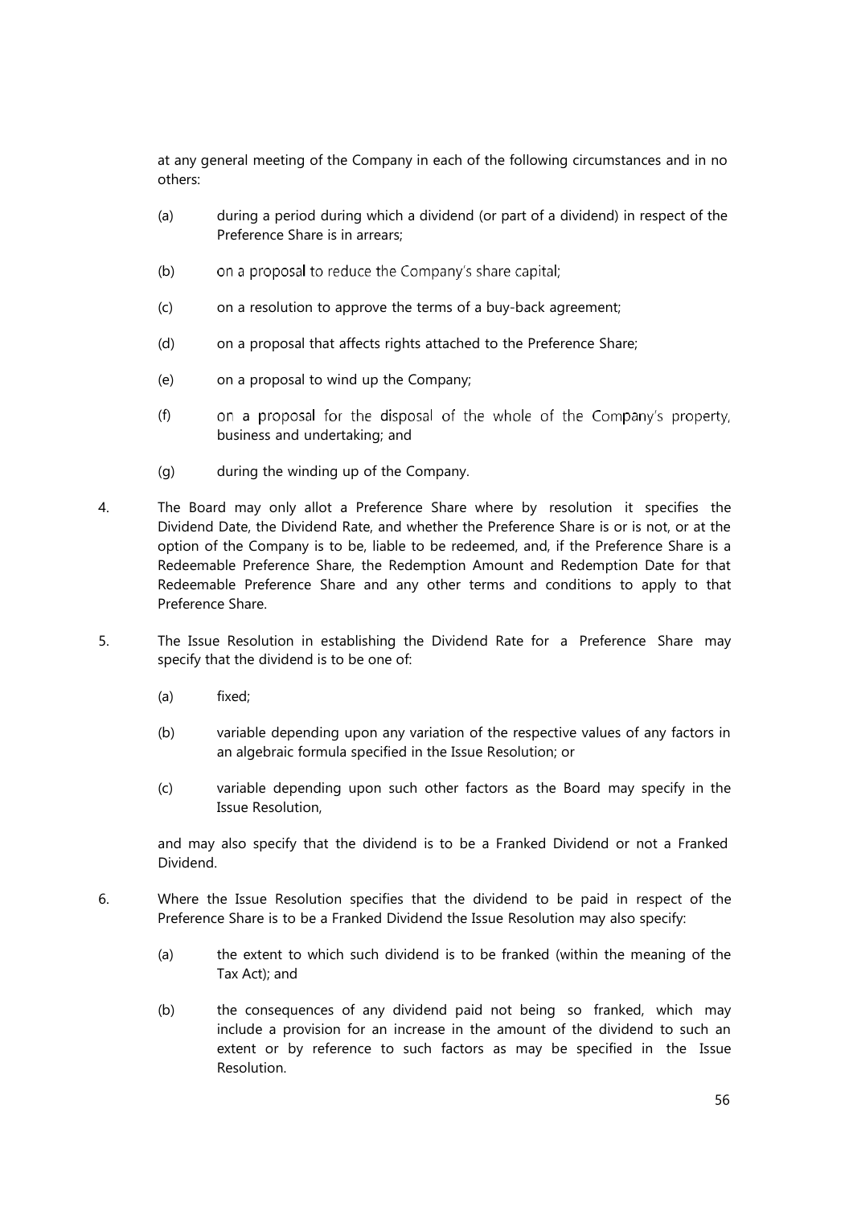at any general meeting of the Company in each of the following circumstances and in no others:

(a) during a period during which a dividend (or part of a dividend) in respect of the Preference Share is in arrears;

(b) on a proposal to reduce the Company's share capital;

(c) on a resolution to approve the terms of a buy-back agreement;

(d) on a proposal that affects rights attached to the Preference Share;

(e) on a proposal to wind up the Company;

(f) on a proposal for the disposal of the whole of the Company's property, business and undertaking; and

(g) during the winding up of the Company.

4. The Board may only allot a Preference Share where by resolution it specifies the Dividend Date, the Dividend Rate, and whether the Preference Share is or is not, or at the option of the Company is to be, liable to be redeemed, and, if the Preference Share is a Redeemable Preference Share, the Redemption Amount and Redemption Date for that Redeemable Preference Share and any other terms and conditions to apply to that Preference Share.

5. The Issue Resolution in establishing the Dividend Rate for a Preference Share may specify that the dividend is to be one of:

(a) fixed;

(b) variable depending upon any variation of the respective values of any factors in an algebraic formula specified in the Issue Resolution; or

(c) variable depending upon such other factors as the Board may specify in the Issue Resolution,

and may also specify that the dividend is to be a Franked Dividend or not a Franked Dividend.

6. Where the Issue Resolution specifies that the dividend to be paid in respect of the Preference Share is to be a Franked Dividend the Issue Resolution may also specify:

(a) the extent to which such dividend is to be franked (within the meaning of the Tax Act); and

(b) the consequences of any dividend paid not being so franked, which may include a provision for an increase in the amount of the dividend to such an extent or by reference to such factors as may be specified in the Issue Resolution.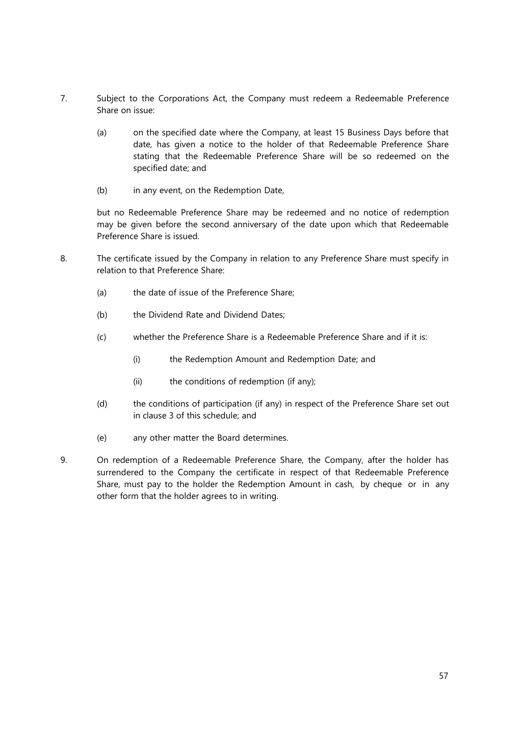7. Subject to the Corporations Act, the Company must redeem a Redeemable Preference Share on issue:

   (a) on the specified date where the Company, at least 15 Business Days before that date, has given a notice to the holder of that Redeemable Preference Share stating that the Redeemable Preference Share will be so redeemed on the specified date; and

   (b) in any event, on the Redemption Date,

   but no Redeemable Preference Share may be redeemed and no notice of redemption may be given before the second anniversary of the date upon which that Redeemable Preference Share is issued.

8. The certificate issued by the Company in relation to any Preference Share must specify in relation to that Preference Share:

   (a) the date of issue of the Preference Share;

   (b) the Dividend Rate and Dividend Dates;

   (c) whether the Preference Share is a Redeemable Preference Share and if it is:

      (i) the Redemption Amount and Redemption Date; and

      (ii) the conditions of redemption (if any);

   (d) the conditions of participation (if any) in respect of the Preference Share set out in clause 3 of this schedule; and

   (e) any other matter the Board determines.

9. On redemption of a Redeemable Preference Share, the Company, after the holder has surrendered to the Company the certificate in respect of that Redeemable Preference Share, must pay to the holder the Redemption Amount in cash, by cheque or in any other form that the holder agrees to in writing.